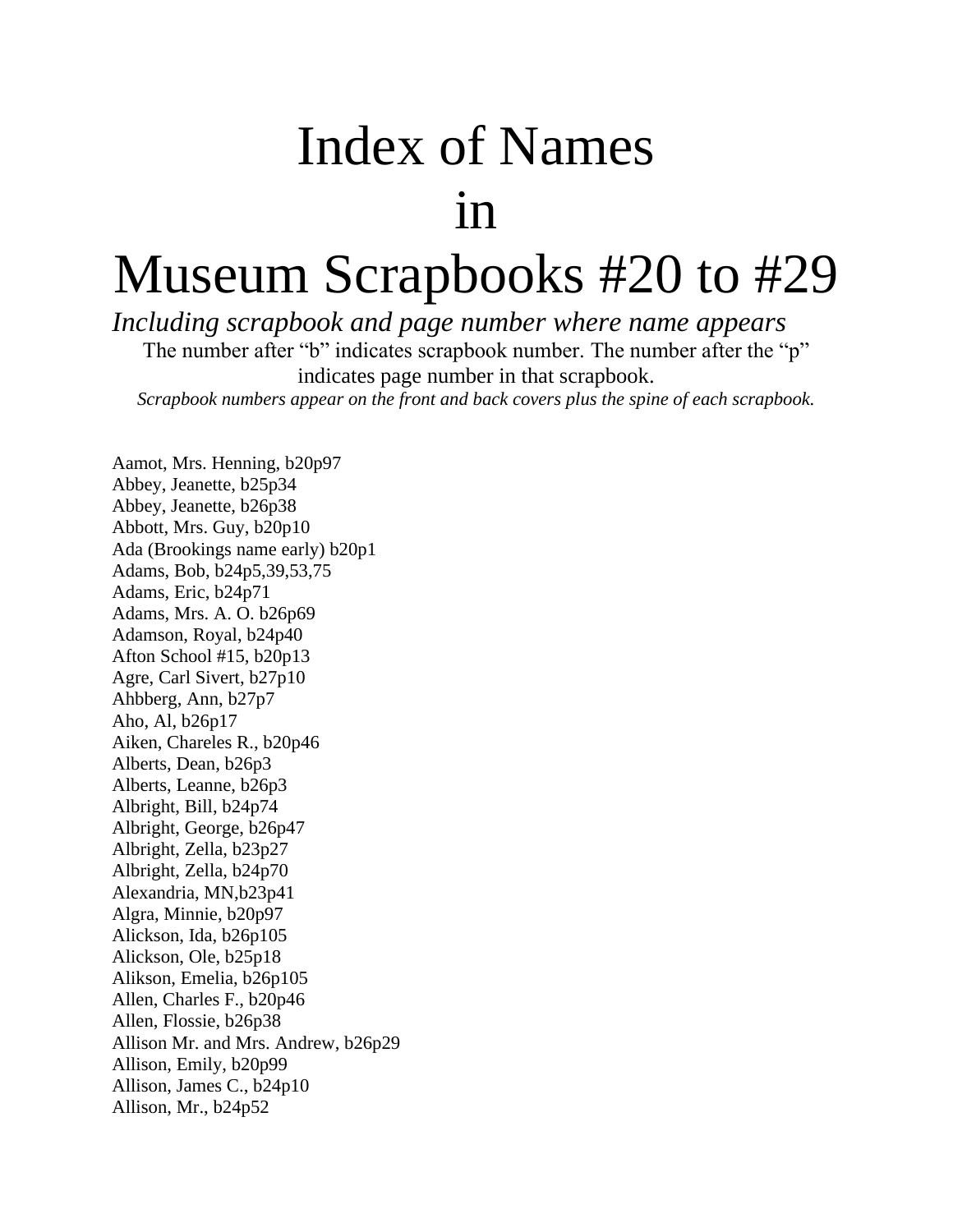# Index of Names in Museum Scrapbooks #20 to #29

*Including scrapbook and page number where name appears*

The number after "b" indicates scrapbook number. The number after the "p" indicates page number in that scrapbook.

*Scrapbook numbers appear on the front and back covers plus the spine of each scrapbook.*

Aamot, Mrs. Henning, b20p97
Abbey, Jeanette, b25p34
Abbey, Jeanette, b26p38
Abbott, Mrs. Guy, b20p10
Ada (Brookings name early) b20p1
Adams, Bob, b24p5,39,53,75
Adams, Eric, b24p71
Adams, Mrs. A. O. b26p69
Adamson, Royal, b24p40
Afton School #15, b20p13
Agre, Carl Sivert, b27p10
Ahbberg, Ann, b27p7
Aho, Al, b26p17
Aiken, Chareles R., b20p46
Alberts, Dean, b26p3
Alberts, Leanne, b26p3
Albright, Bill, b24p74
Albright, George, b26p47
Albright, Zella, b23p27
Albright, Zella, b24p70
Alexandria, MN,b23p41
Algra, Minnie, b20p97
Alickson, Ida, b26p105
Alickson, Ole, b25p18
Alikson, Emelia, b26p105
Allen, Charles F., b20p46
Allen, Flossie, b26p38
Allison Mr. and Mrs. Andrew, b26p29
Allison, Emily, b20p99
Allison, James C., b24p10
Allison, Mr., b24p52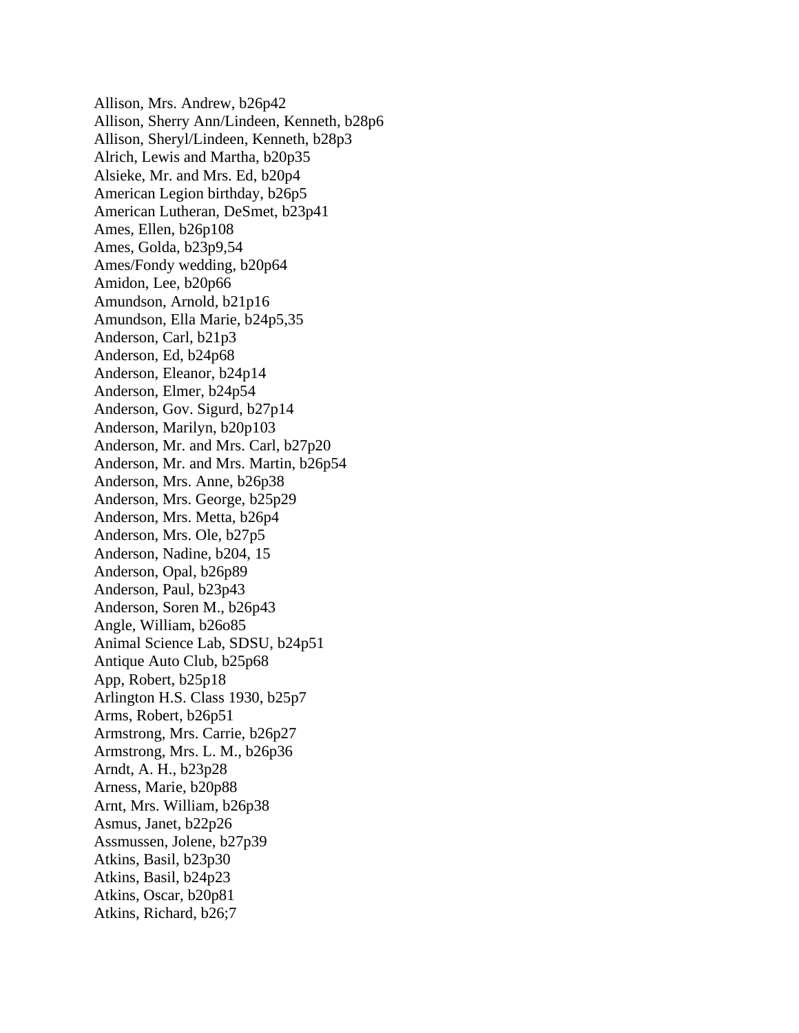Allison, Mrs. Andrew, b26p42
Allison, Sherry Ann/Lindeen, Kenneth, b28p6
Allison, Sheryl/Lindeen, Kenneth, b28p3
Alrich, Lewis and Martha, b20p35
Alsieke, Mr. and Mrs. Ed, b20p4
American Legion birthday, b26p5
American Lutheran, DeSmet, b23p41
Ames, Ellen, b26p108
Ames, Golda, b23p9,54
Ames/Fondy wedding, b20p64
Amidon, Lee, b20p66
Amundson, Arnold, b21p16
Amundson, Ella Marie, b24p5,35
Anderson, Carl, b21p3
Anderson, Ed, b24p68
Anderson, Eleanor, b24p14
Anderson, Elmer, b24p54
Anderson, Gov. Sigurd, b27p14
Anderson, Marilyn, b20p103
Anderson, Mr. and Mrs. Carl, b27p20
Anderson, Mr. and Mrs. Martin, b26p54
Anderson, Mrs. Anne, b26p38
Anderson, Mrs. George, b25p29
Anderson, Mrs. Metta, b26p4
Anderson, Mrs. Ole, b27p5
Anderson, Nadine, b204, 15
Anderson, Opal, b26p89
Anderson, Paul, b23p43
Anderson, Soren M., b26p43
Angle, William, b26o85
Animal Science Lab, SDSU, b24p51
Antique Auto Club, b25p68
App, Robert, b25p18
Arlington H.S. Class 1930, b25p7
Arms, Robert, b26p51
Armstrong, Mrs. Carrie, b26p27
Armstrong, Mrs. L. M., b26p36
Arndt, A. H., b23p28
Arness, Marie, b20p88
Arnt, Mrs. William, b26p38
Asmus, Janet, b22p26
Assmussen, Jolene, b27p39
Atkins, Basil, b23p30
Atkins, Basil, b24p23
Atkins, Oscar, b20p81
Atkins, Richard, b26;7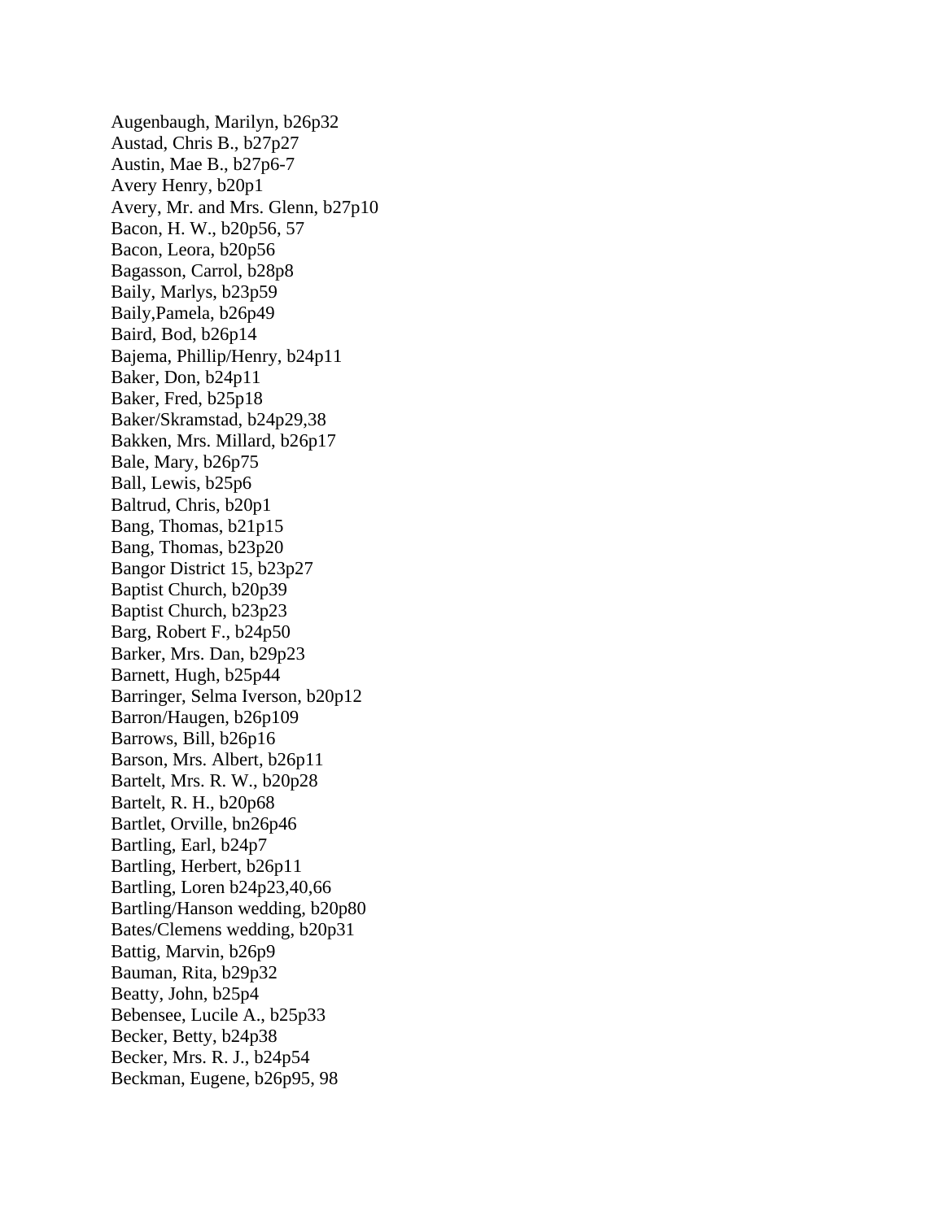Augenbaugh, Marilyn, b26p32
Austad, Chris B., b27p27
Austin, Mae B., b27p6-7
Avery Henry, b20p1
Avery, Mr. and Mrs. Glenn, b27p10
Bacon, H. W., b20p56, 57
Bacon, Leora, b20p56
Bagasson, Carrol, b28p8
Baily, Marlys, b23p59
Baily,Pamela, b26p49
Baird, Bod, b26p14
Bajema, Phillip/Henry, b24p11
Baker, Don, b24p11
Baker, Fred, b25p18
Baker/Skramstad, b24p29,38
Bakken, Mrs. Millard, b26p17
Bale, Mary, b26p75
Ball, Lewis, b25p6
Baltrud, Chris, b20p1
Bang, Thomas, b21p15
Bang, Thomas, b23p20
Bangor District 15, b23p27
Baptist Church, b20p39
Baptist Church, b23p23
Barg, Robert F., b24p50
Barker, Mrs. Dan, b29p23
Barnett, Hugh, b25p44
Barringer, Selma Iverson, b20p12
Barron/Haugen, b26p109
Barrows, Bill, b26p16
Barson, Mrs. Albert, b26p11
Bartelt, Mrs. R. W., b20p28
Bartelt, R. H., b20p68
Bartlet, Orville, bn26p46
Bartling, Earl, b24p7
Bartling, Herbert, b26p11
Bartling, Loren b24p23,40,66
Bartling/Hanson wedding, b20p80
Bates/Clemens wedding, b20p31
Battig, Marvin, b26p9
Bauman, Rita, b29p32
Beatty, John, b25p4
Bebensee, Lucile A., b25p33
Becker, Betty, b24p38
Becker, Mrs. R. J., b24p54
Beckman, Eugene, b26p95, 98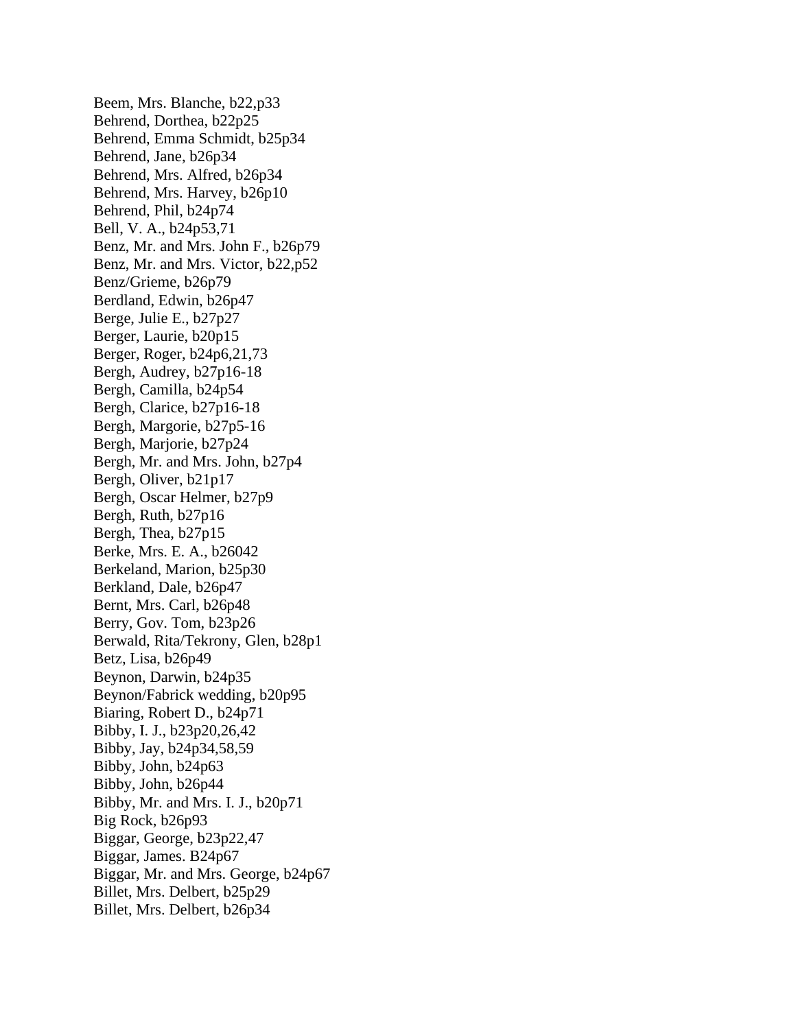Beem, Mrs. Blanche, b22,p33
Behrend, Dorthea, b22p25
Behrend, Emma Schmidt, b25p34
Behrend, Jane, b26p34
Behrend, Mrs. Alfred, b26p34
Behrend, Mrs. Harvey, b26p10
Behrend, Phil, b24p74
Bell, V. A., b24p53,71
Benz, Mr. and Mrs. John F., b26p79
Benz, Mr. and Mrs. Victor, b22,p52
Benz/Grieme, b26p79
Berdland, Edwin, b26p47
Berge, Julie E., b27p27
Berger, Laurie, b20p15
Berger, Roger, b24p6,21,73
Bergh, Audrey, b27p16-18
Bergh, Camilla, b24p54
Bergh, Clarice, b27p16-18
Bergh, Margorie, b27p5-16
Bergh, Marjorie, b27p24
Bergh, Mr. and Mrs. John, b27p4
Bergh, Oliver, b21p17
Bergh, Oscar Helmer, b27p9
Bergh, Ruth, b27p16
Bergh, Thea, b27p15
Berke, Mrs. E. A., b26042
Berkeland, Marion, b25p30
Berkland, Dale, b26p47
Bernt, Mrs. Carl, b26p48
Berry, Gov. Tom, b23p26
Berwald, Rita/Tekrony, Glen, b28p1
Betz, Lisa, b26p49
Beynon, Darwin, b24p35
Beynon/Fabrick wedding, b20p95
Biaring, Robert D., b24p71
Bibby, I. J., b23p20,26,42
Bibby, Jay, b24p34,58,59
Bibby, John, b24p63
Bibby, John, b26p44
Bibby, Mr. and Mrs. I. J., b20p71
Big Rock, b26p93
Biggar, George, b23p22,47
Biggar, James. B24p67
Biggar, Mr. and Mrs. George, b24p67
Billet, Mrs. Delbert, b25p29
Billet, Mrs. Delbert, b26p34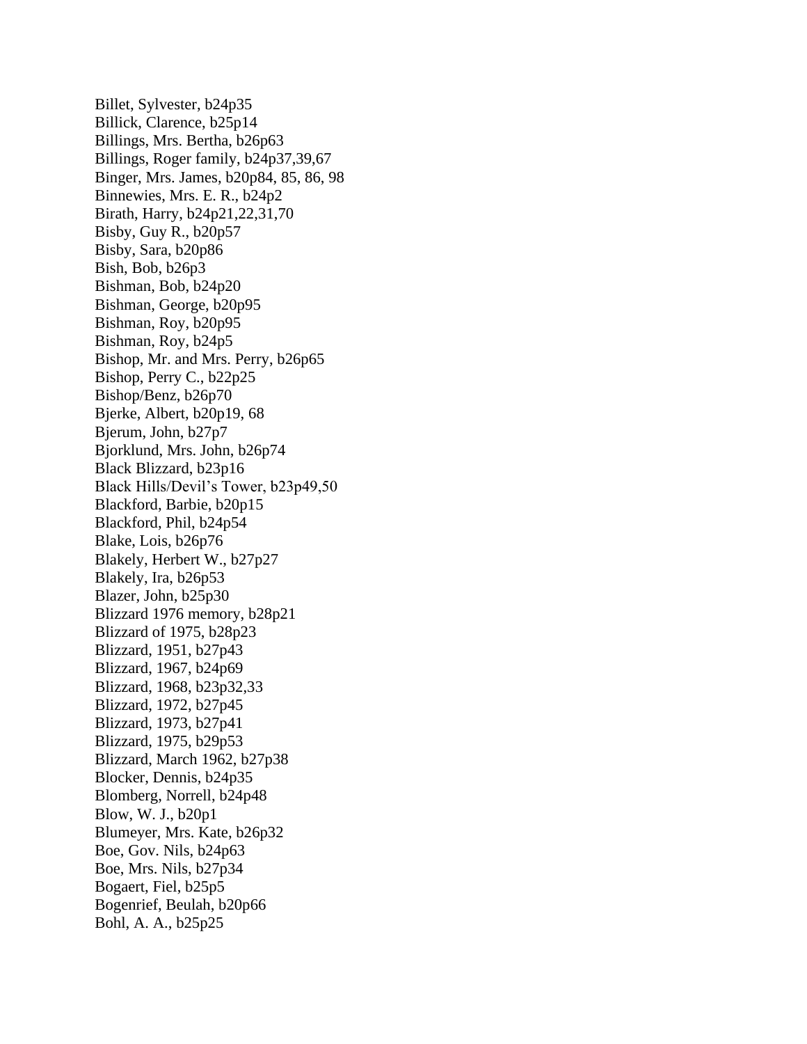Billet, Sylvester, b24p35
Billick, Clarence, b25p14
Billings, Mrs. Bertha, b26p63
Billings, Roger family, b24p37,39,67
Binger, Mrs. James, b20p84, 85, 86, 98
Binnewies, Mrs. E. R., b24p2
Birath, Harry, b24p21,22,31,70
Bisby, Guy R., b20p57
Bisby, Sara, b20p86
Bish, Bob, b26p3
Bishman, Bob, b24p20
Bishman, George, b20p95
Bishman, Roy, b20p95
Bishman, Roy, b24p5
Bishop, Mr. and Mrs. Perry, b26p65
Bishop, Perry C., b22p25
Bishop/Benz, b26p70
Bjerke, Albert, b20p19, 68
Bjerum, John, b27p7
Bjorklund, Mrs. John, b26p74
Black Blizzard, b23p16
Black Hills/Devil's Tower, b23p49,50
Blackford, Barbie, b20p15
Blackford, Phil, b24p54
Blake, Lois, b26p76
Blakely, Herbert W., b27p27
Blakely, Ira, b26p53
Blazer, John, b25p30
Blizzard 1976 memory, b28p21
Blizzard of 1975, b28p23
Blizzard, 1951, b27p43
Blizzard, 1967, b24p69
Blizzard, 1968, b23p32,33
Blizzard, 1972, b27p45
Blizzard, 1973, b27p41
Blizzard, 1975, b29p53
Blizzard, March 1962, b27p38
Blocker, Dennis, b24p35
Blomberg, Norrell, b24p48
Blow, W. J., b20p1
Blumeyer, Mrs. Kate, b26p32
Boe, Gov. Nils, b24p63
Boe, Mrs. Nils, b27p34
Bogaert, Fiel, b25p5
Bogenrief, Beulah, b20p66
Bohl, A. A., b25p25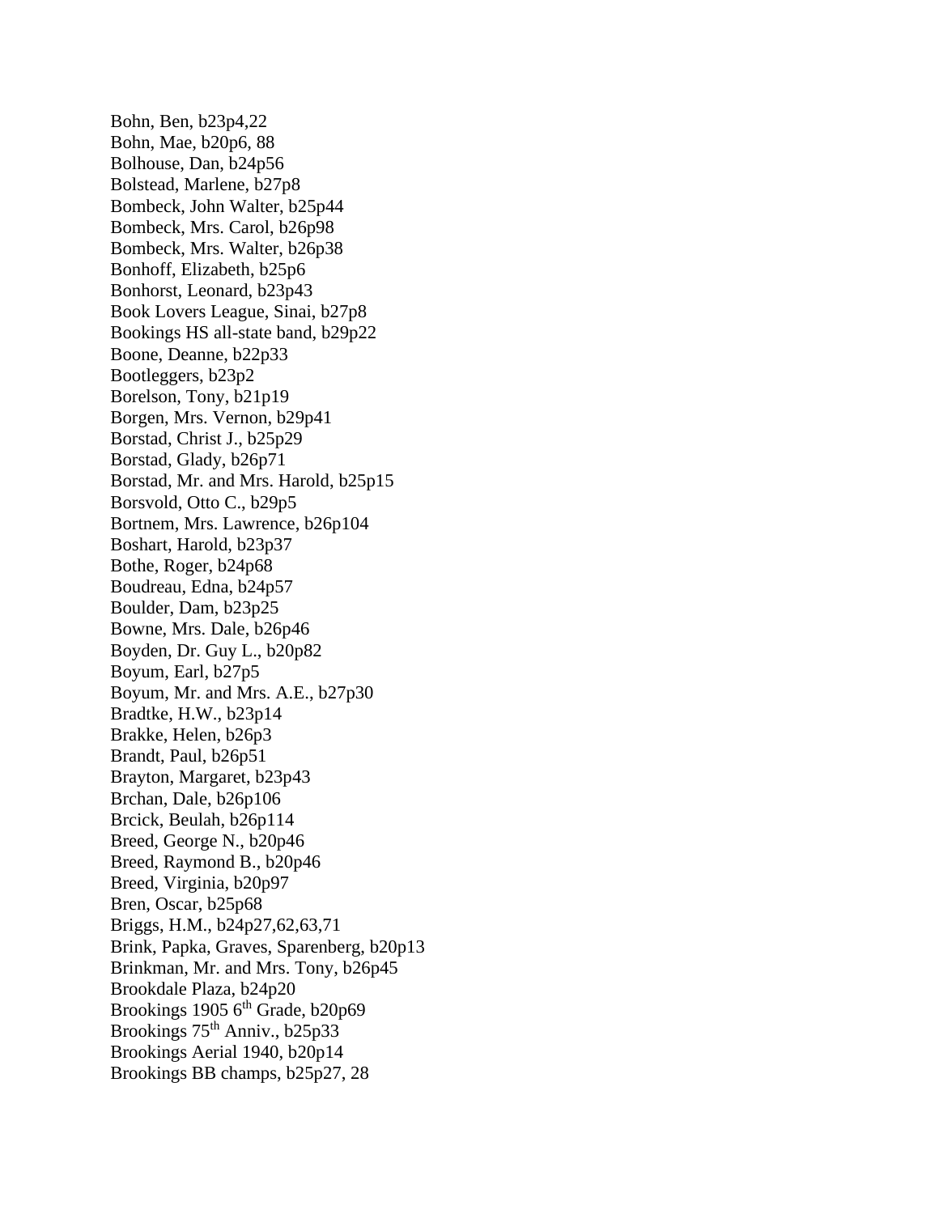Bohn, Ben, b23p4,22
Bohn, Mae, b20p6, 88
Bolhouse, Dan, b24p56
Bolstead, Marlene, b27p8
Bombeck, John Walter, b25p44
Bombeck, Mrs. Carol, b26p98
Bombeck, Mrs. Walter, b26p38
Bonhoff, Elizabeth, b25p6
Bonhorst, Leonard, b23p43
Book Lovers League, Sinai, b27p8
Bookings HS all-state band, b29p22
Boone, Deanne, b22p33
Bootleggers, b23p2
Borelson, Tony, b21p19
Borgen, Mrs. Vernon, b29p41
Borstad, Christ J., b25p29
Borstad, Glady, b26p71
Borstad, Mr. and Mrs. Harold, b25p15
Borsvold, Otto C., b29p5
Bortnem, Mrs. Lawrence, b26p104
Boshart, Harold, b23p37
Bothe, Roger, b24p68
Boudreau, Edna, b24p57
Boulder, Dam, b23p25
Bowne, Mrs. Dale, b26p46
Boyden, Dr. Guy L., b20p82
Boyum, Earl, b27p5
Boyum, Mr. and Mrs. A.E., b27p30
Bradtke, H.W., b23p14
Brakke, Helen, b26p3
Brandt, Paul, b26p51
Brayton, Margaret, b23p43
Brchan, Dale, b26p106
Brcick, Beulah, b26p114
Breed, George N., b20p46
Breed, Raymond B., b20p46
Breed, Virginia, b20p97
Bren, Oscar, b25p68
Briggs, H.M., b24p27,62,63,71
Brink, Papka, Graves, Sparenberg, b20p13
Brinkman, Mr. and Mrs. Tony, b26p45
Brookdale Plaza, b24p20
Brookings 1905 6th Grade, b20p69
Brookings 75th Anniv., b25p33
Brookings Aerial 1940, b20p14
Brookings BB champs, b25p27, 28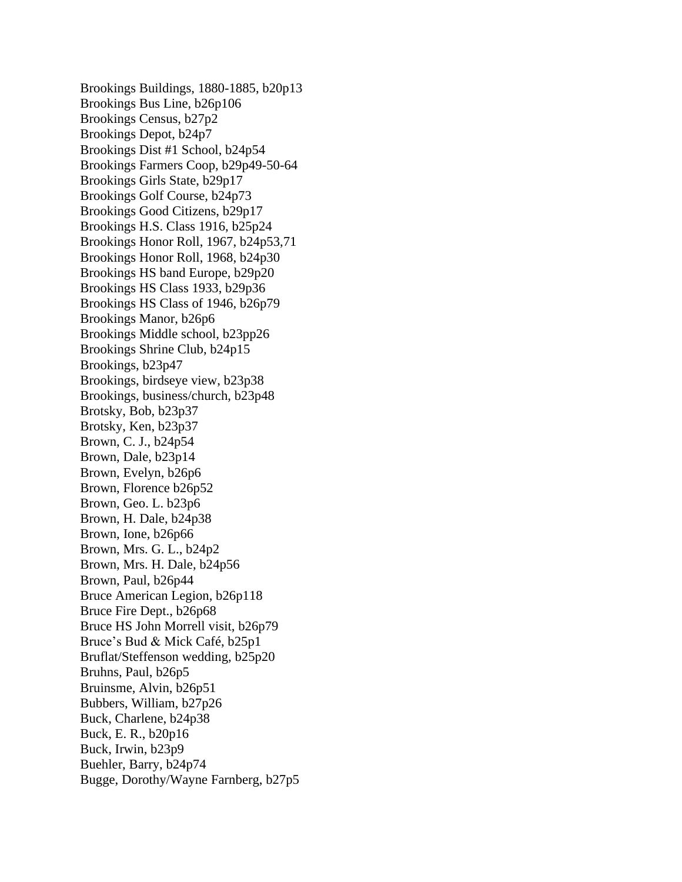Brookings Buildings, 1880-1885, b20p13
Brookings Bus Line, b26p106
Brookings Census, b27p2
Brookings Depot, b24p7
Brookings Dist #1 School, b24p54
Brookings Farmers Coop, b29p49-50-64
Brookings Girls State, b29p17
Brookings Golf Course, b24p73
Brookings Good Citizens, b29p17
Brookings H.S. Class 1916, b25p24
Brookings Honor Roll, 1967, b24p53,71
Brookings Honor Roll, 1968, b24p30
Brookings HS band Europe, b29p20
Brookings HS Class 1933, b29p36
Brookings HS Class of 1946, b26p79
Brookings Manor, b26p6
Brookings Middle school, b23pp26
Brookings Shrine Club, b24p15
Brookings, b23p47
Brookings, birdseye view, b23p38
Brookings, business/church, b23p48
Brotsky, Bob, b23p37
Brotsky, Ken, b23p37
Brown, C. J., b24p54
Brown, Dale, b23p14
Brown, Evelyn, b26p6
Brown, Florence b26p52
Brown, Geo. L. b23p6
Brown, H. Dale, b24p38
Brown, Ione, b26p66
Brown, Mrs. G. L., b24p2
Brown, Mrs. H. Dale, b24p56
Brown, Paul, b26p44
Bruce American Legion, b26p118
Bruce Fire Dept., b26p68
Bruce HS John Morrell visit, b26p79
Bruce's Bud & Mick Café, b25p1
Bruflat/Steffenson wedding, b25p20
Bruhns, Paul, b26p5
Bruinsme, Alvin, b26p51
Bubbers, William, b27p26
Buck, Charlene, b24p38
Buck, E. R., b20p16
Buck, Irwin, b23p9
Buehler, Barry, b24p74
Bugge, Dorothy/Wayne Farnberg, b27p5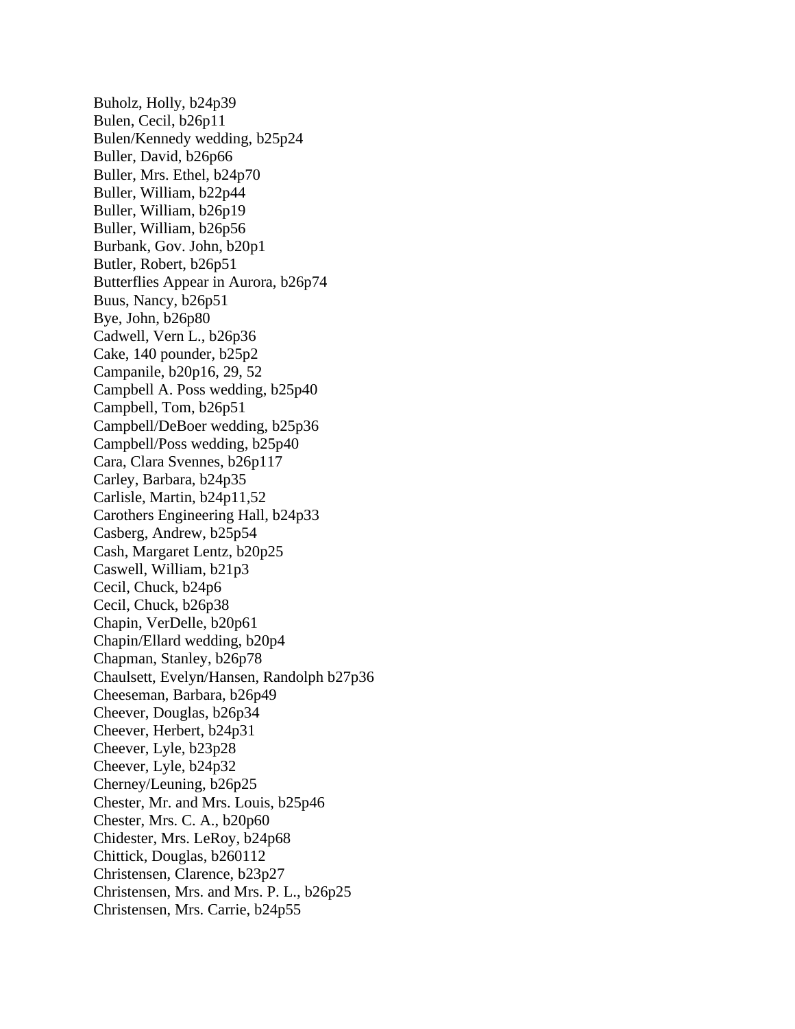Buholz, Holly, b24p39
Bulen, Cecil, b26p11
Bulen/Kennedy wedding, b25p24
Buller, David, b26p66
Buller, Mrs. Ethel, b24p70
Buller, William, b22p44
Buller, William, b26p19
Buller, William, b26p56
Burbank, Gov. John, b20p1
Butler, Robert, b26p51
Butterflies Appear in Aurora, b26p74
Buus, Nancy, b26p51
Bye, John, b26p80
Cadwell, Vern L., b26p36
Cake, 140 pounder, b25p2
Campanile, b20p16, 29, 52
Campbell A. Poss wedding, b25p40
Campbell, Tom, b26p51
Campbell/DeBoer wedding, b25p36
Campbell/Poss wedding, b25p40
Cara, Clara Svennes, b26p117
Carley, Barbara, b24p35
Carlisle, Martin, b24p11,52
Carothers Engineering Hall, b24p33
Casberg, Andrew, b25p54
Cash, Margaret Lentz, b20p25
Caswell, William, b21p3
Cecil, Chuck, b24p6
Cecil, Chuck, b26p38
Chapin, VerDelle, b20p61
Chapin/Ellard wedding, b20p4
Chapman, Stanley, b26p78
Chaulsett, Evelyn/Hansen, Randolph b27p36
Cheeseman, Barbara, b26p49
Cheever, Douglas, b26p34
Cheever, Herbert, b24p31
Cheever, Lyle, b23p28
Cheever, Lyle, b24p32
Cherney/Leuning, b26p25
Chester, Mr. and Mrs. Louis, b25p46
Chester, Mrs. C. A., b20p60
Chidester, Mrs. LeRoy, b24p68
Chittick, Douglas, b260112
Christensen, Clarence, b23p27
Christensen, Mrs. and Mrs. P. L., b26p25
Christensen, Mrs. Carrie, b24p55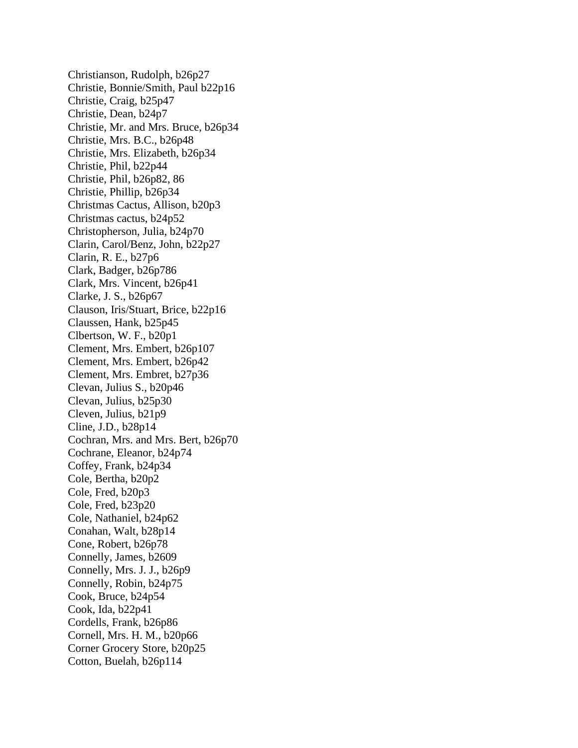Christianson, Rudolph, b26p27
Christie, Bonnie/Smith, Paul b22p16
Christie, Craig, b25p47
Christie, Dean, b24p7
Christie, Mr. and Mrs. Bruce, b26p34
Christie, Mrs. B.C., b26p48
Christie, Mrs. Elizabeth, b26p34
Christie, Phil, b22p44
Christie, Phil, b26p82, 86
Christie, Phillip, b26p34
Christmas Cactus, Allison, b20p3
Christmas cactus, b24p52
Christopherson, Julia, b24p70
Clarin, Carol/Benz, John, b22p27
Clarin, R. E., b27p6
Clark, Badger, b26p786
Clark, Mrs. Vincent, b26p41
Clarke, J. S., b26p67
Clauson, Iris/Stuart, Brice, b22p16
Claussen, Hank, b25p45
Clbertson, W. F., b20p1
Clement, Mrs. Embert, b26p107
Clement, Mrs. Embert, b26p42
Clement, Mrs. Embret, b27p36
Clevan, Julius S., b20p46
Clevan, Julius, b25p30
Cleven, Julius, b21p9
Cline, J.D., b28p14
Cochran, Mrs. and Mrs. Bert, b26p70
Cochrane, Eleanor, b24p74
Coffey, Frank, b24p34
Cole, Bertha, b20p2
Cole, Fred, b20p3
Cole, Fred, b23p20
Cole, Nathaniel, b24p62
Conahan, Walt, b28p14
Cone, Robert, b26p78
Connelly, James, b2609
Connelly, Mrs. J. J., b26p9
Connelly, Robin, b24p75
Cook, Bruce, b24p54
Cook, Ida, b22p41
Cordells, Frank, b26p86
Cornell, Mrs. H. M., b20p66
Corner Grocery Store, b20p25
Cotton, Buelah, b26p114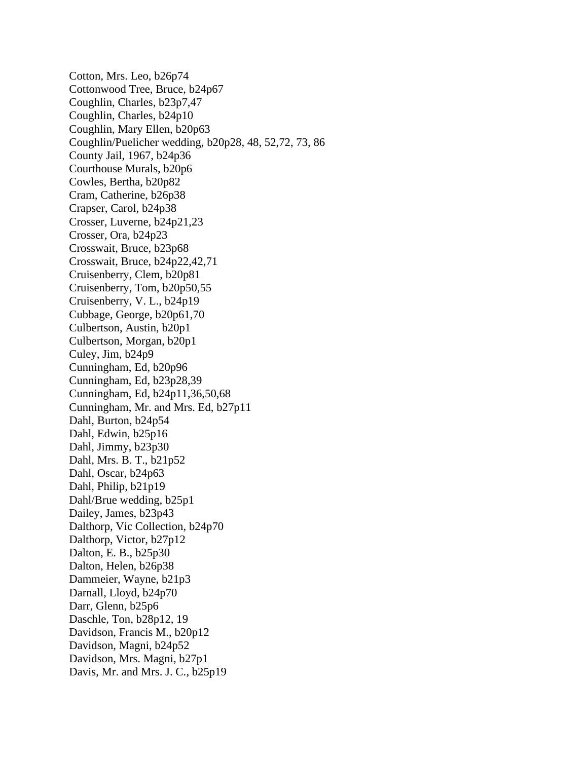Cotton, Mrs. Leo, b26p74
Cottonwood Tree, Bruce, b24p67
Coughlin, Charles, b23p7,47
Coughlin, Charles, b24p10
Coughlin, Mary Ellen, b20p63
Coughlin/Puelicher wedding, b20p28, 48, 52,72, 73, 86
County Jail, 1967, b24p36
Courthouse Murals, b20p6
Cowles, Bertha, b20p82
Cram, Catherine, b26p38
Crapser, Carol, b24p38
Crosser, Luverne, b24p21,23
Crosser, Ora, b24p23
Crosswait, Bruce, b23p68
Crosswait, Bruce, b24p22,42,71
Cruisenberry, Clem, b20p81
Cruisenberry, Tom, b20p50,55
Cruisenberry, V. L., b24p19
Cubbage, George, b20p61,70
Culbertson, Austin, b20p1
Culbertson, Morgan, b20p1
Culey, Jim, b24p9
Cunningham, Ed, b20p96
Cunningham, Ed, b23p28,39
Cunningham, Ed, b24p11,36,50,68
Cunningham, Mr. and Mrs. Ed, b27p11
Dahl, Burton, b24p54
Dahl, Edwin, b25p16
Dahl, Jimmy, b23p30
Dahl, Mrs. B. T., b21p52
Dahl, Oscar, b24p63
Dahl, Philip, b21p19
Dahl/Brue wedding, b25p1
Dailey, James, b23p43
Dalthorp, Vic Collection, b24p70
Dalthorp, Victor, b27p12
Dalton, E. B., b25p30
Dalton, Helen, b26p38
Dammeier, Wayne, b21p3
Darnall, Lloyd, b24p70
Darr, Glenn, b25p6
Daschle, Ton, b28p12, 19
Davidson, Francis M., b20p12
Davidson, Magni, b24p52
Davidson, Mrs. Magni, b27p1
Davis, Mr. and Mrs. J. C., b25p19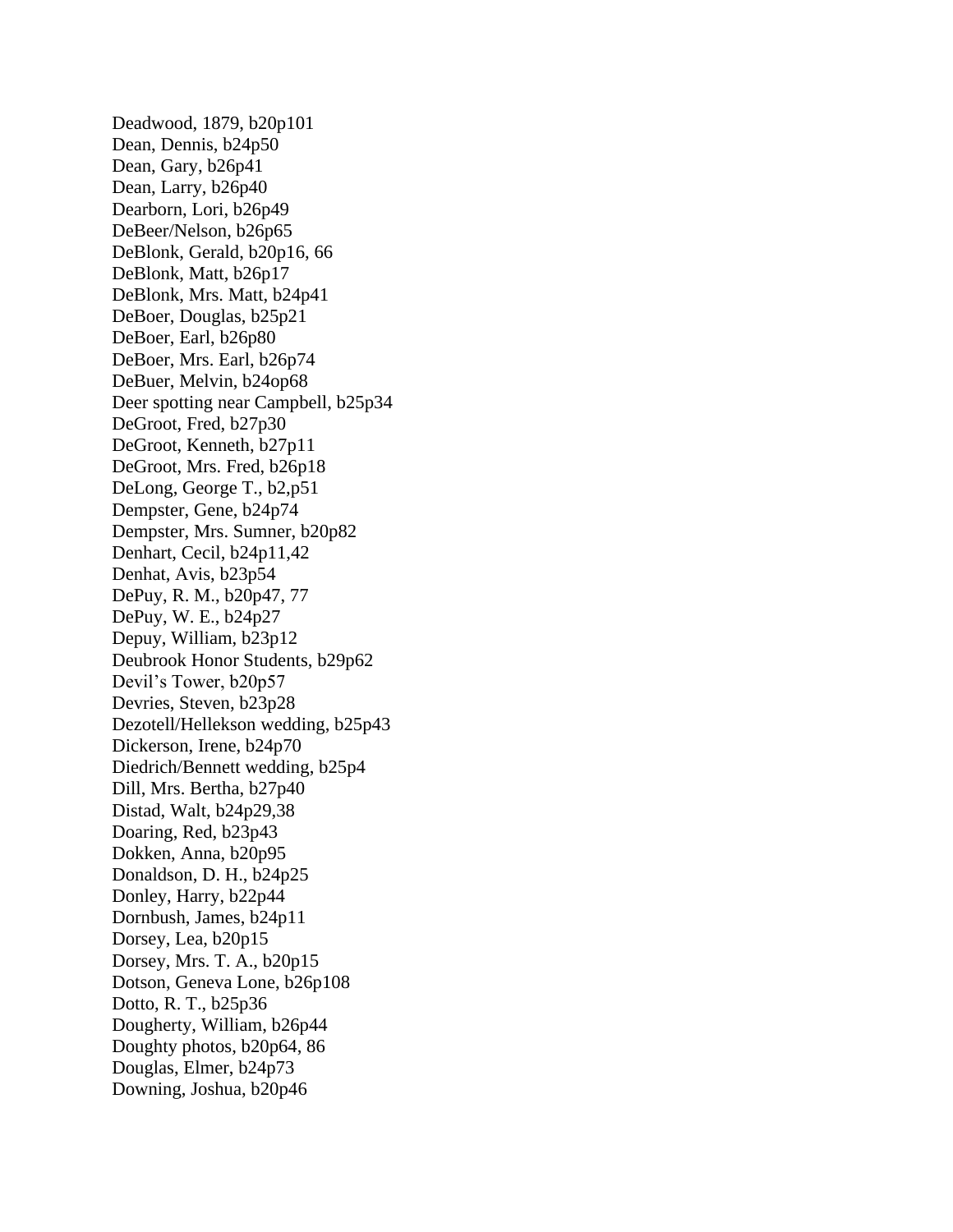Deadwood, 1879, b20p101
Dean, Dennis, b24p50
Dean, Gary, b26p41
Dean, Larry, b26p40
Dearborn, Lori, b26p49
DeBeer/Nelson, b26p65
DeBlonk, Gerald, b20p16, 66
DeBlonk, Matt, b26p17
DeBlonk, Mrs. Matt, b24p41
DeBoer, Douglas, b25p21
DeBoer, Earl, b26p80
DeBoer, Mrs. Earl, b26p74
DeBuer, Melvin, b24op68
Deer spotting near Campbell, b25p34
DeGroot, Fred, b27p30
DeGroot, Kenneth, b27p11
DeGroot, Mrs. Fred, b26p18
DeLong, George T., b2,p51
Dempster, Gene, b24p74
Dempster, Mrs. Sumner, b20p82
Denhart, Cecil, b24p11,42
Denhat, Avis, b23p54
DePuy, R. M., b20p47, 77
DePuy, W. E., b24p27
Depuy, William, b23p12
Deubrook Honor Students, b29p62
Devil's Tower, b20p57
Devries, Steven, b23p28
Dezotell/Hellekson wedding, b25p43
Dickerson, Irene, b24p70
Diedrich/Bennett wedding, b25p4
Dill, Mrs. Bertha, b27p40
Distad, Walt, b24p29,38
Doaring, Red, b23p43
Dokken, Anna, b20p95
Donaldson, D. H., b24p25
Donley, Harry, b22p44
Dornbush, James, b24p11
Dorsey, Lea, b20p15
Dorsey, Mrs. T. A., b20p15
Dotson, Geneva Lone, b26p108
Dotto, R. T., b25p36
Dougherty, William, b26p44
Doughty photos, b20p64, 86
Douglas, Elmer, b24p73
Downing, Joshua, b20p46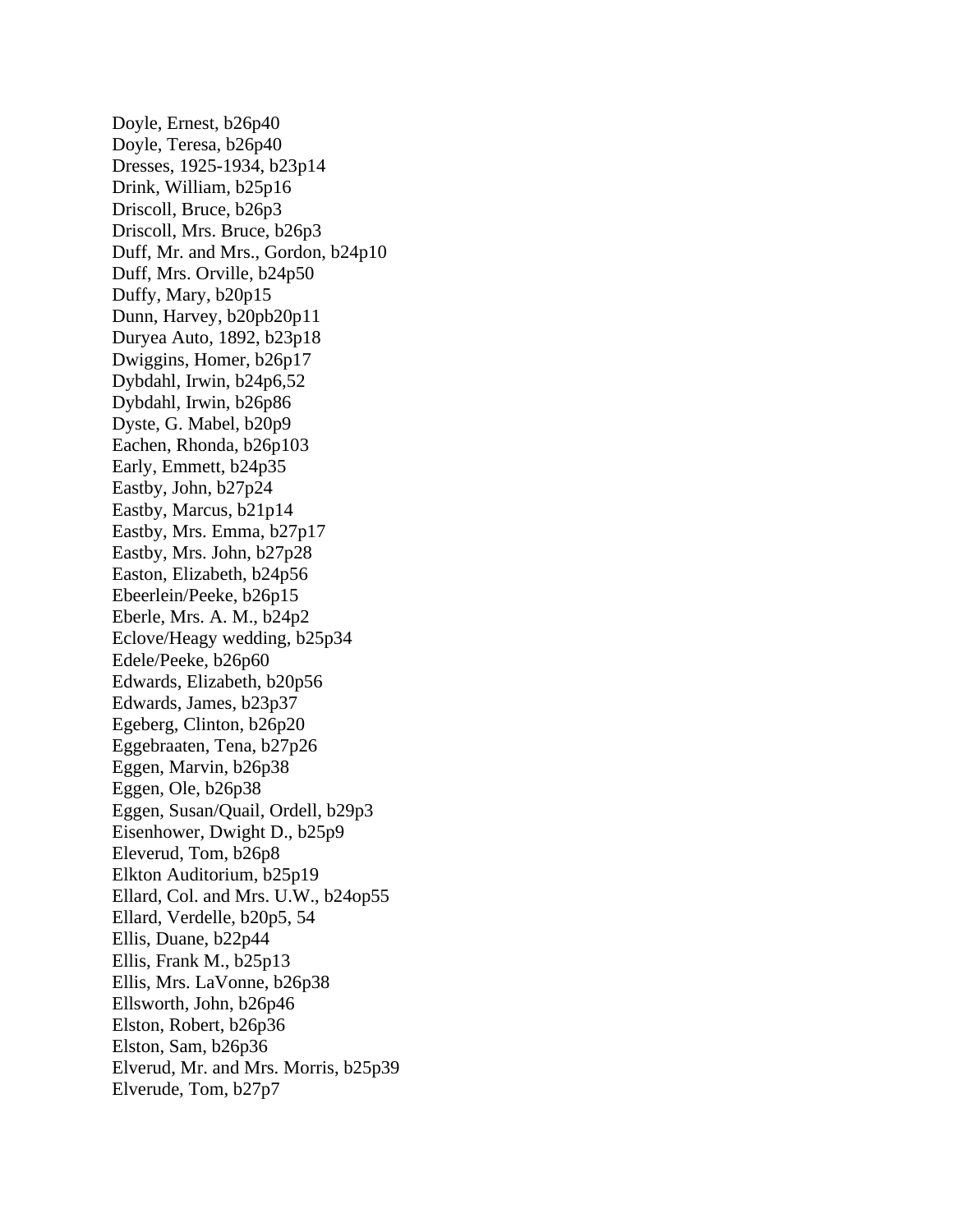Doyle, Ernest, b26p40
Doyle, Teresa, b26p40
Dresses, 1925-1934, b23p14
Drink, William, b25p16
Driscoll, Bruce, b26p3
Driscoll, Mrs. Bruce, b26p3
Duff, Mr. and Mrs., Gordon, b24p10
Duff, Mrs. Orville, b24p50
Duffy, Mary, b20p15
Dunn, Harvey, b20pb20p11
Duryea Auto, 1892, b23p18
Dwiggins, Homer, b26p17
Dybdahl, Irwin, b24p6,52
Dybdahl, Irwin, b26p86
Dyste, G. Mabel, b20p9
Eachen, Rhonda, b26p103
Early, Emmett, b24p35
Eastby, John, b27p24
Eastby, Marcus, b21p14
Eastby, Mrs. Emma, b27p17
Eastby, Mrs. John, b27p28
Easton, Elizabeth, b24p56
Ebeerlein/Peeke, b26p15
Eberle, Mrs. A. M., b24p2
Eclove/Heagy wedding, b25p34
Edele/Peeke, b26p60
Edwards, Elizabeth, b20p56
Edwards, James, b23p37
Egeberg, Clinton, b26p20
Eggebraaten, Tena, b27p26
Eggen, Marvin, b26p38
Eggen, Ole, b26p38
Eggen, Susan/Quail, Ordell, b29p3
Eisenhower, Dwight D., b25p9
Eleverud, Tom, b26p8
Elkton Auditorium, b25p19
Ellard, Col. and Mrs. U.W., b24op55
Ellard, Verdelle, b20p5, 54
Ellis, Duane, b22p44
Ellis, Frank M., b25p13
Ellis, Mrs. LaVonne, b26p38
Ellsworth, John, b26p46
Elston, Robert, b26p36
Elston, Sam, b26p36
Elverud, Mr. and Mrs. Morris, b25p39
Elverude, Tom, b27p7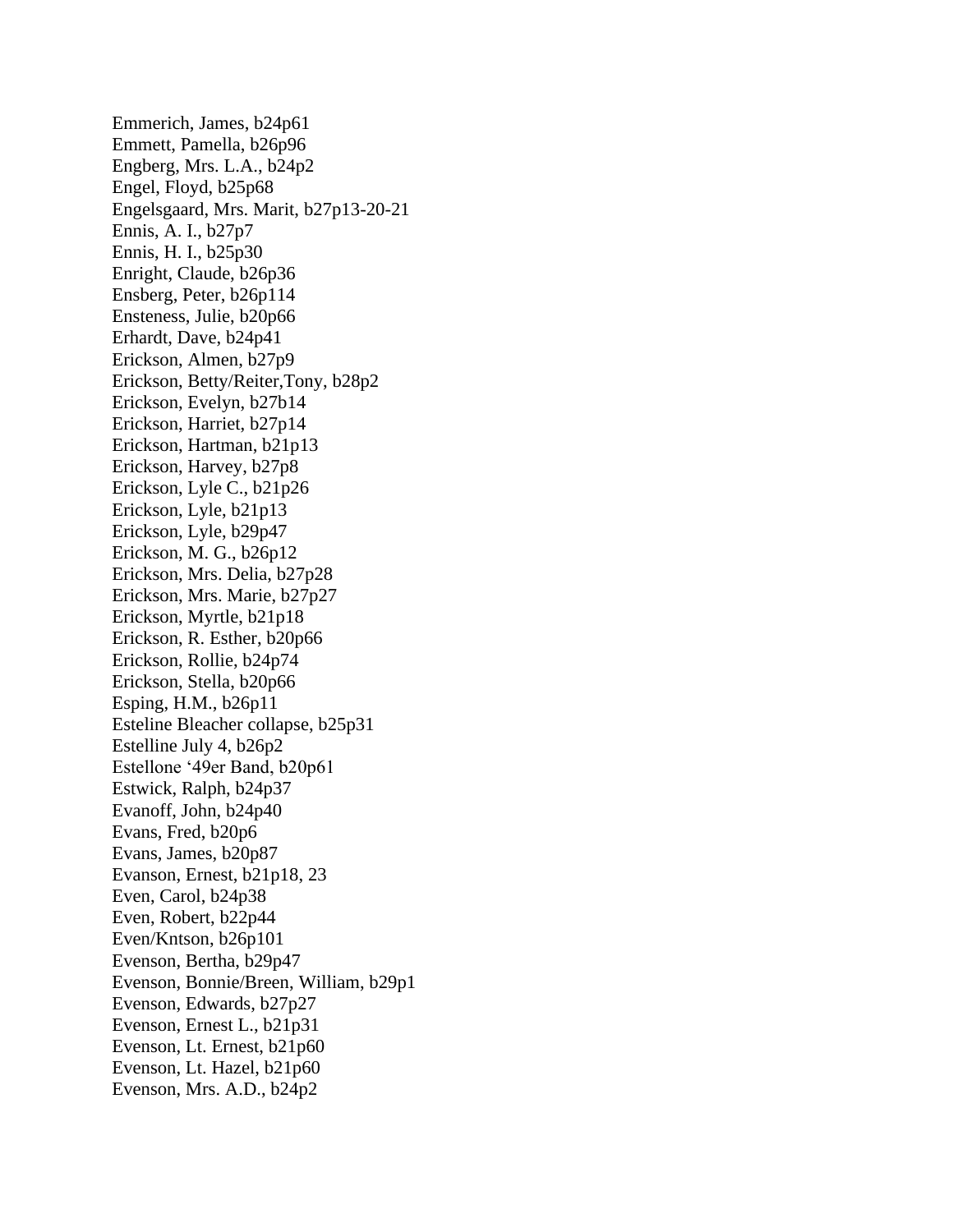Emmerich, James, b24p61
Emmett, Pamella, b26p96
Engberg, Mrs. L.A., b24p2
Engel, Floyd, b25p68
Engelsgaard, Mrs. Marit, b27p13-20-21
Ennis, A. I., b27p7
Ennis, H. I., b25p30
Enright, Claude, b26p36
Ensberg, Peter, b26p114
Ensteness, Julie, b20p66
Erhardt, Dave, b24p41
Erickson, Almen, b27p9
Erickson, Betty/Reiter,Tony, b28p2
Erickson, Evelyn, b27b14
Erickson, Harriet, b27p14
Erickson, Hartman, b21p13
Erickson, Harvey, b27p8
Erickson, Lyle C., b21p26
Erickson, Lyle, b21p13
Erickson, Lyle, b29p47
Erickson, M. G., b26p12
Erickson, Mrs. Delia, b27p28
Erickson, Mrs. Marie, b27p27
Erickson, Myrtle, b21p18
Erickson, R. Esther, b20p66
Erickson, Rollie, b24p74
Erickson, Stella, b20p66
Esping, H.M., b26p11
Esteline Bleacher collapse, b25p31
Estelline July 4, b26p2
Estellone '49er Band, b20p61
Estwick, Ralph, b24p37
Evanoff, John, b24p40
Evans, Fred, b20p6
Evans, James, b20p87
Evanson, Ernest, b21p18, 23
Even, Carol, b24p38
Even, Robert, b22p44
Even/Kntson, b26p101
Evenson, Bertha, b29p47
Evenson, Bonnie/Breen, William, b29p1
Evenson, Edwards, b27p27
Evenson, Ernest L., b21p31
Evenson, Lt. Ernest, b21p60
Evenson, Lt. Hazel, b21p60
Evenson, Mrs. A.D., b24p2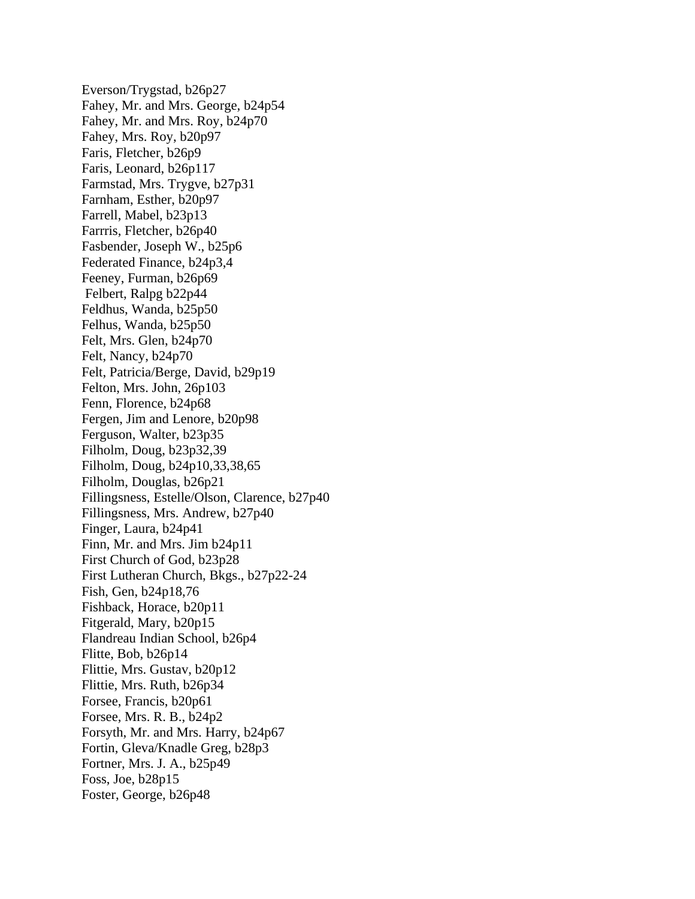Everson/Trygstad, b26p27
Fahey, Mr. and Mrs. George, b24p54
Fahey, Mr. and Mrs. Roy, b24p70
Fahey, Mrs. Roy, b20p97
Faris, Fletcher, b26p9
Faris, Leonard, b26p117
Farmstad, Mrs. Trygve, b27p31
Farnham, Esther, b20p97
Farrell, Mabel, b23p13
Farrris, Fletcher, b26p40
Fasbender, Joseph W., b25p6
Federated Finance, b24p3,4
Feeney, Furman, b26p69
Felbert, Ralpg b22p44
Feldhus, Wanda, b25p50
Felhus, Wanda, b25p50
Felt, Mrs. Glen, b24p70
Felt, Nancy, b24p70
Felt, Patricia/Berge, David, b29p19
Felton, Mrs. John, 26p103
Fenn, Florence, b24p68
Fergen, Jim and Lenore, b20p98
Ferguson, Walter, b23p35
Filholm, Doug, b23p32,39
Filholm, Doug, b24p10,33,38,65
Filholm, Douglas, b26p21
Fillingsness, Estelle/Olson, Clarence, b27p40
Fillingsness, Mrs. Andrew, b27p40
Finger, Laura, b24p41
Finn, Mr. and Mrs. Jim b24p11
First Church of God, b23p28
First Lutheran Church, Bkgs., b27p22-24
Fish, Gen, b24p18,76
Fishback, Horace, b20p11
Fitgerald, Mary, b20p15
Flandreau Indian School, b26p4
Flitte, Bob, b26p14
Flittie, Mrs. Gustav, b20p12
Flittie, Mrs. Ruth, b26p34
Forsee, Francis, b20p61
Forsee, Mrs. R. B., b24p2
Forsyth, Mr. and Mrs. Harry, b24p67
Fortin, Gleva/Knadle Greg, b28p3
Fortner, Mrs. J. A., b25p49
Foss, Joe, b28p15
Foster, George, b26p48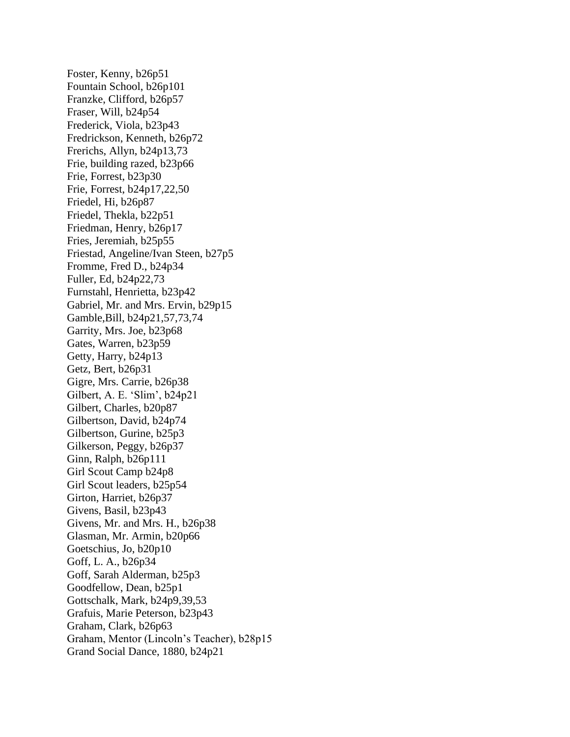Foster, Kenny, b26p51
Fountain School, b26p101
Franzke, Clifford, b26p57
Fraser, Will, b24p54
Frederick, Viola, b23p43
Fredrickson, Kenneth, b26p72
Frerichs, Allyn, b24p13,73
Frie, building razed, b23p66
Frie, Forrest, b23p30
Frie, Forrest, b24p17,22,50
Friedel, Hi, b26p87
Friedel, Thekla, b22p51
Friedman, Henry, b26p17
Fries, Jeremiah, b25p55
Friestad, Angeline/Ivan Steen, b27p5
Fromme, Fred D., b24p34
Fuller, Ed, b24p22,73
Furnstahl, Henrietta, b23p42
Gabriel, Mr. and Mrs. Ervin, b29p15
Gamble,Bill, b24p21,57,73,74
Garrity, Mrs. Joe, b23p68
Gates, Warren, b23p59
Getty, Harry, b24p13
Getz, Bert, b26p31
Gigre, Mrs. Carrie, b26p38
Gilbert, A. E. 'Slim', b24p21
Gilbert, Charles, b20p87
Gilbertson, David, b24p74
Gilbertson, Gurine, b25p3
Gilkerson, Peggy, b26p37
Ginn, Ralph, b26p111
Girl Scout Camp b24p8
Girl Scout leaders, b25p54
Girton, Harriet, b26p37
Givens, Basil, b23p43
Givens, Mr. and Mrs. H., b26p38
Glasman, Mr. Armin, b20p66
Goetschius, Jo, b20p10
Goff, L. A., b26p34
Goff, Sarah Alderman, b25p3
Goodfellow, Dean, b25p1
Gottschalk, Mark, b24p9,39,53
Grafuis, Marie Peterson, b23p43
Graham, Clark, b26p63
Graham, Mentor (Lincoln's Teacher), b28p15
Grand Social Dance, 1880, b24p21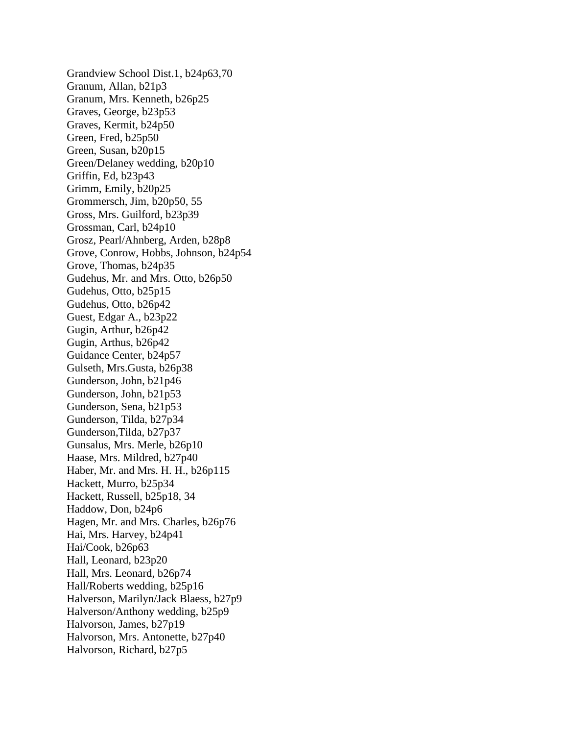Grandview School Dist.1, b24p63,70
Granum, Allan, b21p3
Granum, Mrs. Kenneth, b26p25
Graves, George, b23p53
Graves, Kermit, b24p50
Green, Fred, b25p50
Green, Susan, b20p15
Green/Delaney wedding, b20p10
Griffin, Ed, b23p43
Grimm, Emily, b20p25
Grommersch, Jim, b20p50, 55
Gross, Mrs. Guilford, b23p39
Grossman, Carl, b24p10
Grosz, Pearl/Ahnberg, Arden, b28p8
Grove, Conrow, Hobbs, Johnson, b24p54
Grove, Thomas, b24p35
Gudehus, Mr. and Mrs. Otto, b26p50
Gudehus, Otto, b25p15
Gudehus, Otto, b26p42
Guest, Edgar A., b23p22
Gugin, Arthur, b26p42
Gugin, Arthus, b26p42
Guidance Center, b24p57
Gulseth, Mrs.Gusta, b26p38
Gunderson, John, b21p46
Gunderson, John, b21p53
Gunderson, Sena, b21p53
Gunderson, Tilda, b27p34
Gunderson,Tilda, b27p37
Gunsalus, Mrs. Merle, b26p10
Haase, Mrs. Mildred, b27p40
Haber, Mr. and Mrs. H. H., b26p115
Hackett, Murro, b25p34
Hackett, Russell, b25p18, 34
Haddow, Don, b24p6
Hagen, Mr. and Mrs. Charles, b26p76
Hai, Mrs. Harvey, b24p41
Hai/Cook, b26p63
Hall, Leonard, b23p20
Hall, Mrs. Leonard, b26p74
Hall/Roberts wedding, b25p16
Halverson, Marilyn/Jack Blaess, b27p9
Halverson/Anthony wedding, b25p9
Halvorson, James, b27p19
Halvorson, Mrs. Antonette, b27p40
Halvorson, Richard, b27p5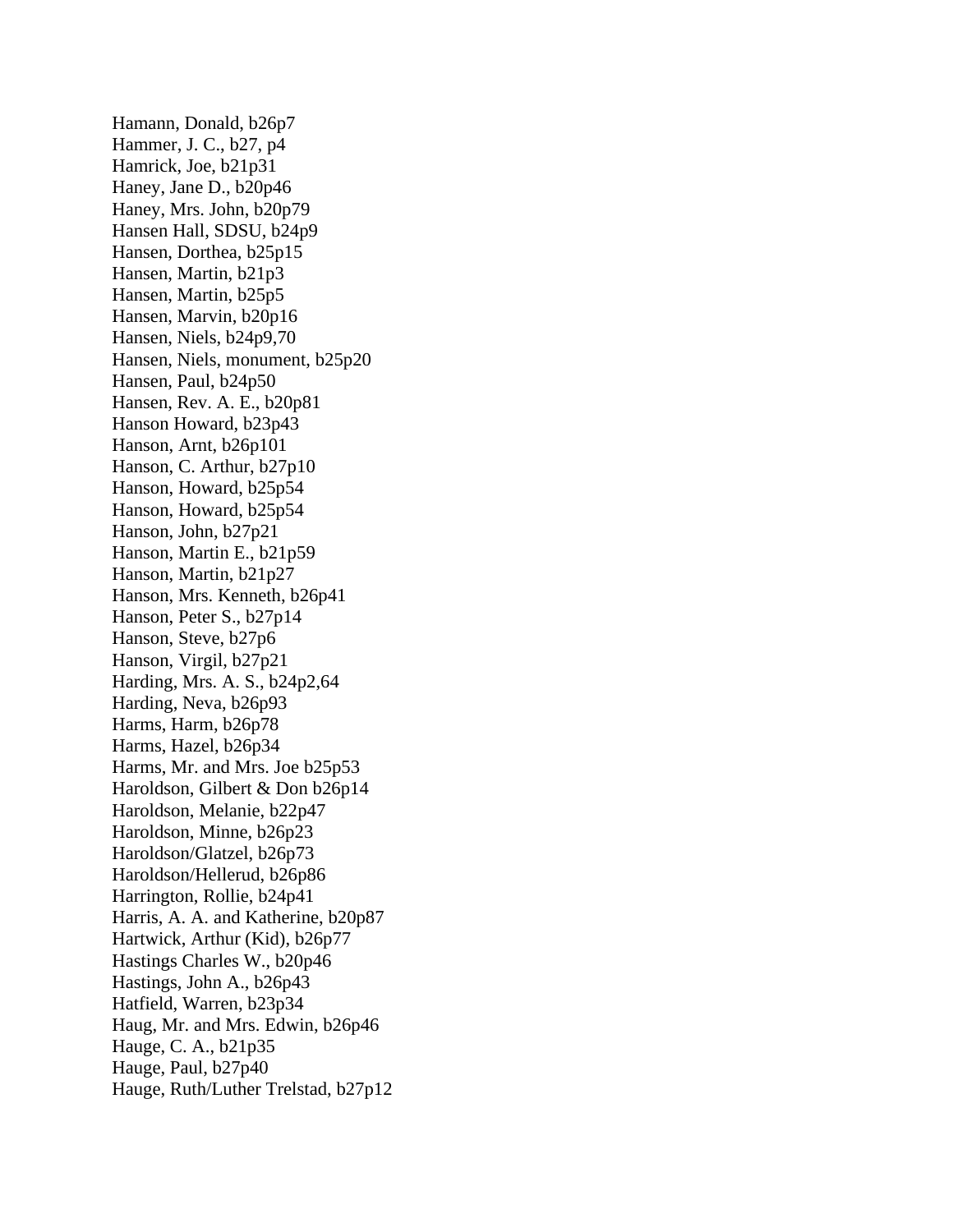Hamann, Donald, b26p7
Hammer, J. C., b27, p4
Hamrick, Joe, b21p31
Haney, Jane D., b20p46
Haney, Mrs. John, b20p79
Hansen Hall, SDSU, b24p9
Hansen, Dorthea, b25p15
Hansen, Martin, b21p3
Hansen, Martin, b25p5
Hansen, Marvin, b20p16
Hansen, Niels, b24p9,70
Hansen, Niels, monument, b25p20
Hansen, Paul, b24p50
Hansen, Rev. A. E., b20p81
Hanson Howard, b23p43
Hanson, Arnt, b26p101
Hanson, C. Arthur, b27p10
Hanson, Howard, b25p54
Hanson, Howard, b25p54
Hanson, John, b27p21
Hanson, Martin E., b21p59
Hanson, Martin, b21p27
Hanson, Mrs. Kenneth, b26p41
Hanson, Peter S., b27p14
Hanson, Steve, b27p6
Hanson, Virgil, b27p21
Harding, Mrs. A. S., b24p2,64
Harding, Neva, b26p93
Harms, Harm, b26p78
Harms, Hazel, b26p34
Harms, Mr. and Mrs. Joe b25p53
Haroldson, Gilbert & Don b26p14
Haroldson, Melanie, b22p47
Haroldson, Minne, b26p23
Haroldson/Glatzel, b26p73
Haroldson/Hellerud, b26p86
Harrington, Rollie, b24p41
Harris, A. A. and Katherine, b20p87
Hartwick, Arthur (Kid), b26p77
Hastings Charles W., b20p46
Hastings, John A., b26p43
Hatfield, Warren, b23p34
Haug, Mr. and Mrs. Edwin, b26p46
Hauge, C. A., b21p35
Hauge, Paul, b27p40
Hauge, Ruth/Luther Trelstad, b27p12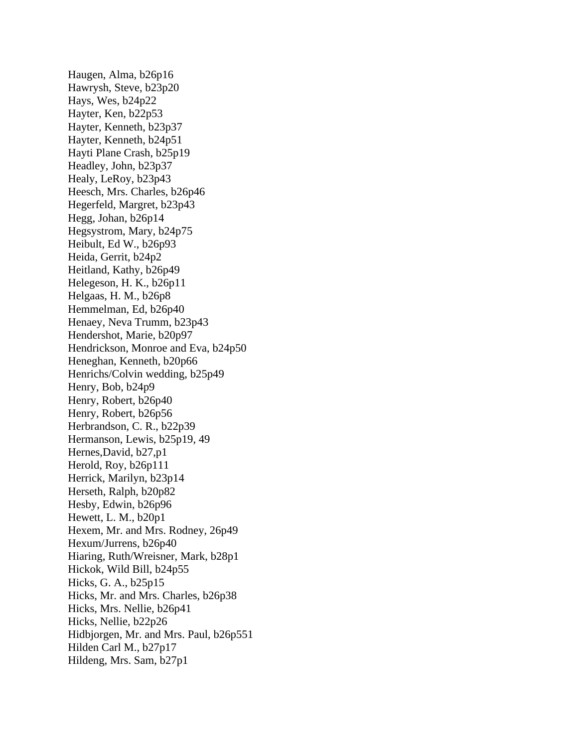Haugen, Alma, b26p16
Hawrysh, Steve, b23p20
Hays, Wes, b24p22
Hayter, Ken, b22p53
Hayter, Kenneth, b23p37
Hayter, Kenneth, b24p51
Hayti Plane Crash, b25p19
Headley, John, b23p37
Healy, LeRoy, b23p43
Heesch, Mrs. Charles, b26p46
Hegerfeld, Margret, b23p43
Hegg, Johan, b26p14
Hegsystrom, Mary, b24p75
Heibult, Ed W., b26p93
Heida, Gerrit, b24p2
Heitland, Kathy, b26p49
Helegeson, H. K., b26p11
Helgaas, H. M., b26p8
Hemmelman, Ed, b26p40
Henaey, Neva Trumm, b23p43
Hendershot, Marie, b20p97
Hendrickson, Monroe and Eva, b24p50
Heneghan, Kenneth, b20p66
Henrichs/Colvin wedding, b25p49
Henry, Bob, b24p9
Henry, Robert, b26p40
Henry, Robert, b26p56
Herbrandson, C. R., b22p39
Hermanson, Lewis, b25p19, 49
Hernes,David, b27,p1
Herold, Roy, b26p111
Herrick, Marilyn, b23p14
Herseth, Ralph, b20p82
Hesby, Edwin, b26p96
Hewett, L. M., b20p1
Hexem, Mr. and Mrs. Rodney, 26p49
Hexum/Jurrens, b26p40
Hiaring, Ruth/Wreisner, Mark, b28p1
Hickok, Wild Bill, b24p55
Hicks, G. A., b25p15
Hicks, Mr. and Mrs. Charles, b26p38
Hicks, Mrs. Nellie, b26p41
Hicks, Nellie, b22p26
Hidbjorgen, Mr. and Mrs. Paul, b26p551
Hilden Carl M., b27p17
Hildeng, Mrs. Sam, b27p1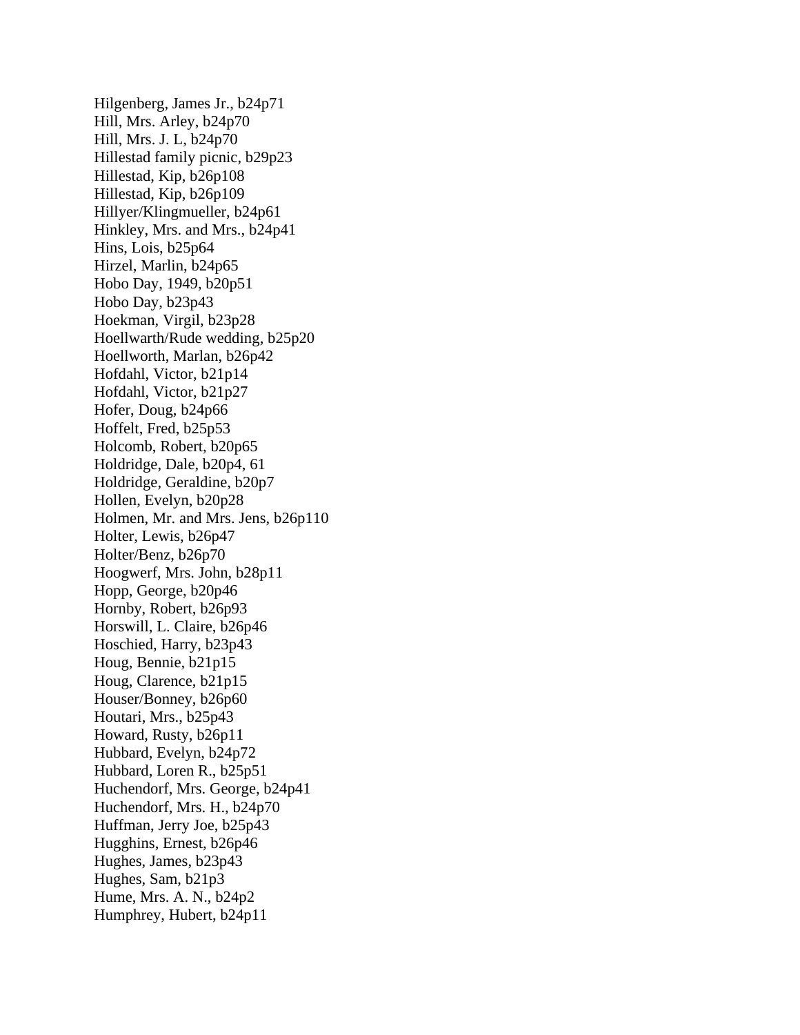Hilgenberg, James Jr., b24p71
Hill, Mrs. Arley, b24p70
Hill, Mrs. J. L, b24p70
Hillestad family picnic, b29p23
Hillestad, Kip, b26p108
Hillestad, Kip, b26p109
Hillyer/Klingmueller, b24p61
Hinkley, Mrs. and Mrs., b24p41
Hins, Lois, b25p64
Hirzel, Marlin, b24p65
Hobo Day, 1949, b20p51
Hobo Day, b23p43
Hoekman, Virgil, b23p28
Hoellwarth/Rude wedding, b25p20
Hoellworth, Marlan, b26p42
Hofdahl, Victor, b21p14
Hofdahl, Victor, b21p27
Hofer, Doug, b24p66
Hoffelt, Fred, b25p53
Holcomb, Robert, b20p65
Holdridge, Dale, b20p4, 61
Holdridge, Geraldine, b20p7
Hollen, Evelyn, b20p28
Holmen, Mr. and Mrs. Jens, b26p110
Holter, Lewis, b26p47
Holter/Benz, b26p70
Hoogwerf, Mrs. John, b28p11
Hopp, George, b20p46
Hornby, Robert, b26p93
Horswill, L. Claire, b26p46
Hoschied, Harry, b23p43
Houg, Bennie, b21p15
Houg, Clarence, b21p15
Houser/Bonney, b26p60
Houtari, Mrs., b25p43
Howard, Rusty, b26p11
Hubbard, Evelyn, b24p72
Hubbard, Loren R., b25p51
Huchendorf, Mrs. George, b24p41
Huchendorf, Mrs. H., b24p70
Huffman, Jerry Joe, b25p43
Hugghins, Ernest, b26p46
Hughes, James, b23p43
Hughes, Sam, b21p3
Hume, Mrs. A. N., b24p2
Humphrey, Hubert, b24p11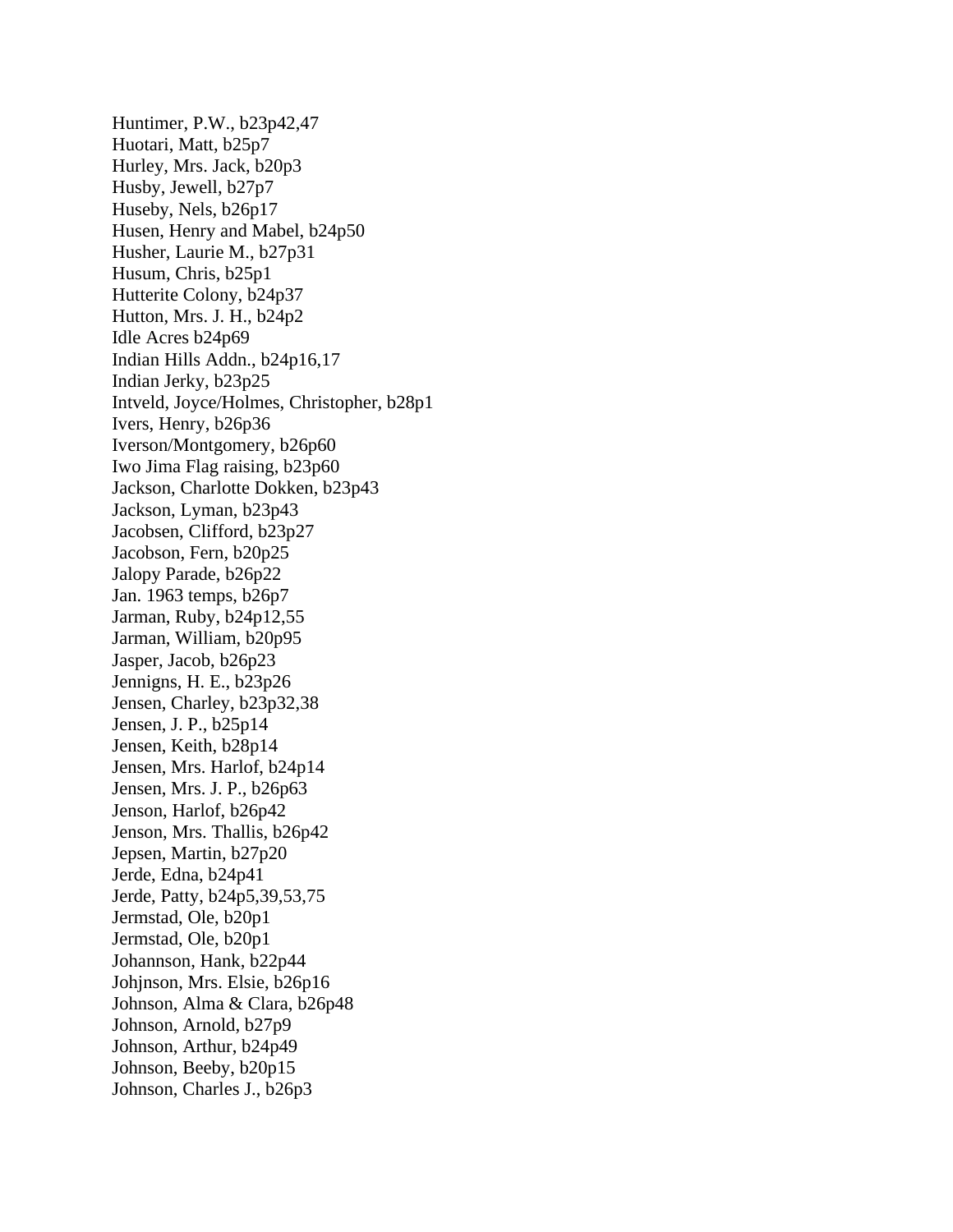Huntimer, P.W., b23p42,47
Huotari, Matt, b25p7
Hurley, Mrs. Jack, b20p3
Husby, Jewell, b27p7
Huseby, Nels, b26p17
Husen, Henry and Mabel, b24p50
Husher, Laurie M., b27p31
Husum, Chris, b25p1
Hutterite Colony, b24p37
Hutton, Mrs. J. H., b24p2
Idle Acres b24p69
Indian Hills Addn., b24p16,17
Indian Jerky, b23p25
Intveld, Joyce/Holmes, Christopher, b28p1
Ivers, Henry, b26p36
Iverson/Montgomery, b26p60
Iwo Jima Flag raising, b23p60
Jackson, Charlotte Dokken, b23p43
Jackson, Lyman, b23p43
Jacobsen, Clifford, b23p27
Jacobson, Fern, b20p25
Jalopy Parade, b26p22
Jan. 1963 temps, b26p7
Jarman, Ruby, b24p12,55
Jarman, William, b20p95
Jasper, Jacob, b26p23
Jennigns, H. E., b23p26
Jensen, Charley, b23p32,38
Jensen, J. P., b25p14
Jensen, Keith, b28p14
Jensen, Mrs. Harlof, b24p14
Jensen, Mrs. J. P., b26p63
Jenson, Harlof, b26p42
Jenson, Mrs. Thallis, b26p42
Jepsen, Martin, b27p20
Jerde, Edna, b24p41
Jerde, Patty, b24p5,39,53,75
Jermstad, Ole, b20p1
Jermstad, Ole, b20p1
Johannson, Hank, b22p44
Johjnson, Mrs. Elsie, b26p16
Johnson, Alma & Clara, b26p48
Johnson, Arnold, b27p9
Johnson, Arthur, b24p49
Johnson, Beeby, b20p15
Johnson, Charles J., b26p3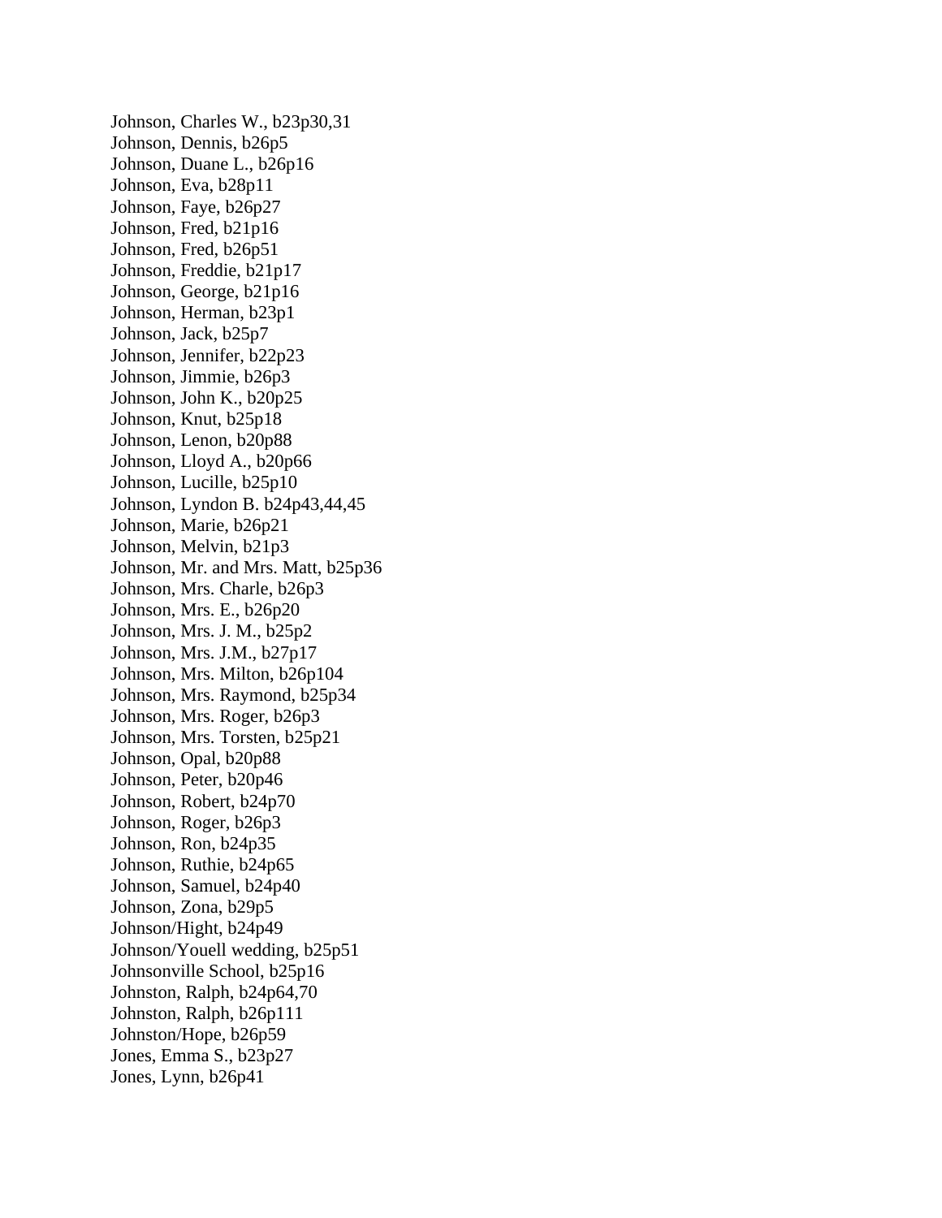Johnson, Charles W., b23p30,31
Johnson, Dennis, b26p5
Johnson, Duane L., b26p16
Johnson, Eva, b28p11
Johnson, Faye, b26p27
Johnson, Fred, b21p16
Johnson, Fred, b26p51
Johnson, Freddie, b21p17
Johnson, George, b21p16
Johnson, Herman, b23p1
Johnson, Jack, b25p7
Johnson, Jennifer, b22p23
Johnson, Jimmie, b26p3
Johnson, John K., b20p25
Johnson, Knut, b25p18
Johnson, Lenon, b20p88
Johnson, Lloyd A., b20p66
Johnson, Lucille, b25p10
Johnson, Lyndon B. b24p43,44,45
Johnson, Marie, b26p21
Johnson, Melvin, b21p3
Johnson, Mr. and Mrs. Matt, b25p36
Johnson, Mrs. Charle, b26p3
Johnson, Mrs. E., b26p20
Johnson, Mrs. J. M., b25p2
Johnson, Mrs. J.M., b27p17
Johnson, Mrs. Milton, b26p104
Johnson, Mrs. Raymond, b25p34
Johnson, Mrs. Roger, b26p3
Johnson, Mrs. Torsten, b25p21
Johnson, Opal, b20p88
Johnson, Peter, b20p46
Johnson, Robert, b24p70
Johnson, Roger, b26p3
Johnson, Ron, b24p35
Johnson, Ruthie, b24p65
Johnson, Samuel, b24p40
Johnson, Zona, b29p5
Johnson/Hight, b24p49
Johnson/Youell wedding, b25p51
Johnsonville School, b25p16
Johnston, Ralph, b24p64,70
Johnston, Ralph, b26p111
Johnston/Hope, b26p59
Jones, Emma S., b23p27
Jones, Lynn, b26p41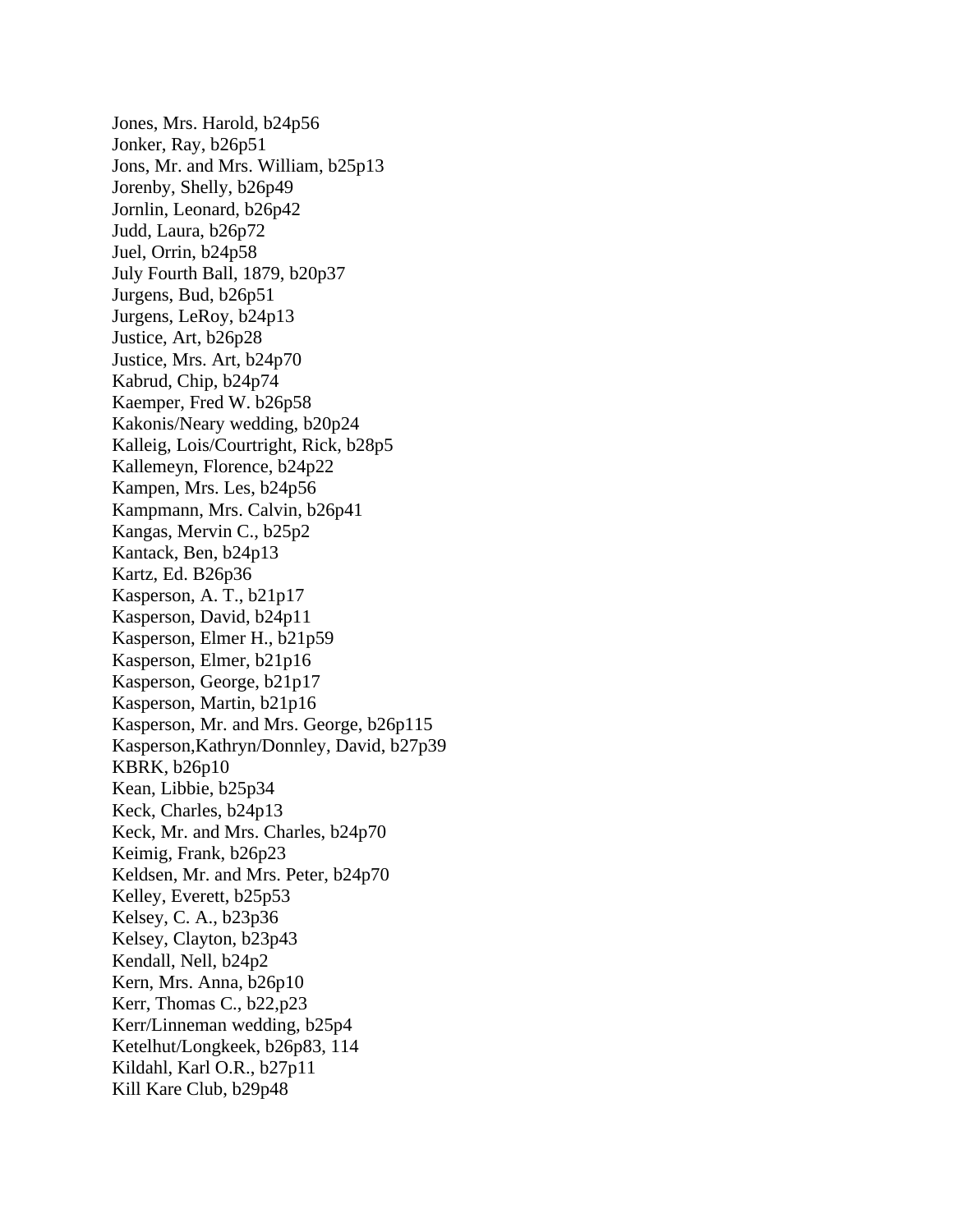Jones, Mrs. Harold, b24p56
Jonker, Ray, b26p51
Jons, Mr. and Mrs. William, b25p13
Jorenby, Shelly, b26p49
Jornlin, Leonard, b26p42
Judd, Laura, b26p72
Juel, Orrin, b24p58
July Fourth Ball, 1879, b20p37
Jurgens, Bud, b26p51
Jurgens, LeRoy, b24p13
Justice, Art, b26p28
Justice, Mrs. Art, b24p70
Kabrud, Chip, b24p74
Kaemper, Fred W. b26p58
Kakonis/Neary wedding, b20p24
Kalleig, Lois/Courtright, Rick, b28p5
Kallemeyn, Florence, b24p22
Kampen, Mrs. Les, b24p56
Kampmann, Mrs. Calvin, b26p41
Kangas, Mervin C., b25p2
Kantack, Ben, b24p13
Kartz, Ed. B26p36
Kasperson, A. T., b21p17
Kasperson, David, b24p11
Kasperson, Elmer H., b21p59
Kasperson, Elmer, b21p16
Kasperson, George, b21p17
Kasperson, Martin, b21p16
Kasperson, Mr. and Mrs. George, b26p115
Kasperson,Kathryn/Donnley, David, b27p39
KBRK, b26p10
Kean, Libbie, b25p34
Keck, Charles, b24p13
Keck, Mr. and Mrs. Charles, b24p70
Keimig, Frank, b26p23
Keldsen, Mr. and Mrs. Peter, b24p70
Kelley, Everett, b25p53
Kelsey, C. A., b23p36
Kelsey, Clayton, b23p43
Kendall, Nell, b24p2
Kern, Mrs. Anna, b26p10
Kerr, Thomas C., b22,p23
Kerr/Linneman wedding, b25p4
Ketelhut/Longkeek, b26p83, 114
Kildahl, Karl O.R., b27p11
Kill Kare Club, b29p48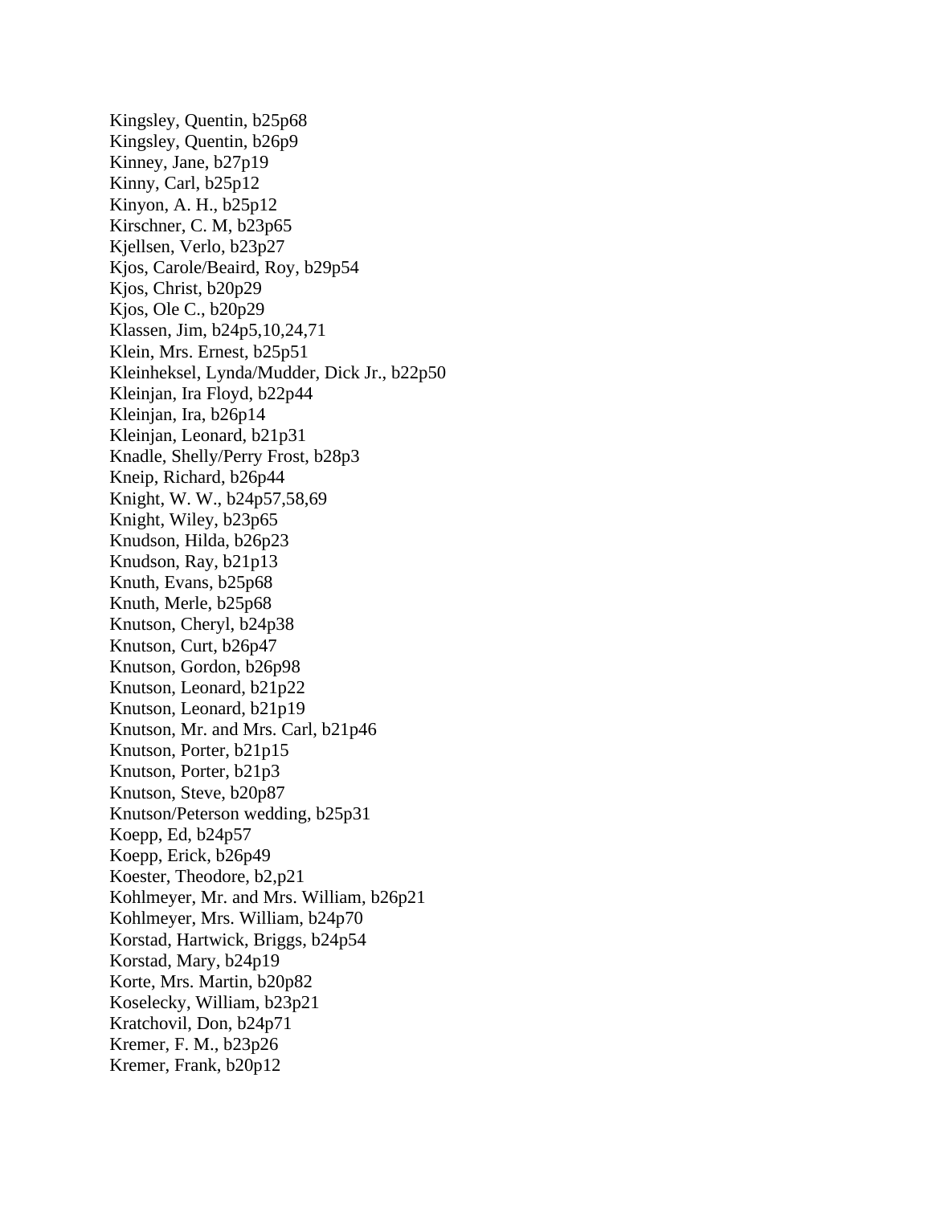Kingsley, Quentin, b25p68
Kingsley, Quentin, b26p9
Kinney, Jane, b27p19
Kinny, Carl, b25p12
Kinyon, A. H., b25p12
Kirschner, C. M, b23p65
Kjellsen, Verlo, b23p27
Kjos, Carole/Beaird, Roy, b29p54
Kjos, Christ, b20p29
Kjos, Ole C., b20p29
Klassen, Jim, b24p5,10,24,71
Klein, Mrs. Ernest, b25p51
Kleinheksel, Lynda/Mudder, Dick Jr., b22p50
Kleinjan, Ira Floyd, b22p44
Kleinjan, Ira, b26p14
Kleinjan, Leonard, b21p31
Knadle, Shelly/Perry Frost, b28p3
Kneip, Richard, b26p44
Knight, W. W., b24p57,58,69
Knight, Wiley, b23p65
Knudson, Hilda, b26p23
Knudson, Ray, b21p13
Knuth, Evans, b25p68
Knuth, Merle, b25p68
Knutson, Cheryl, b24p38
Knutson, Curt, b26p47
Knutson, Gordon, b26p98
Knutson, Leonard, b21p22
Knutson, Leonard, b21p19
Knutson, Mr. and Mrs. Carl, b21p46
Knutson, Porter, b21p15
Knutson, Porter, b21p3
Knutson, Steve, b20p87
Knutson/Peterson wedding, b25p31
Koepp, Ed, b24p57
Koepp, Erick, b26p49
Koester, Theodore, b2,p21
Kohlmeyer, Mr. and Mrs. William, b26p21
Kohlmeyer, Mrs. William, b24p70
Korstad, Hartwick, Briggs, b24p54
Korstad, Mary, b24p19
Korte, Mrs. Martin, b20p82
Koselecky, William, b23p21
Kratchovil, Don, b24p71
Kremer, F. M., b23p26
Kremer, Frank, b20p12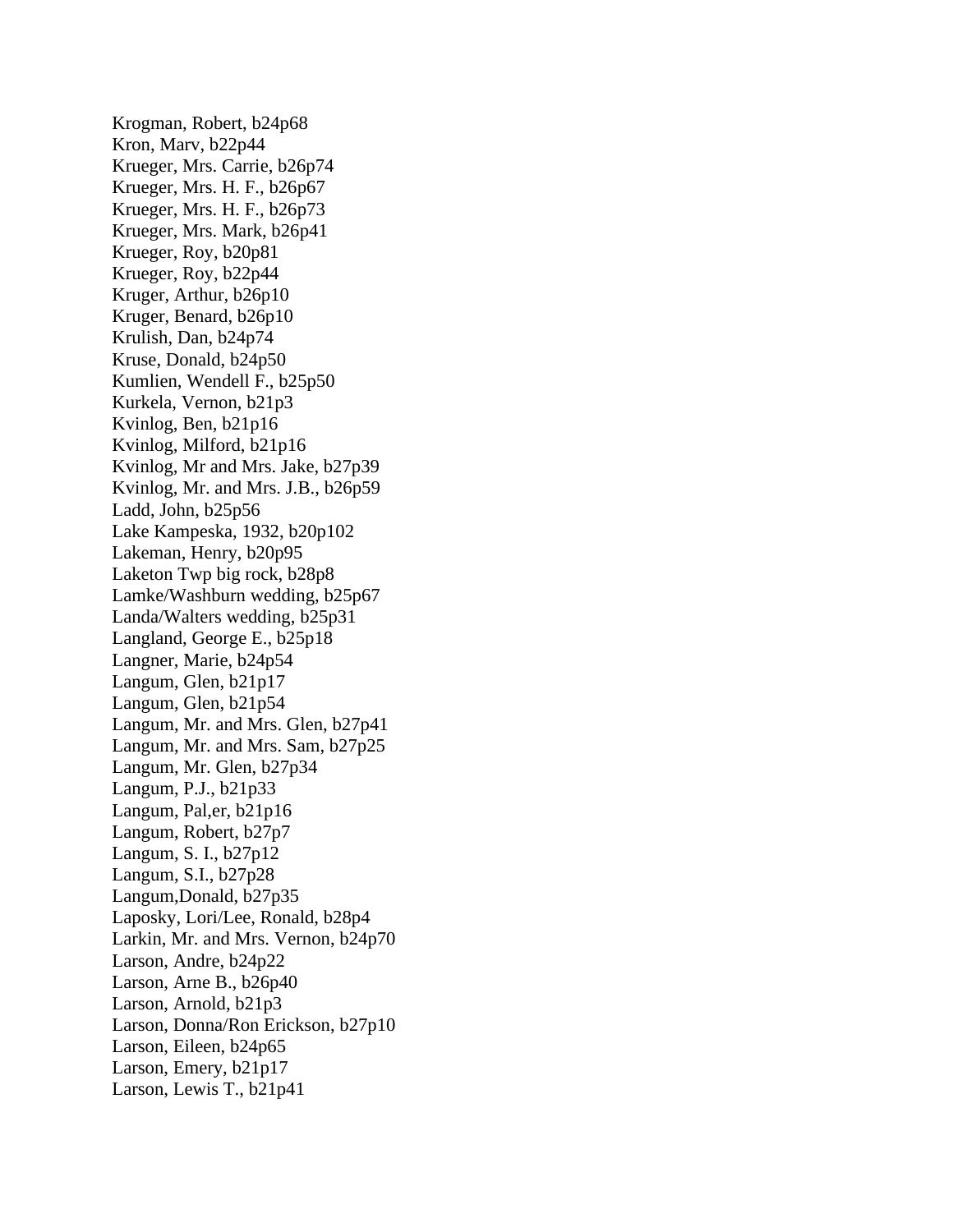Krogman, Robert, b24p68
Kron, Marv, b22p44
Krueger, Mrs. Carrie, b26p74
Krueger, Mrs. H. F., b26p67
Krueger, Mrs. H. F., b26p73
Krueger, Mrs. Mark, b26p41
Krueger, Roy, b20p81
Krueger, Roy, b22p44
Kruger, Arthur, b26p10
Kruger, Benard, b26p10
Krulish, Dan, b24p74
Kruse, Donald, b24p50
Kumlien, Wendell F., b25p50
Kurkela, Vernon, b21p3
Kvinlog, Ben, b21p16
Kvinlog, Milford, b21p16
Kvinlog, Mr and Mrs. Jake, b27p39
Kvinlog, Mr. and Mrs. J.B., b26p59
Ladd, John, b25p56
Lake Kampeska, 1932, b20p102
Lakeman, Henry, b20p95
Laketon Twp big rock, b28p8
Lamke/Washburn wedding, b25p67
Landa/Walters wedding, b25p31
Langland, George E., b25p18
Langner, Marie, b24p54
Langum, Glen, b21p17
Langum, Glen, b21p54
Langum, Mr. and Mrs. Glen, b27p41
Langum, Mr. and Mrs. Sam, b27p25
Langum, Mr. Glen, b27p34
Langum, P.J., b21p33
Langum, Pal,er, b21p16
Langum, Robert, b27p7
Langum, S. I., b27p12
Langum, S.I., b27p28
Langum,Donald, b27p35
Laposky, Lori/Lee, Ronald, b28p4
Larkin, Mr. and Mrs. Vernon, b24p70
Larson, Andre, b24p22
Larson, Arne B., b26p40
Larson, Arnold, b21p3
Larson, Donna/Ron Erickson, b27p10
Larson, Eileen, b24p65
Larson, Emery, b21p17
Larson, Lewis T., b21p41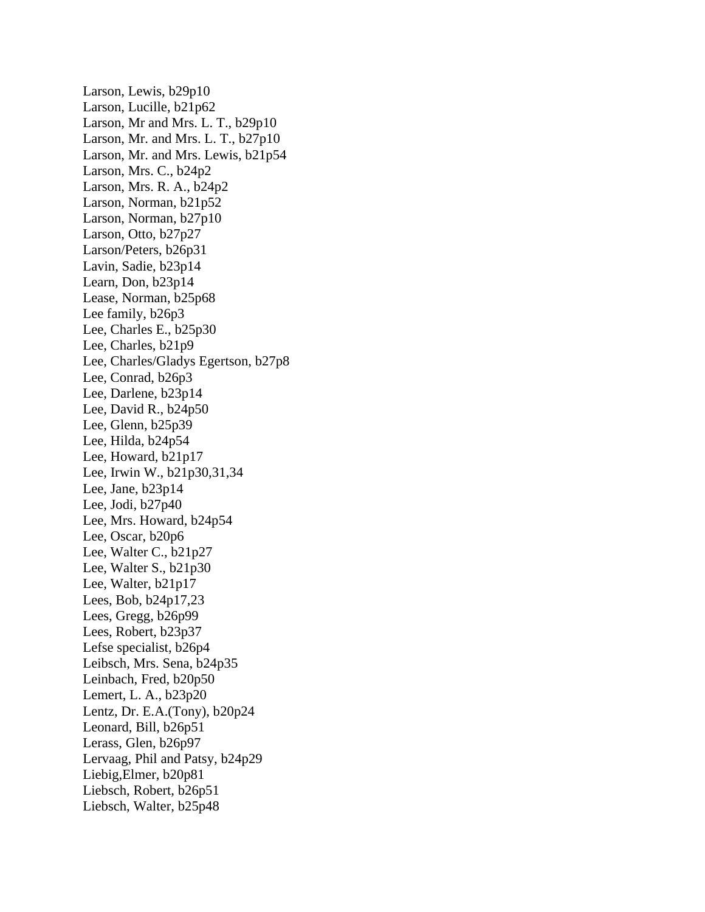Larson, Lewis, b29p10
Larson, Lucille, b21p62
Larson, Mr and Mrs. L. T., b29p10
Larson, Mr. and Mrs. L. T., b27p10
Larson, Mr. and Mrs. Lewis, b21p54
Larson, Mrs. C., b24p2
Larson, Mrs. R. A., b24p2
Larson, Norman, b21p52
Larson, Norman, b27p10
Larson, Otto, b27p27
Larson/Peters, b26p31
Lavin, Sadie, b23p14
Learn, Don, b23p14
Lease, Norman, b25p68
Lee family, b26p3
Lee, Charles E., b25p30
Lee, Charles, b21p9
Lee, Charles/Gladys Egertson, b27p8
Lee, Conrad, b26p3
Lee, Darlene, b23p14
Lee, David R., b24p50
Lee, Glenn, b25p39
Lee, Hilda, b24p54
Lee, Howard, b21p17
Lee, Irwin W., b21p30,31,34
Lee, Jane, b23p14
Lee, Jodi, b27p40
Lee, Mrs. Howard, b24p54
Lee, Oscar, b20p6
Lee, Walter C., b21p27
Lee, Walter S., b21p30
Lee, Walter, b21p17
Lees, Bob, b24p17,23
Lees, Gregg, b26p99
Lees, Robert, b23p37
Lefse specialist, b26p4
Leibsch, Mrs. Sena, b24p35
Leinbach, Fred, b20p50
Lemert, L. A., b23p20
Lentz, Dr. E.A.(Tony), b20p24
Leonard, Bill, b26p51
Lerass, Glen, b26p97
Lervaag, Phil and Patsy, b24p29
Liebig,Elmer, b20p81
Liebsch, Robert, b26p51
Liebsch, Walter, b25p48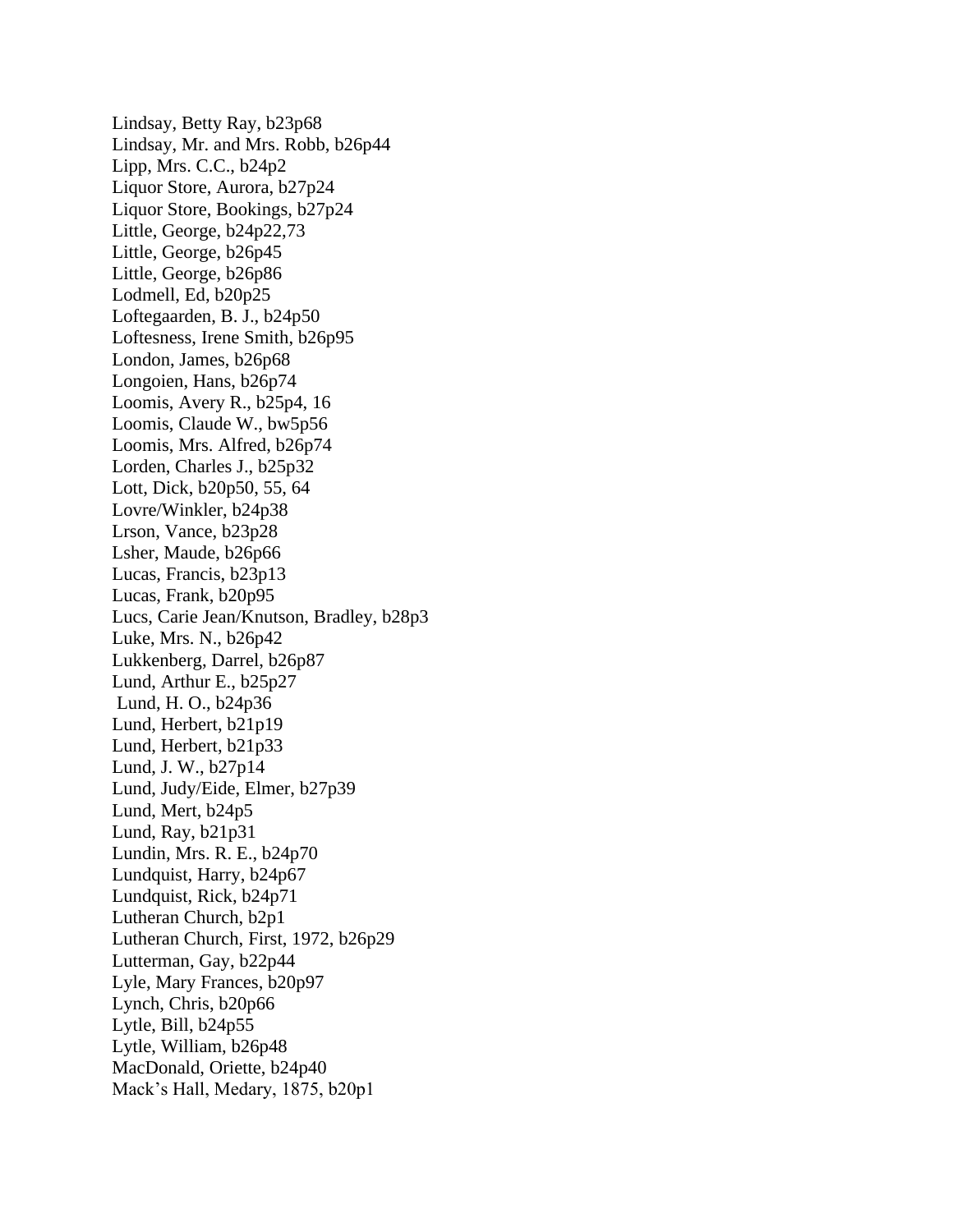Lindsay, Betty Ray, b23p68
Lindsay, Mr. and Mrs. Robb, b26p44
Lipp, Mrs. C.C., b24p2
Liquor Store, Aurora, b27p24
Liquor Store, Bookings, b27p24
Little, George, b24p22,73
Little, George, b26p45
Little, George, b26p86
Lodmell, Ed, b20p25
Loftegaarden, B. J., b24p50
Loftesness, Irene Smith, b26p95
London, James, b26p68
Longoien, Hans, b26p74
Loomis, Avery R., b25p4, 16
Loomis, Claude W., bw5p56
Loomis, Mrs. Alfred, b26p74
Lorden, Charles J., b25p32
Lott, Dick, b20p50, 55, 64
Lovre/Winkler, b24p38
Lrson, Vance, b23p28
Lsher, Maude, b26p66
Lucas, Francis, b23p13
Lucas, Frank, b20p95
Lucs, Carie Jean/Knutson, Bradley, b28p3
Luke, Mrs. N., b26p42
Lukkenberg, Darrel, b26p87
Lund, Arthur E., b25p27
Lund, H. O., b24p36
Lund, Herbert, b21p19
Lund, Herbert, b21p33
Lund, J. W., b27p14
Lund, Judy/Eide, Elmer, b27p39
Lund, Mert, b24p5
Lund, Ray, b21p31
Lundin, Mrs. R. E., b24p70
Lundquist, Harry, b24p67
Lundquist, Rick, b24p71
Lutheran Church, b2p1
Lutheran Church, First, 1972, b26p29
Lutterman, Gay, b22p44
Lyle, Mary Frances, b20p97
Lynch, Chris, b20p66
Lytle, Bill, b24p55
Lytle, William, b26p48
MacDonald, Oriette, b24p40
Mack's Hall, Medary, 1875, b20p1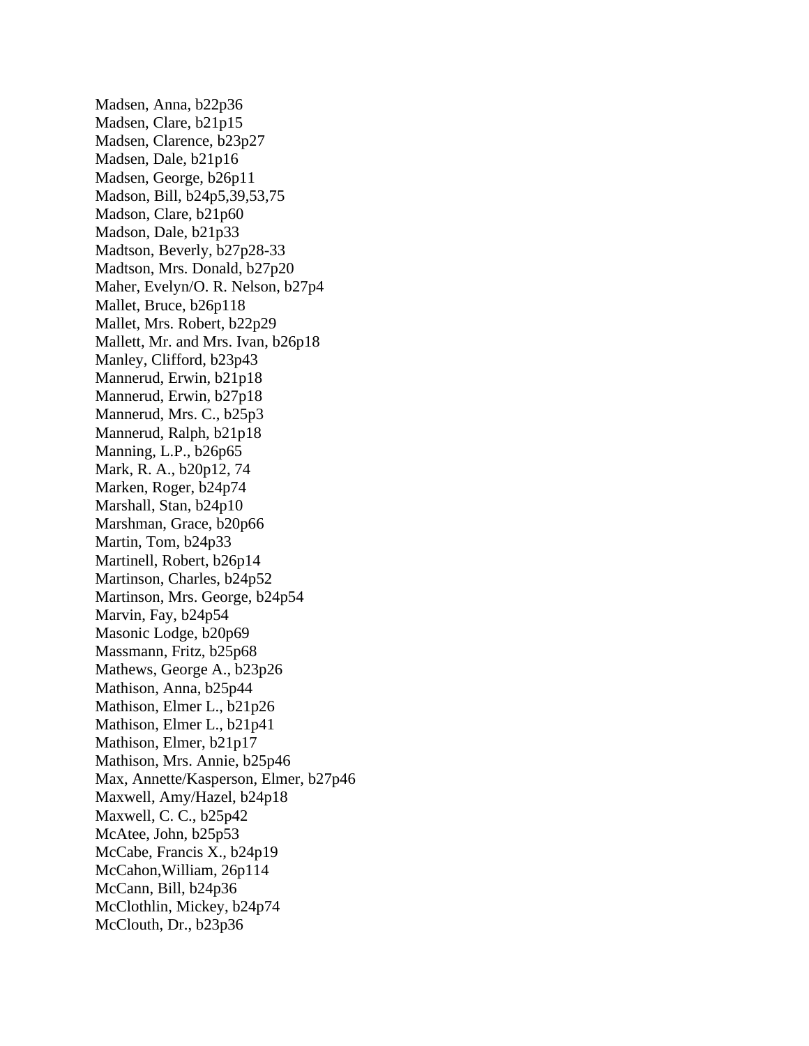Madsen, Anna, b22p36
Madsen, Clare, b21p15
Madsen, Clarence, b23p27
Madsen, Dale, b21p16
Madsen, George, b26p11
Madson, Bill, b24p5,39,53,75
Madson, Clare, b21p60
Madson, Dale, b21p33
Madtson, Beverly, b27p28-33
Madtson, Mrs. Donald, b27p20
Maher, Evelyn/O. R. Nelson, b27p4
Mallet, Bruce, b26p118
Mallet, Mrs. Robert, b22p29
Mallett, Mr. and Mrs. Ivan, b26p18
Manley, Clifford, b23p43
Mannerud, Erwin, b21p18
Mannerud, Erwin, b27p18
Mannerud, Mrs. C., b25p3
Mannerud, Ralph, b21p18
Manning, L.P., b26p65
Mark, R. A., b20p12, 74
Marken, Roger, b24p74
Marshall, Stan, b24p10
Marshman, Grace, b20p66
Martin, Tom, b24p33
Martinell, Robert, b26p14
Martinson, Charles, b24p52
Martinson, Mrs. George, b24p54
Marvin, Fay, b24p54
Masonic Lodge, b20p69
Massmann, Fritz, b25p68
Mathews, George A., b23p26
Mathison, Anna, b25p44
Mathison, Elmer L., b21p26
Mathison, Elmer L., b21p41
Mathison, Elmer, b21p17
Mathison, Mrs. Annie, b25p46
Max, Annette/Kasperson, Elmer, b27p46
Maxwell, Amy/Hazel, b24p18
Maxwell, C. C., b25p42
McAtee, John, b25p53
McCabe, Francis X., b24p19
McCahon,William, 26p114
McCann, Bill, b24p36
McClothlin, Mickey, b24p74
McClouth, Dr., b23p36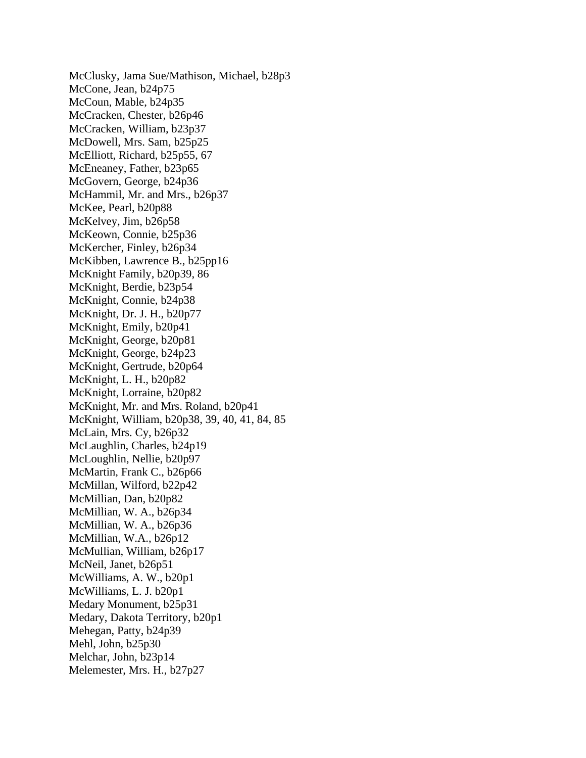McClusky, Jama Sue/Mathison, Michael, b28p3
McCone, Jean, b24p75
McCoun, Mable, b24p35
McCracken, Chester, b26p46
McCracken, William, b23p37
McDowell, Mrs. Sam, b25p25
McElliott, Richard, b25p55, 67
McEneaney, Father, b23p65
McGovern, George, b24p36
McHammil, Mr. and Mrs., b26p37
McKee, Pearl, b20p88
McKelvey, Jim, b26p58
McKeown, Connie, b25p36
McKercher, Finley, b26p34
McKibben, Lawrence B., b25pp16
McKnight Family, b20p39, 86
McKnight, Berdie, b23p54
McKnight, Connie, b24p38
McKnight, Dr. J. H., b20p77
McKnight, Emily, b20p41
McKnight, George, b20p81
McKnight, George, b24p23
McKnight, Gertrude, b20p64
McKnight, L. H., b20p82
McKnight, Lorraine, b20p82
McKnight, Mr. and Mrs. Roland, b20p41
McKnight, William, b20p38, 39, 40, 41, 84, 85
McLain, Mrs. Cy, b26p32
McLaughlin, Charles, b24p19
McLoughlin, Nellie, b20p97
McMartin, Frank C., b26p66
McMillan, Wilford, b22p42
McMillian, Dan, b20p82
McMillian, W. A., b26p34
McMillian, W. A., b26p36
McMillian, W.A., b26p12
McMullian, William, b26p17
McNeil, Janet, b26p51
McWilliams, A. W., b20p1
McWilliams, L. J. b20p1
Medary Monument, b25p31
Medary, Dakota Territory, b20p1
Mehegan, Patty, b24p39
Mehl, John, b25p30
Melchar, John, b23p14
Melemester, Mrs. H., b27p27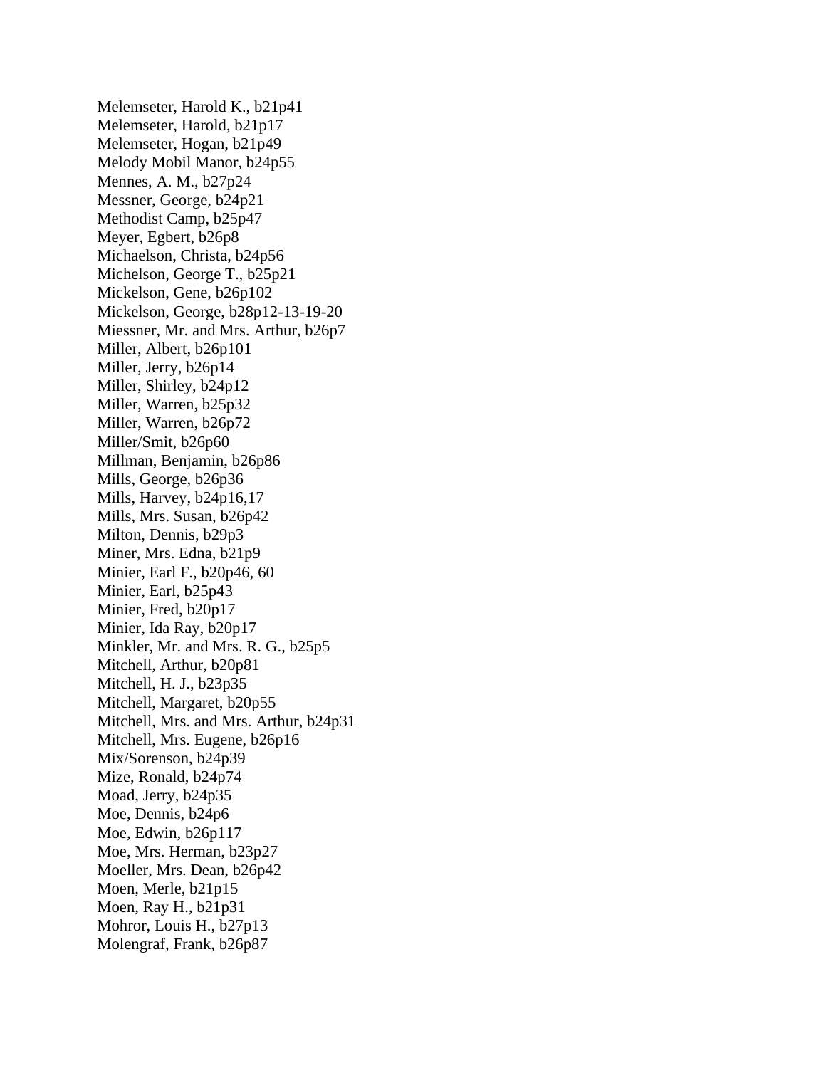Melemseter, Harold K., b21p41
Melemseter, Harold, b21p17
Melemseter, Hogan, b21p49
Melody Mobil Manor, b24p55
Mennes, A. M., b27p24
Messner, George, b24p21
Methodist Camp, b25p47
Meyer, Egbert, b26p8
Michaelson, Christa, b24p56
Michelson, George T., b25p21
Mickelson, Gene, b26p102
Mickelson, George, b28p12-13-19-20
Miessner, Mr. and Mrs. Arthur, b26p7
Miller, Albert, b26p101
Miller, Jerry, b26p14
Miller, Shirley, b24p12
Miller, Warren, b25p32
Miller, Warren, b26p72
Miller/Smit, b26p60
Millman, Benjamin, b26p86
Mills, George, b26p36
Mills, Harvey, b24p16,17
Mills, Mrs. Susan, b26p42
Milton, Dennis, b29p3
Miner, Mrs. Edna, b21p9
Minier, Earl F., b20p46, 60
Minier, Earl, b25p43
Minier, Fred, b20p17
Minier, Ida Ray, b20p17
Minkler, Mr. and Mrs. R. G., b25p5
Mitchell, Arthur, b20p81
Mitchell, H. J., b23p35
Mitchell, Margaret, b20p55
Mitchell, Mrs. and Mrs. Arthur, b24p31
Mitchell, Mrs. Eugene, b26p16
Mix/Sorenson, b24p39
Mize, Ronald, b24p74
Moad, Jerry, b24p35
Moe, Dennis, b24p6
Moe, Edwin, b26p117
Moe, Mrs. Herman, b23p27
Moeller, Mrs. Dean, b26p42
Moen, Merle, b21p15
Moen, Ray H., b21p31
Mohror, Louis H., b27p13
Molengraf, Frank, b26p87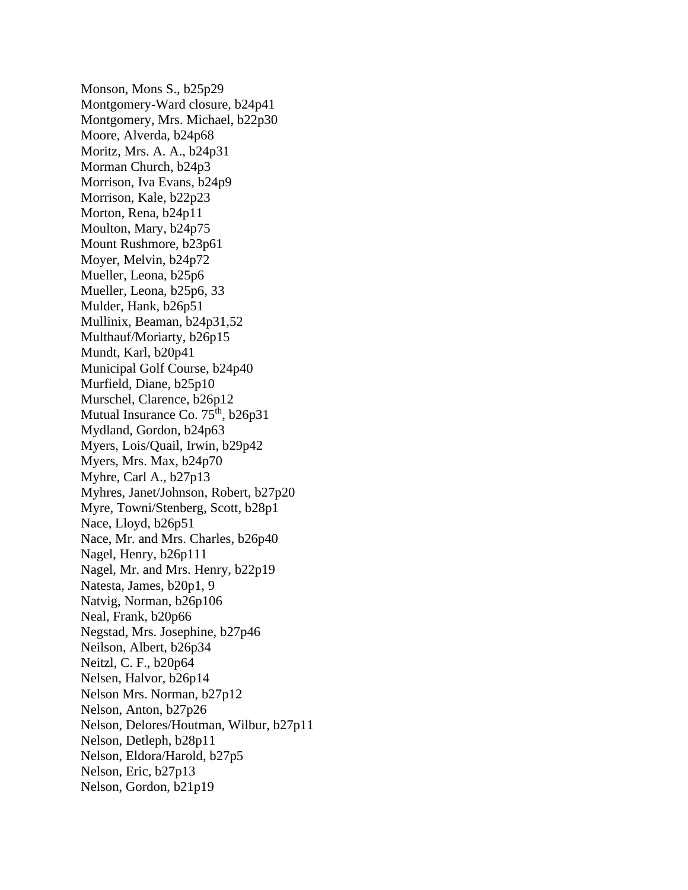Monson, Mons S., b25p29
Montgomery-Ward closure, b24p41
Montgomery, Mrs. Michael, b22p30
Moore, Alverda, b24p68
Moritz, Mrs. A. A., b24p31
Morman Church, b24p3
Morrison, Iva Evans, b24p9
Morrison, Kale, b22p23
Morton, Rena, b24p11
Moulton, Mary, b24p75
Mount Rushmore, b23p61
Moyer, Melvin, b24p72
Mueller, Leona, b25p6
Mueller, Leona, b25p6, 33
Mulder, Hank, b26p51
Mullinix, Beaman, b24p31,52
Multhauf/Moriarty, b26p15
Mundt, Karl, b20p41
Municipal Golf Course, b24p40
Murfield, Diane, b25p10
Murschel, Clarence, b26p12
Mutual Insurance Co. 75th, b26p31
Mydland, Gordon, b24p63
Myers, Lois/Quail, Irwin, b29p42
Myers, Mrs. Max, b24p70
Myhre, Carl A., b27p13
Myhres, Janet/Johnson, Robert, b27p20
Myre, Towni/Stenberg, Scott, b28p1
Nace, Lloyd, b26p51
Nace, Mr. and Mrs. Charles, b26p40
Nagel, Henry, b26p111
Nagel, Mr. and Mrs. Henry, b22p19
Natesta, James, b20p1, 9
Natvig, Norman, b26p106
Neal, Frank, b20p66
Negstad, Mrs. Josephine, b27p46
Neilson, Albert, b26p34
Neitzl, C. F., b20p64
Nelsen, Halvor, b26p14
Nelson Mrs. Norman, b27p12
Nelson, Anton, b27p26
Nelson, Delores/Houtman, Wilbur, b27p11
Nelson, Detleph, b28p11
Nelson, Eldora/Harold, b27p5
Nelson, Eric, b27p13
Nelson, Gordon, b21p19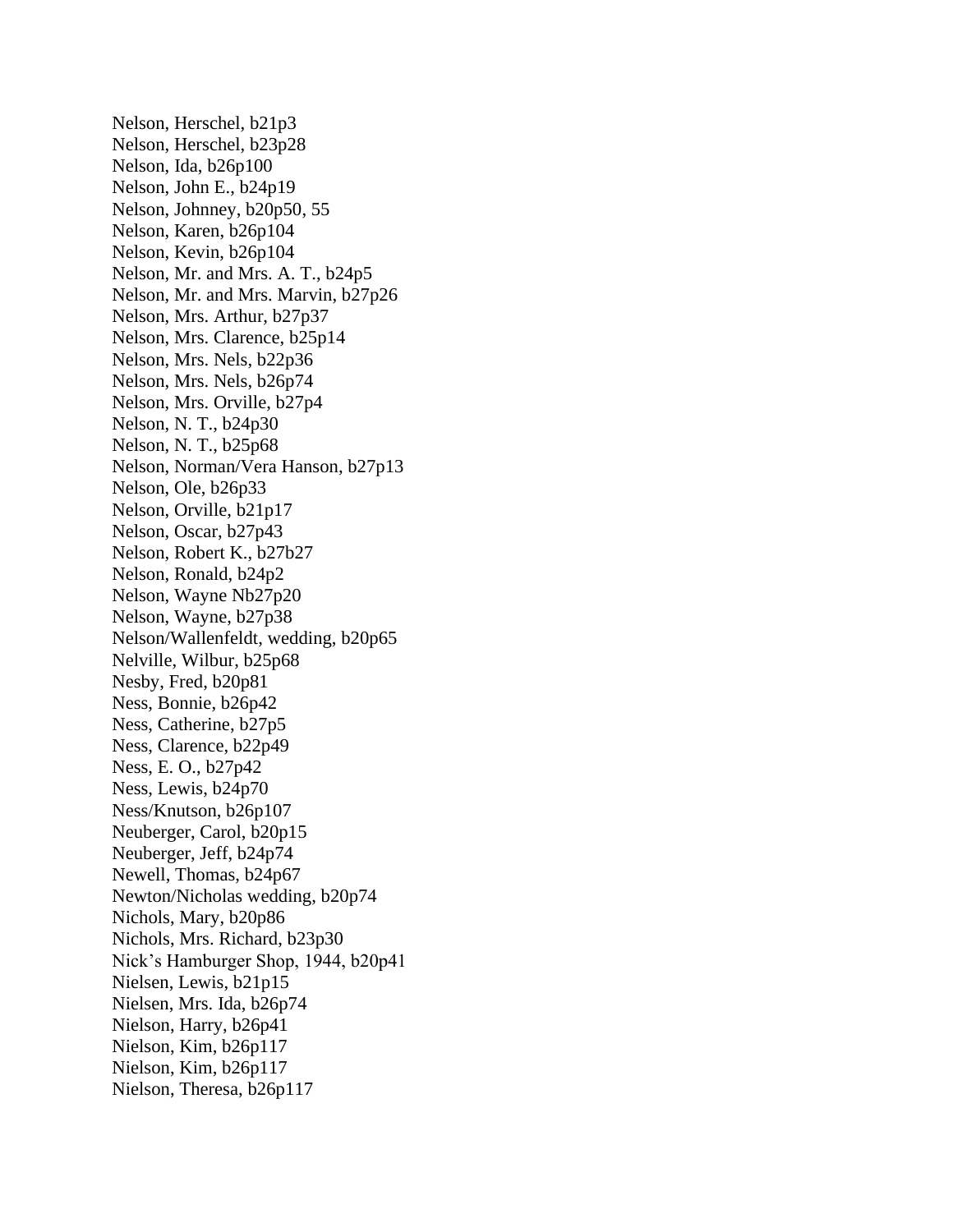Nelson, Herschel, b21p3
Nelson, Herschel, b23p28
Nelson, Ida, b26p100
Nelson, John E., b24p19
Nelson, Johnney, b20p50, 55
Nelson, Karen, b26p104
Nelson, Kevin, b26p104
Nelson, Mr. and Mrs. A. T., b24p5
Nelson, Mr. and Mrs. Marvin, b27p26
Nelson, Mrs. Arthur, b27p37
Nelson, Mrs. Clarence, b25p14
Nelson, Mrs. Nels, b22p36
Nelson, Mrs. Nels, b26p74
Nelson, Mrs. Orville, b27p4
Nelson, N. T., b24p30
Nelson, N. T., b25p68
Nelson, Norman/Vera Hanson, b27p13
Nelson, Ole, b26p33
Nelson, Orville, b21p17
Nelson, Oscar, b27p43
Nelson, Robert K., b27b27
Nelson, Ronald, b24p2
Nelson, Wayne Nb27p20
Nelson, Wayne, b27p38
Nelson/Wallenfeldt, wedding, b20p65
Nelville, Wilbur, b25p68
Nesby, Fred, b20p81
Ness, Bonnie, b26p42
Ness, Catherine, b27p5
Ness, Clarence, b22p49
Ness, E. O., b27p42
Ness, Lewis, b24p70
Ness/Knutson, b26p107
Neuberger, Carol, b20p15
Neuberger, Jeff, b24p74
Newell, Thomas, b24p67
Newton/Nicholas wedding, b20p74
Nichols, Mary, b20p86
Nichols, Mrs. Richard, b23p30
Nick's Hamburger Shop, 1944, b20p41
Nielsen, Lewis, b21p15
Nielsen, Mrs. Ida, b26p74
Nielson, Harry, b26p41
Nielson, Kim, b26p117
Nielson, Kim, b26p117
Nielson, Theresa, b26p117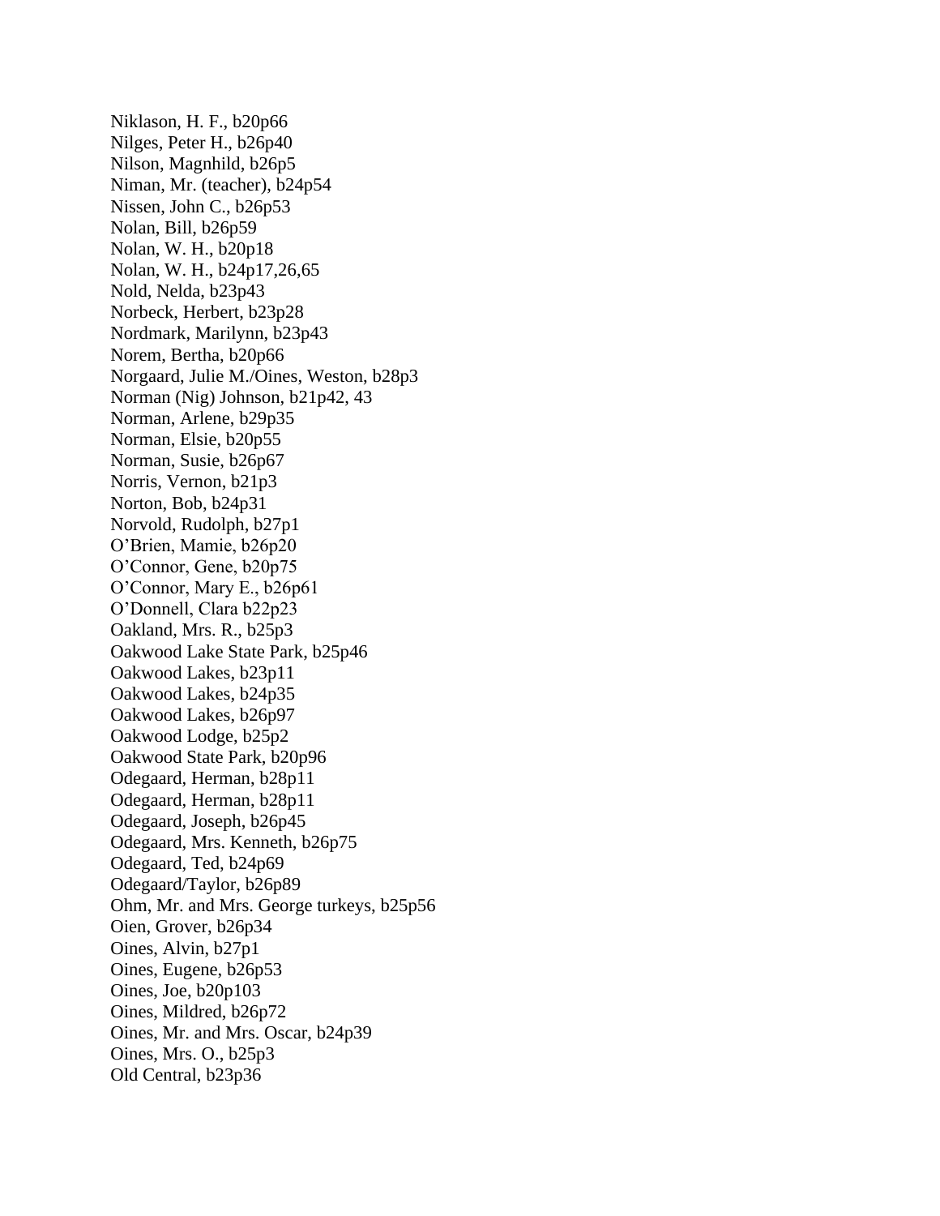Niklason, H. F., b20p66
Nilges, Peter H., b26p40
Nilson, Magnhild, b26p5
Niman, Mr. (teacher), b24p54
Nissen, John C., b26p53
Nolan, Bill, b26p59
Nolan, W. H., b20p18
Nolan, W. H., b24p17,26,65
Nold, Nelda, b23p43
Norbeck, Herbert, b23p28
Nordmark, Marilynn, b23p43
Norem, Bertha, b20p66
Norgaard, Julie M./Oines, Weston, b28p3
Norman (Nig) Johnson, b21p42, 43
Norman, Arlene, b29p35
Norman, Elsie, b20p55
Norman, Susie, b26p67
Norris, Vernon, b21p3
Norton, Bob, b24p31
Norvold, Rudolph, b27p1
O'Brien, Mamie, b26p20
O'Connor, Gene, b20p75
O'Connor, Mary E., b26p61
O'Donnell, Clara b22p23
Oakland, Mrs. R., b25p3
Oakwood Lake State Park, b25p46
Oakwood Lakes, b23p11
Oakwood Lakes, b24p35
Oakwood Lakes, b26p97
Oakwood Lodge, b25p2
Oakwood State Park, b20p96
Odegaard, Herman, b28p11
Odegaard, Herman, b28p11
Odegaard, Joseph, b26p45
Odegaard, Mrs. Kenneth, b26p75
Odegaard, Ted, b24p69
Odegaard/Taylor, b26p89
Ohm, Mr. and Mrs. George turkeys, b25p56
Oien, Grover, b26p34
Oines, Alvin, b27p1
Oines, Eugene, b26p53
Oines, Joe, b20p103
Oines, Mildred, b26p72
Oines, Mr. and Mrs. Oscar, b24p39
Oines, Mrs. O., b25p3
Old Central, b23p36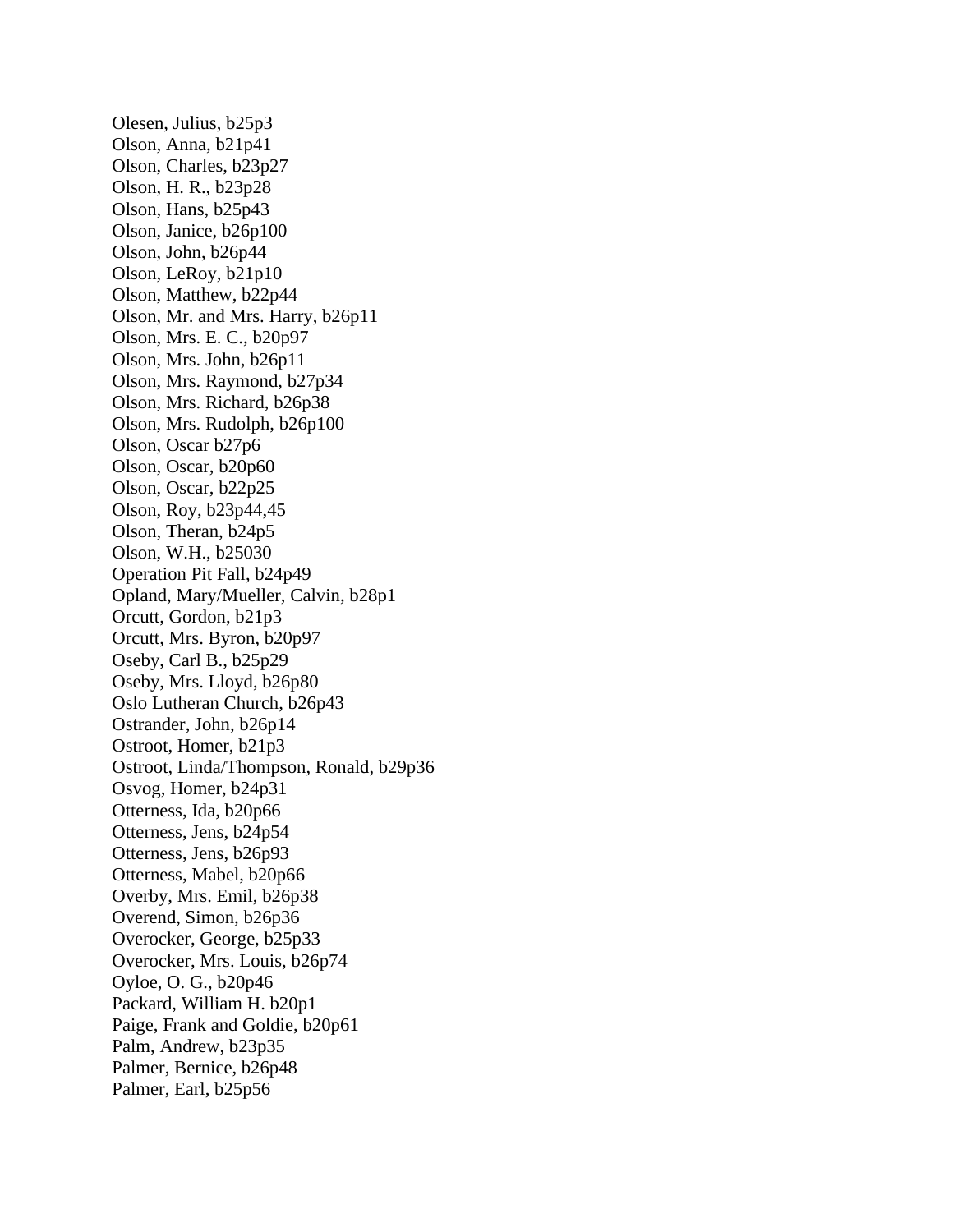Olesen, Julius, b25p3
Olson, Anna, b21p41
Olson, Charles, b23p27
Olson, H. R., b23p28
Olson, Hans, b25p43
Olson, Janice, b26p100
Olson, John, b26p44
Olson, LeRoy, b21p10
Olson, Matthew, b22p44
Olson, Mr. and Mrs. Harry, b26p11
Olson, Mrs. E. C., b20p97
Olson, Mrs. John, b26p11
Olson, Mrs. Raymond, b27p34
Olson, Mrs. Richard, b26p38
Olson, Mrs. Rudolph, b26p100
Olson, Oscar b27p6
Olson, Oscar, b20p60
Olson, Oscar, b22p25
Olson, Roy, b23p44,45
Olson, Theran, b24p5
Olson, W.H., b25030
Operation Pit Fall, b24p49
Opland, Mary/Mueller, Calvin, b28p1
Orcutt, Gordon, b21p3
Orcutt, Mrs. Byron, b20p97
Oseby, Carl B., b25p29
Oseby, Mrs. Lloyd, b26p80
Oslo Lutheran Church, b26p43
Ostrander, John, b26p14
Ostroot, Homer, b21p3
Ostroot, Linda/Thompson, Ronald, b29p36
Osvog, Homer, b24p31
Otterness, Ida, b20p66
Otterness, Jens, b24p54
Otterness, Jens, b26p93
Otterness, Mabel, b20p66
Overby, Mrs. Emil, b26p38
Overend, Simon, b26p36
Overocker, George, b25p33
Overocker, Mrs. Louis, b26p74
Oyloe, O. G., b20p46
Packard, William H. b20p1
Paige, Frank and Goldie, b20p61
Palm, Andrew, b23p35
Palmer, Bernice, b26p48
Palmer, Earl, b25p56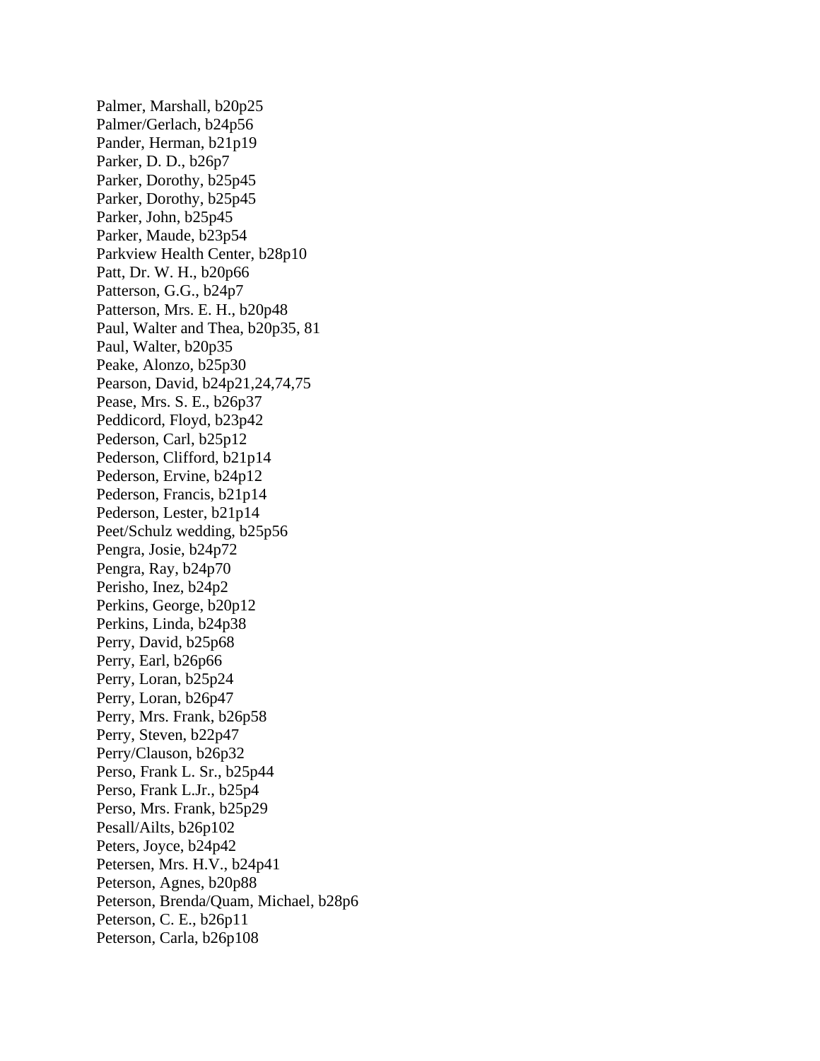Palmer, Marshall, b20p25
Palmer/Gerlach, b24p56
Pander, Herman, b21p19
Parker, D. D., b26p7
Parker, Dorothy, b25p45
Parker, Dorothy, b25p45
Parker, John, b25p45
Parker, Maude, b23p54
Parkview Health Center, b28p10
Patt, Dr. W. H., b20p66
Patterson, G.G., b24p7
Patterson, Mrs. E. H., b20p48
Paul, Walter and Thea, b20p35, 81
Paul, Walter, b20p35
Peake, Alonzo, b25p30
Pearson, David, b24p21,24,74,75
Pease, Mrs. S. E., b26p37
Peddicord, Floyd, b23p42
Pederson, Carl, b25p12
Pederson, Clifford, b21p14
Pederson, Ervine, b24p12
Pederson, Francis, b21p14
Pederson, Lester, b21p14
Peet/Schulz wedding, b25p56
Pengra, Josie, b24p72
Pengra, Ray, b24p70
Perisho, Inez, b24p2
Perkins, George, b20p12
Perkins, Linda, b24p38
Perry, David, b25p68
Perry, Earl, b26p66
Perry, Loran, b25p24
Perry, Loran, b26p47
Perry, Mrs. Frank, b26p58
Perry, Steven, b22p47
Perry/Clauson, b26p32
Perso, Frank L. Sr., b25p44
Perso, Frank L.Jr., b25p4
Perso, Mrs. Frank, b25p29
Pesall/Ailts, b26p102
Peters, Joyce, b24p42
Petersen, Mrs. H.V., b24p41
Peterson, Agnes, b20p88
Peterson, Brenda/Quam, Michael, b28p6
Peterson, C. E., b26p11
Peterson, Carla, b26p108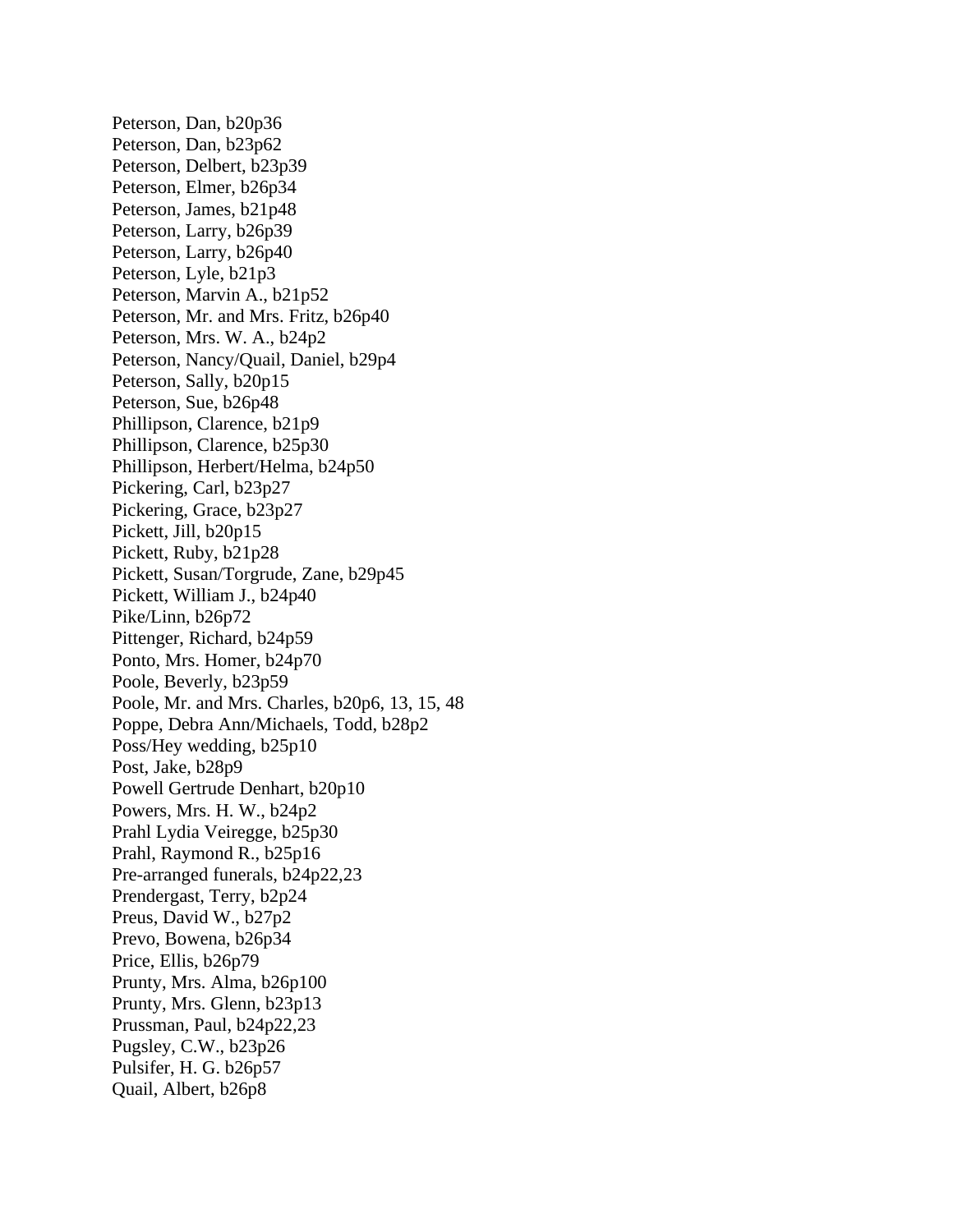Peterson, Dan, b20p36
Peterson, Dan, b23p62
Peterson, Delbert, b23p39
Peterson, Elmer, b26p34
Peterson, James, b21p48
Peterson, Larry, b26p39
Peterson, Larry, b26p40
Peterson, Lyle, b21p3
Peterson, Marvin A., b21p52
Peterson, Mr. and Mrs. Fritz, b26p40
Peterson, Mrs. W. A., b24p2
Peterson, Nancy/Quail, Daniel, b29p4
Peterson, Sally, b20p15
Peterson, Sue, b26p48
Phillipson, Clarence, b21p9
Phillipson, Clarence, b25p30
Phillipson, Herbert/Helma, b24p50
Pickering, Carl, b23p27
Pickering, Grace, b23p27
Pickett, Jill, b20p15
Pickett, Ruby, b21p28
Pickett, Susan/Torgrude, Zane, b29p45
Pickett, William J., b24p40
Pike/Linn, b26p72
Pittenger, Richard, b24p59
Ponto, Mrs. Homer, b24p70
Poole, Beverly, b23p59
Poole, Mr. and Mrs. Charles, b20p6, 13, 15, 48
Poppe, Debra Ann/Michaels, Todd, b28p2
Poss/Hey wedding, b25p10
Post, Jake, b28p9
Powell Gertrude Denhart, b20p10
Powers, Mrs. H. W., b24p2
Prahl Lydia Veiregge, b25p30
Prahl, Raymond R., b25p16
Pre-arranged funerals, b24p22,23
Prendergast, Terry, b2p24
Preus, David W., b27p2
Prevo, Bowena, b26p34
Price, Ellis, b26p79
Prunty, Mrs. Alma, b26p100
Prunty, Mrs. Glenn, b23p13
Prussman, Paul, b24p22,23
Pugsley, C.W., b23p26
Pulsifer, H. G. b26p57
Quail, Albert, b26p8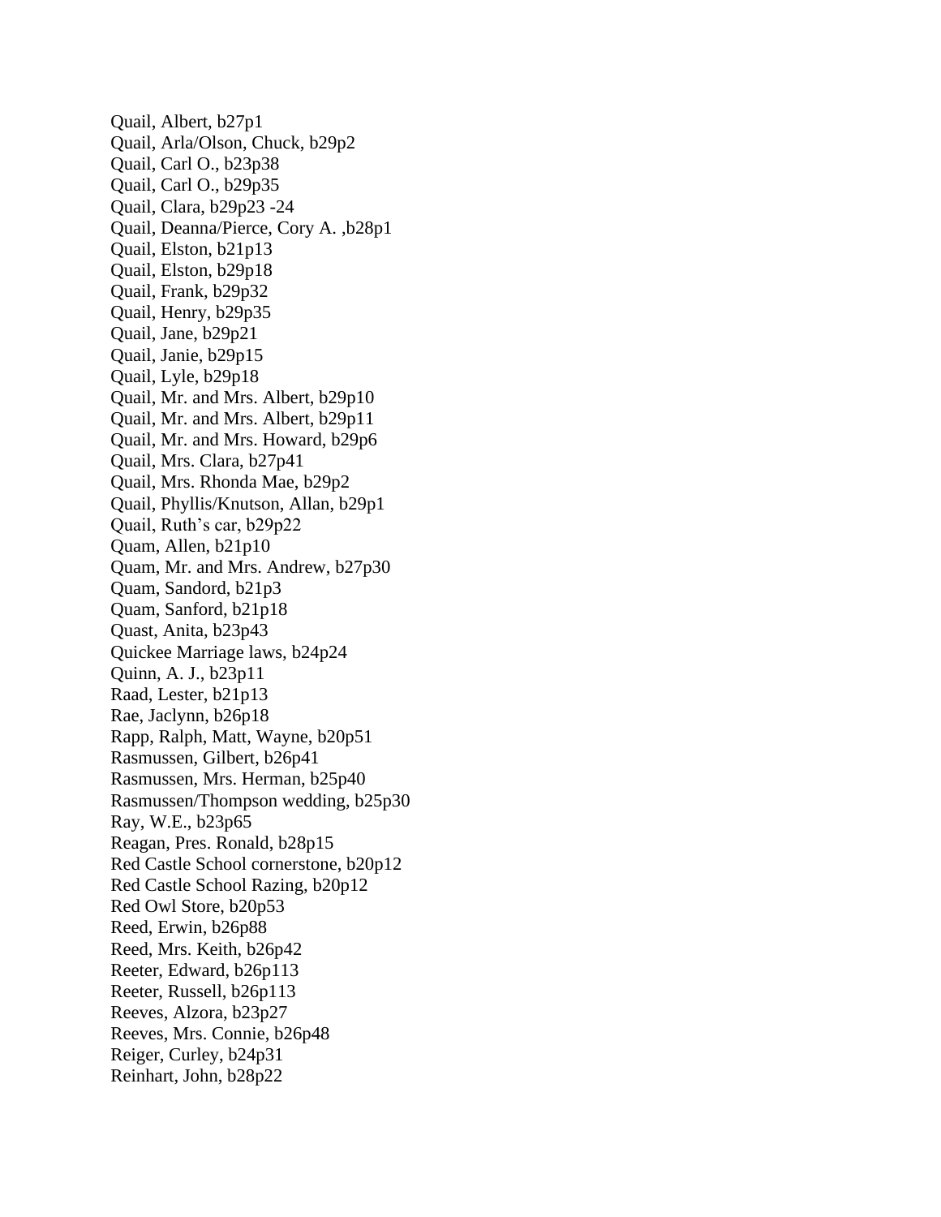Quail, Albert, b27p1
Quail, Arla/Olson, Chuck, b29p2
Quail, Carl O., b23p38
Quail, Carl O., b29p35
Quail, Clara, b29p23 -24
Quail, Deanna/Pierce, Cory A. ,b28p1
Quail, Elston, b21p13
Quail, Elston, b29p18
Quail, Frank, b29p32
Quail, Henry, b29p35
Quail, Jane, b29p21
Quail, Janie, b29p15
Quail, Lyle, b29p18
Quail, Mr. and Mrs. Albert, b29p10
Quail, Mr. and Mrs. Albert, b29p11
Quail, Mr. and Mrs. Howard, b29p6
Quail, Mrs. Clara, b27p41
Quail, Mrs. Rhonda Mae, b29p2
Quail, Phyllis/Knutson, Allan, b29p1
Quail, Ruth's car, b29p22
Quam, Allen, b21p10
Quam, Mr. and Mrs. Andrew, b27p30
Quam, Sandord, b21p3
Quam, Sanford, b21p18
Quast, Anita, b23p43
Quickee Marriage laws, b24p24
Quinn, A. J., b23p11
Raad, Lester, b21p13
Rae, Jaclynn, b26p18
Rapp, Ralph, Matt, Wayne, b20p51
Rasmussen, Gilbert, b26p41
Rasmussen, Mrs. Herman, b25p40
Rasmussen/Thompson wedding, b25p30
Ray, W.E., b23p65
Reagan, Pres. Ronald, b28p15
Red Castle School cornerstone, b20p12
Red Castle School Razing, b20p12
Red Owl Store, b20p53
Reed, Erwin, b26p88
Reed, Mrs. Keith, b26p42
Reeter, Edward, b26p113
Reeter, Russell, b26p113
Reeves, Alzora, b23p27
Reeves, Mrs. Connie, b26p48
Reiger, Curley, b24p31
Reinhart, John, b28p22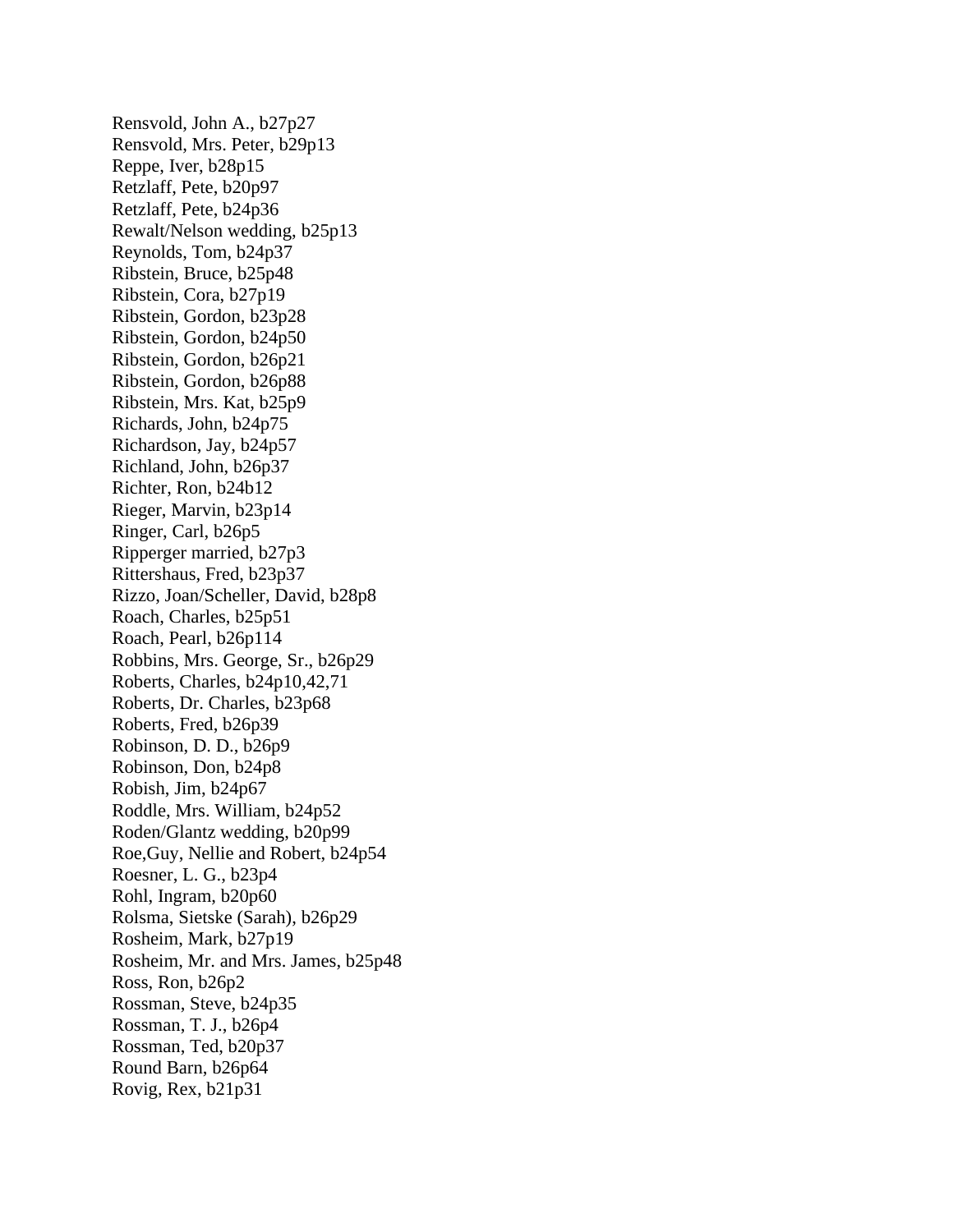Rensvold, John A., b27p27
Rensvold, Mrs. Peter, b29p13
Reppe, Iver, b28p15
Retzlaff, Pete, b20p97
Retzlaff, Pete, b24p36
Rewalt/Nelson wedding, b25p13
Reynolds, Tom, b24p37
Ribstein, Bruce, b25p48
Ribstein, Cora, b27p19
Ribstein, Gordon, b23p28
Ribstein, Gordon, b24p50
Ribstein, Gordon, b26p21
Ribstein, Gordon, b26p88
Ribstein, Mrs. Kat, b25p9
Richards, John, b24p75
Richardson, Jay, b24p57
Richland, John, b26p37
Richter, Ron, b24b12
Rieger, Marvin, b23p14
Ringer, Carl, b26p5
Ripperger married, b27p3
Rittershaus, Fred, b23p37
Rizzo, Joan/Scheller, David, b28p8
Roach, Charles, b25p51
Roach, Pearl, b26p114
Robbins, Mrs. George, Sr., b26p29
Roberts, Charles, b24p10,42,71
Roberts, Dr. Charles, b23p68
Roberts, Fred, b26p39
Robinson, D. D., b26p9
Robinson, Don, b24p8
Robish, Jim, b24p67
Roddle, Mrs. William, b24p52
Roden/Glantz wedding, b20p99
Roe,Guy, Nellie and Robert, b24p54
Roesner, L. G., b23p4
Rohl, Ingram, b20p60
Rolsma, Sietske (Sarah), b26p29
Rosheim, Mark, b27p19
Rosheim, Mr. and Mrs. James, b25p48
Ross, Ron, b26p2
Rossman, Steve, b24p35
Rossman, T. J., b26p4
Rossman, Ted, b20p37
Round Barn, b26p64
Rovig, Rex, b21p31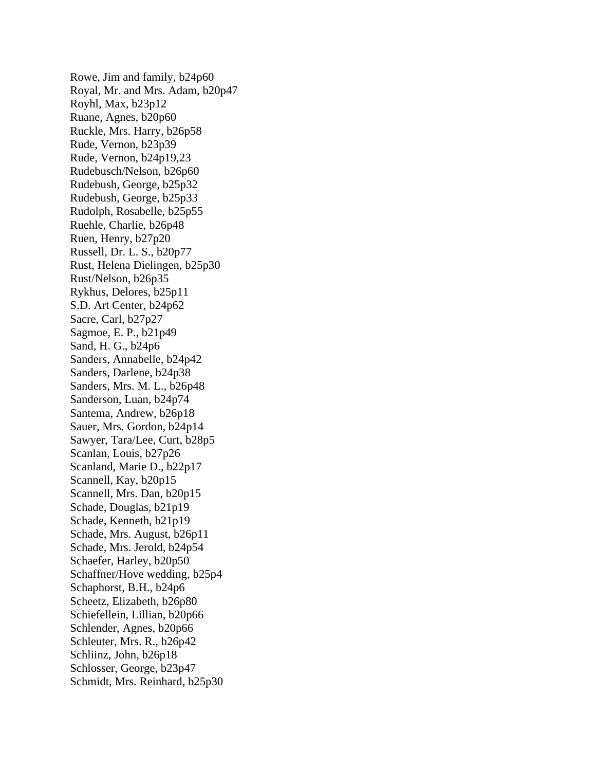Rowe, Jim and family, b24p60
Royal, Mr. and Mrs. Adam, b20p47
Royhl, Max, b23p12
Ruane, Agnes, b20p60
Ruckle, Mrs. Harry, b26p58
Rude, Vernon, b23p39
Rude, Vernon, b24p19,23
Rudebusch/Nelson, b26p60
Rudebush, George, b25p32
Rudebush, George, b25p33
Rudolph, Rosabelle, b25p55
Ruehle, Charlie, b26p48
Ruen, Henry, b27p20
Russell, Dr. L. S., b20p77
Rust, Helena Dielingen, b25p30
Rust/Nelson, b26p35
Rykhus, Delores, b25p11
S.D. Art Center, b24p62
Sacre, Carl, b27p27
Sagmoe, E. P., b21p49
Sand, H. G., b24p6
Sanders, Annabelle, b24p42
Sanders, Darlene, b24p38
Sanders, Mrs. M. L., b26p48
Sanderson, Luan, b24p74
Santema, Andrew, b26p18
Sauer, Mrs. Gordon, b24p14
Sawyer, Tara/Lee, Curt, b28p5
Scanlan, Louis, b27p26
Scanland, Marie D., b22p17
Scannell, Kay, b20p15
Scannell, Mrs. Dan, b20p15
Schade, Douglas, b21p19
Schade, Kenneth, b21p19
Schade, Mrs. August, b26p11
Schade, Mrs. Jerold, b24p54
Schaefer, Harley, b20p50
Schaffner/Hove wedding, b25p4
Schaphorst, B.H., b24p6
Scheetz, Elizabeth, b26p80
Schiefellein, Lillian, b20p66
Schlender, Agnes, b20p66
Schleuter, Mrs. R., b26p42
Schliinz, John, b26p18
Schlosser, George, b23p47
Schmidt, Mrs. Reinhard, b25p30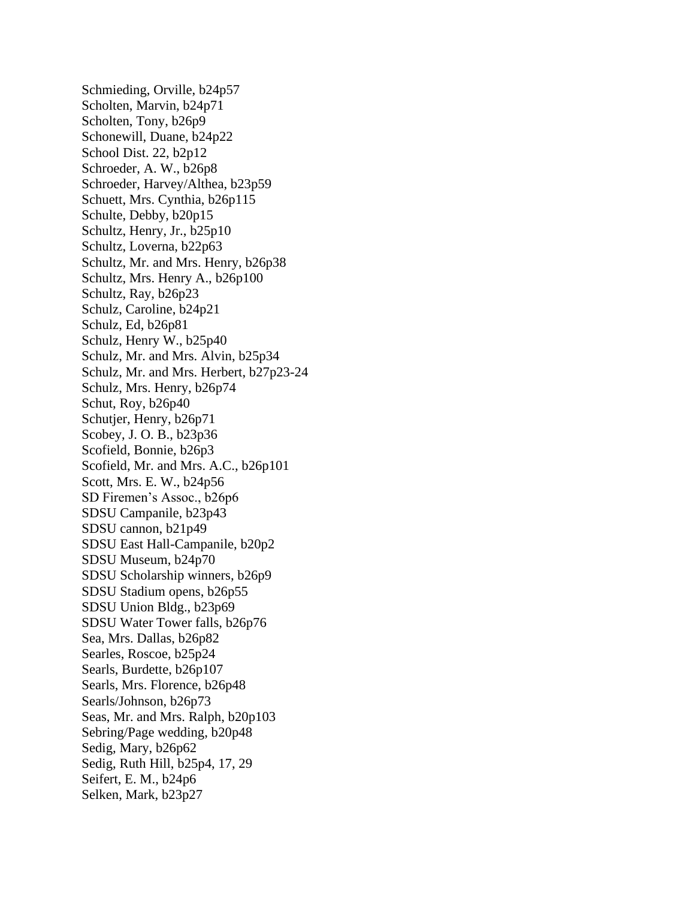Schmieding, Orville, b24p57
Scholten, Marvin, b24p71
Scholten, Tony, b26p9
Schonewill, Duane, b24p22
School Dist. 22, b2p12
Schroeder, A. W., b26p8
Schroeder, Harvey/Althea, b23p59
Schuett, Mrs. Cynthia, b26p115
Schulte, Debby, b20p15
Schultz, Henry, Jr., b25p10
Schultz, Loverna, b22p63
Schultz, Mr. and Mrs. Henry, b26p38
Schultz, Mrs. Henry A., b26p100
Schultz, Ray, b26p23
Schulz, Caroline, b24p21
Schulz, Ed, b26p81
Schulz, Henry W., b25p40
Schulz, Mr. and Mrs. Alvin, b25p34
Schulz, Mr. and Mrs. Herbert, b27p23-24
Schulz, Mrs. Henry, b26p74
Schut, Roy, b26p40
Schutjer, Henry, b26p71
Scobey, J. O. B., b23p36
Scofield, Bonnie, b26p3
Scofield, Mr. and Mrs. A.C., b26p101
Scott, Mrs. E. W., b24p56
SD Firemen's Assoc., b26p6
SDSU Campanile, b23p43
SDSU cannon, b21p49
SDSU East Hall-Campanile, b20p2
SDSU Museum, b24p70
SDSU Scholarship winners, b26p9
SDSU Stadium opens, b26p55
SDSU Union Bldg., b23p69
SDSU Water Tower falls, b26p76
Sea, Mrs. Dallas, b26p82
Searles, Roscoe, b25p24
Searls, Burdette, b26p107
Searls, Mrs. Florence, b26p48
Searls/Johnson, b26p73
Seas, Mr. and Mrs. Ralph, b20p103
Sebring/Page wedding, b20p48
Sedig, Mary, b26p62
Sedig, Ruth Hill, b25p4, 17, 29
Seifert, E. M., b24p6
Selken, Mark, b23p27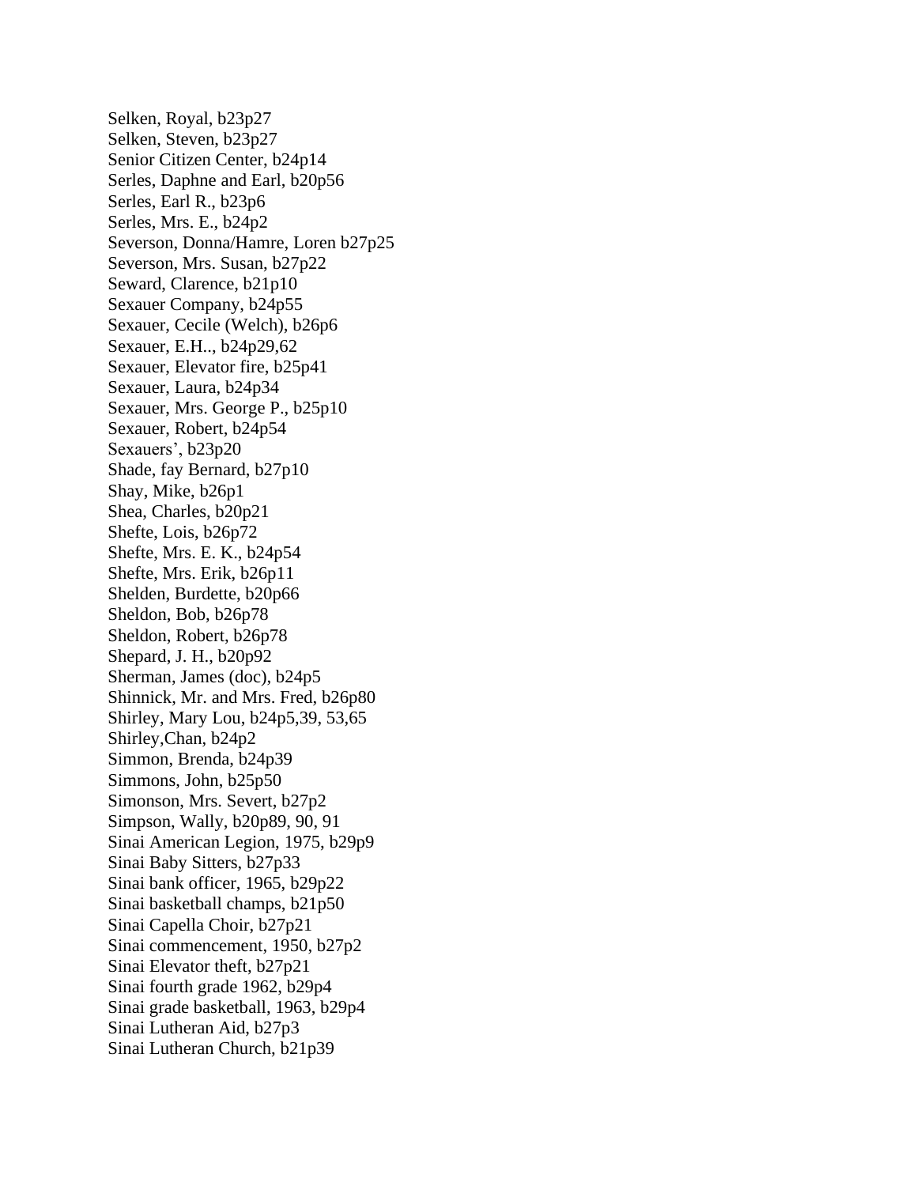Selken, Royal, b23p27
Selken, Steven, b23p27
Senior Citizen Center, b24p14
Serles, Daphne and Earl, b20p56
Serles, Earl R., b23p6
Serles, Mrs. E., b24p2
Severson, Donna/Hamre, Loren b27p25
Severson, Mrs. Susan, b27p22
Seward, Clarence, b21p10
Sexauer Company, b24p55
Sexauer, Cecile (Welch), b26p6
Sexauer, E.H.., b24p29,62
Sexauer, Elevator fire, b25p41
Sexauer, Laura, b24p34
Sexauer, Mrs. George P., b25p10
Sexauer, Robert, b24p54
Sexauers', b23p20
Shade, fay Bernard, b27p10
Shay, Mike, b26p1
Shea, Charles, b20p21
Shefte, Lois, b26p72
Shefte, Mrs. E. K., b24p54
Shefte, Mrs. Erik, b26p11
Shelden, Burdette, b20p66
Sheldon, Bob, b26p78
Sheldon, Robert, b26p78
Shepard, J. H., b20p92
Sherman, James (doc), b24p5
Shinnick, Mr. and Mrs. Fred, b26p80
Shirley, Mary Lou, b24p5,39, 53,65
Shirley,Chan, b24p2
Simmon, Brenda, b24p39
Simmons, John, b25p50
Simonson, Mrs. Severt, b27p2
Simpson, Wally, b20p89, 90, 91
Sinai American Legion, 1975, b29p9
Sinai Baby Sitters, b27p33
Sinai bank officer, 1965, b29p22
Sinai basketball champs, b21p50
Sinai Capella Choir, b27p21
Sinai commencement, 1950, b27p2
Sinai Elevator theft, b27p21
Sinai fourth grade 1962, b29p4
Sinai grade basketball, 1963, b29p4
Sinai Lutheran Aid, b27p3
Sinai Lutheran Church, b21p39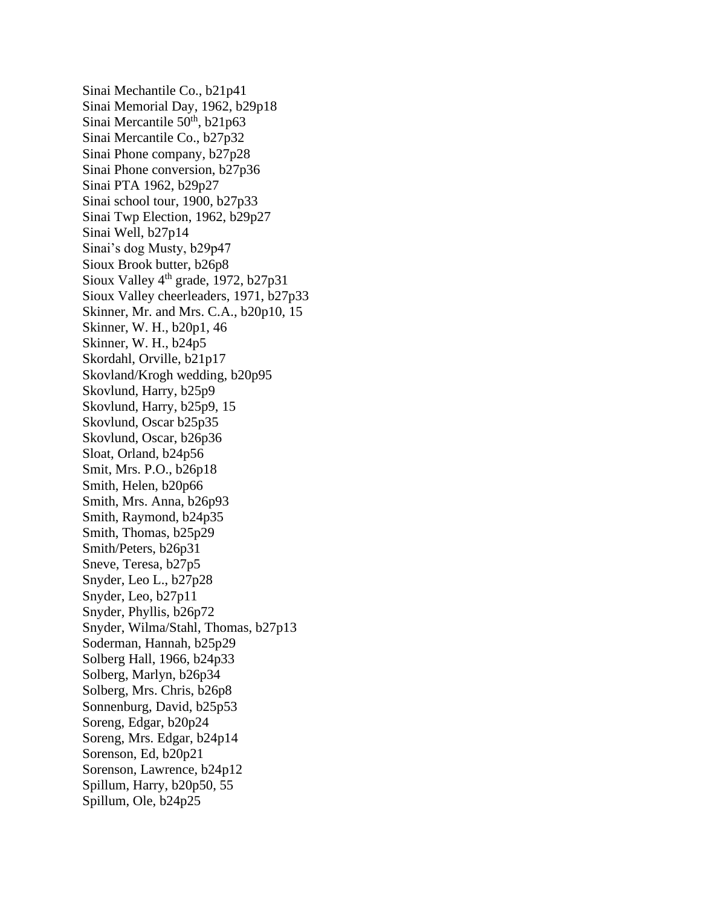Sinai Mechantile Co., b21p41
Sinai Memorial Day, 1962, b29p18
Sinai Mercantile 50th, b21p63
Sinai Mercantile Co., b27p32
Sinai Phone company, b27p28
Sinai Phone conversion, b27p36
Sinai PTA 1962, b29p27
Sinai school tour, 1900, b27p33
Sinai Twp Election, 1962, b29p27
Sinai Well, b27p14
Sinai's dog Musty, b29p47
Sioux Brook butter, b26p8
Sioux Valley 4th grade, 1972, b27p31
Sioux Valley cheerleaders, 1971, b27p33
Skinner, Mr. and Mrs. C.A., b20p10, 15
Skinner, W. H., b20p1, 46
Skinner, W. H., b24p5
Skordahl, Orville, b21p17
Skovland/Krogh wedding, b20p95
Skovlund, Harry, b25p9
Skovlund, Harry, b25p9, 15
Skovlund, Oscar b25p35
Skovlund, Oscar, b26p36
Sloat, Orland, b24p56
Smit, Mrs. P.O., b26p18
Smith, Helen, b20p66
Smith, Mrs. Anna, b26p93
Smith, Raymond, b24p35
Smith, Thomas, b25p29
Smith/Peters, b26p31
Sneve, Teresa, b27p5
Snyder, Leo L., b27p28
Snyder, Leo, b27p11
Snyder, Phyllis, b26p72
Snyder, Wilma/Stahl, Thomas, b27p13
Soderman, Hannah, b25p29
Solberg Hall, 1966, b24p33
Solberg, Marlyn, b26p34
Solberg, Mrs. Chris, b26p8
Sonnenburg, David, b25p53
Soreng, Edgar, b20p24
Soreng, Mrs. Edgar, b24p14
Sorenson, Ed, b20p21
Sorenson, Lawrence, b24p12
Spillum, Harry, b20p50, 55
Spillum, Ole, b24p25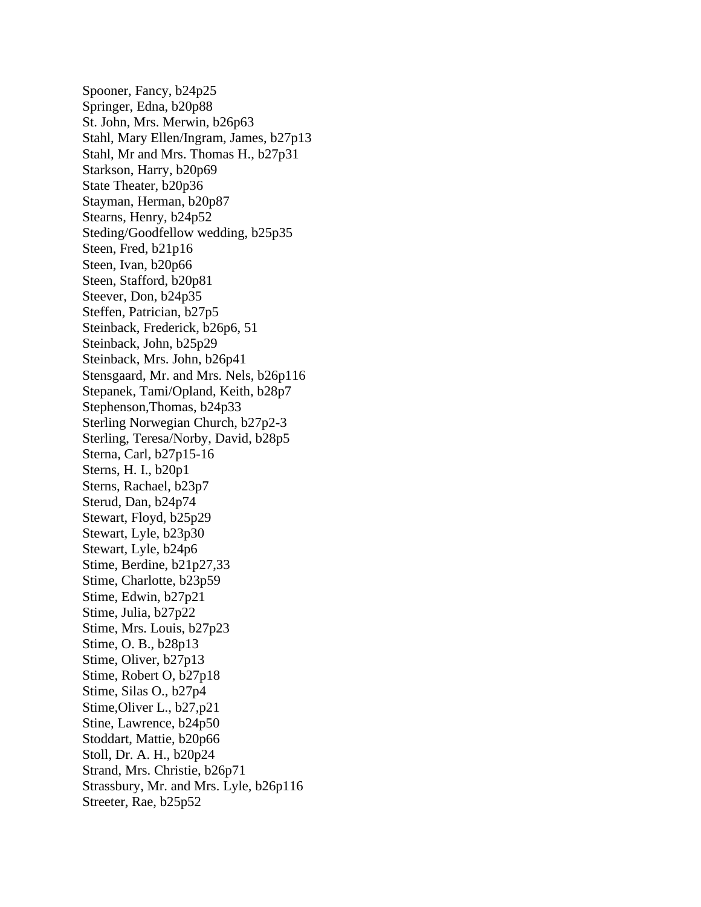Spooner, Fancy, b24p25
Springer, Edna, b20p88
St. John, Mrs. Merwin, b26p63
Stahl, Mary Ellen/Ingram, James, b27p13
Stahl, Mr and Mrs. Thomas H., b27p31
Starkson, Harry, b20p69
State Theater, b20p36
Stayman, Herman, b20p87
Stearns, Henry, b24p52
Steding/Goodfellow wedding, b25p35
Steen, Fred, b21p16
Steen, Ivan, b20p66
Steen, Stafford, b20p81
Steever, Don, b24p35
Steffen, Patrician, b27p5
Steinback, Frederick, b26p6, 51
Steinback, John, b25p29
Steinback, Mrs. John, b26p41
Stensgaard, Mr. and Mrs. Nels, b26p116
Stepanek, Tami/Opland, Keith, b28p7
Stephenson,Thomas, b24p33
Sterling Norwegian Church, b27p2-3
Sterling, Teresa/Norby, David, b28p5
Sterna, Carl, b27p15-16
Sterns, H. I., b20p1
Sterns, Rachael, b23p7
Sterud, Dan, b24p74
Stewart, Floyd, b25p29
Stewart, Lyle, b23p30
Stewart, Lyle, b24p6
Stime, Berdine, b21p27,33
Stime, Charlotte, b23p59
Stime, Edwin, b27p21
Stime, Julia, b27p22
Stime, Mrs. Louis, b27p23
Stime, O. B., b28p13
Stime, Oliver, b27p13
Stime, Robert O, b27p18
Stime, Silas O., b27p4
Stime,Oliver L., b27,p21
Stine, Lawrence, b24p50
Stoddart, Mattie, b20p66
Stoll, Dr. A. H., b20p24
Strand, Mrs. Christie, b26p71
Strassbury, Mr. and Mrs. Lyle, b26p116
Streeter, Rae, b25p52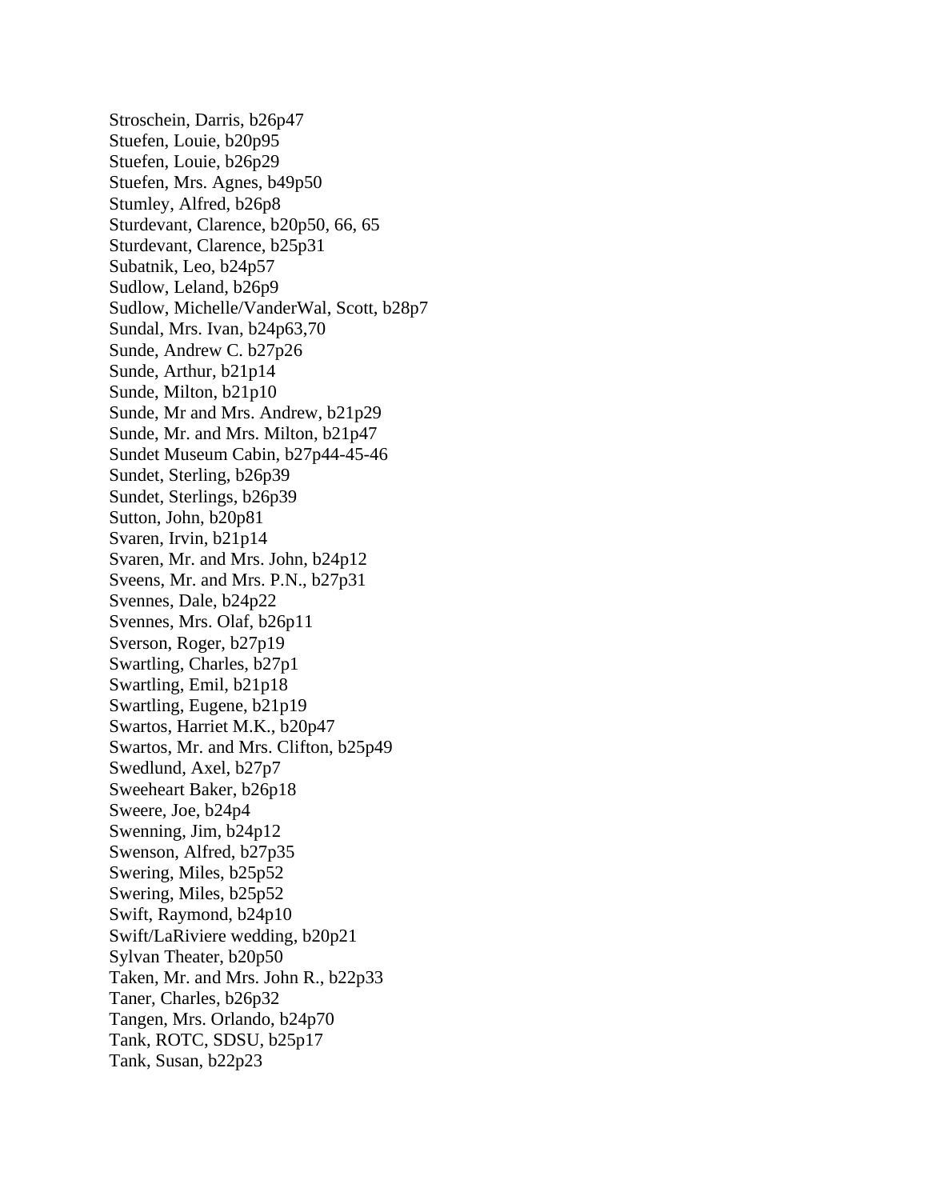Stroschein, Darris, b26p47
Stuefen, Louie, b20p95
Stuefen, Louie, b26p29
Stuefen, Mrs. Agnes, b49p50
Stumley, Alfred, b26p8
Sturdevant, Clarence, b20p50, 66, 65
Sturdevant, Clarence, b25p31
Subatnik, Leo, b24p57
Sudlow, Leland, b26p9
Sudlow, Michelle/VanderWal, Scott, b28p7
Sundal, Mrs. Ivan, b24p63,70
Sunde, Andrew C. b27p26
Sunde, Arthur, b21p14
Sunde, Milton, b21p10
Sunde, Mr and Mrs. Andrew, b21p29
Sunde, Mr. and Mrs. Milton, b21p47
Sundet Museum Cabin, b27p44-45-46
Sundet, Sterling, b26p39
Sundet, Sterlings, b26p39
Sutton, John, b20p81
Svaren, Irvin, b21p14
Svaren, Mr. and Mrs. John, b24p12
Sveens, Mr. and Mrs. P.N., b27p31
Svennes, Dale, b24p22
Svennes, Mrs. Olaf, b26p11
Sverson, Roger, b27p19
Swartling, Charles, b27p1
Swartling, Emil, b21p18
Swartling, Eugene, b21p19
Swartos, Harriet M.K., b20p47
Swartos, Mr. and Mrs. Clifton, b25p49
Swedlund, Axel, b27p7
Sweeheart Baker, b26p18
Sweere, Joe, b24p4
Swenning, Jim, b24p12
Swenson, Alfred, b27p35
Swering, Miles, b25p52
Swering, Miles, b25p52
Swift, Raymond, b24p10
Swift/LaRiviere wedding, b20p21
Sylvan Theater, b20p50
Taken, Mr. and Mrs. John R., b22p33
Taner, Charles, b26p32
Tangen, Mrs. Orlando, b24p70
Tank, ROTC, SDSU, b25p17
Tank, Susan, b22p23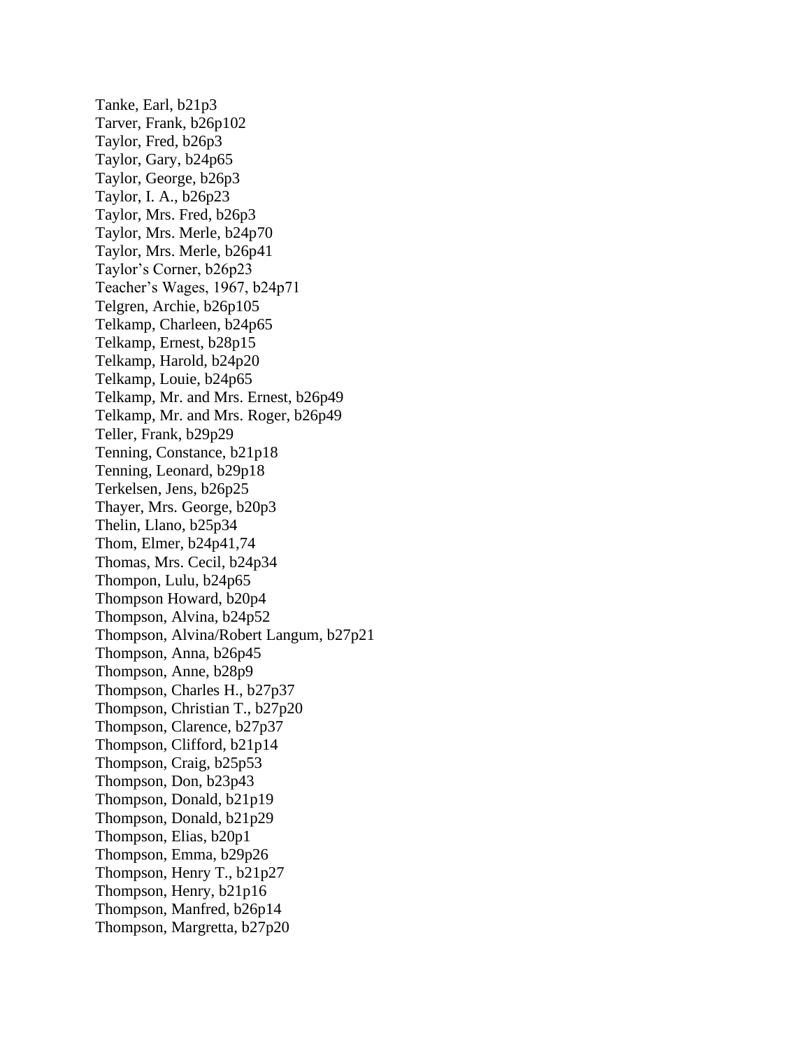Tanke, Earl, b21p3
Tarver, Frank, b26p102
Taylor, Fred, b26p3
Taylor, Gary, b24p65
Taylor, George, b26p3
Taylor, I. A., b26p23
Taylor, Mrs. Fred, b26p3
Taylor, Mrs. Merle, b24p70
Taylor, Mrs. Merle, b26p41
Taylor's Corner, b26p23
Teacher's Wages, 1967, b24p71
Telgren, Archie, b26p105
Telkamp, Charleen, b24p65
Telkamp, Ernest, b28p15
Telkamp, Harold, b24p20
Telkamp, Louie, b24p65
Telkamp, Mr. and Mrs. Ernest, b26p49
Telkamp, Mr. and Mrs. Roger, b26p49
Teller, Frank, b29p29
Tenning, Constance, b21p18
Tenning, Leonard, b29p18
Terkelsen, Jens, b26p25
Thayer, Mrs. George, b20p3
Thelin, Llano, b25p34
Thom, Elmer, b24p41,74
Thomas, Mrs. Cecil, b24p34
Thompon, Lulu, b24p65
Thompson Howard, b20p4
Thompson, Alvina, b24p52
Thompson, Alvina/Robert Langum, b27p21
Thompson, Anna, b26p45
Thompson, Anne, b28p9
Thompson, Charles H., b27p37
Thompson, Christian T., b27p20
Thompson, Clarence, b27p37
Thompson, Clifford, b21p14
Thompson, Craig, b25p53
Thompson, Don, b23p43
Thompson, Donald, b21p19
Thompson, Donald, b21p29
Thompson, Elias, b20p1
Thompson, Emma, b29p26
Thompson, Henry T., b21p27
Thompson, Henry, b21p16
Thompson, Manfred, b26p14
Thompson, Margretta, b27p20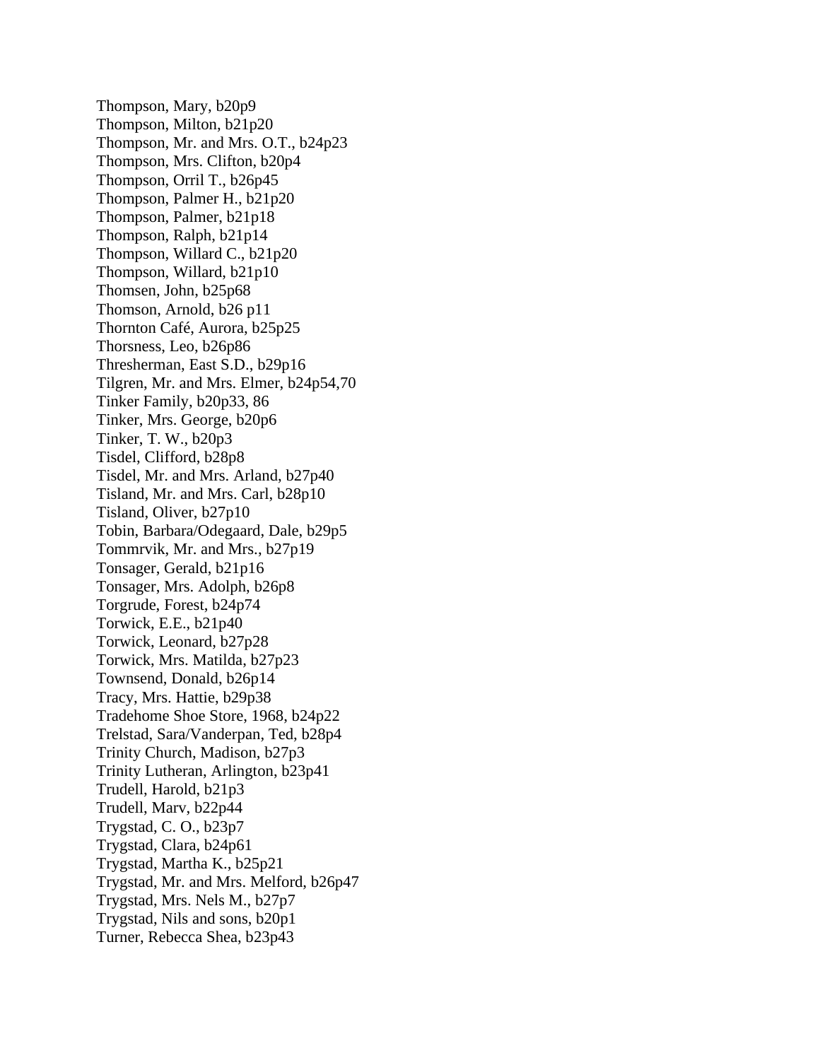Thompson, Mary, b20p9
Thompson, Milton, b21p20
Thompson, Mr. and Mrs. O.T., b24p23
Thompson, Mrs. Clifton, b20p4
Thompson, Orril T., b26p45
Thompson, Palmer H., b21p20
Thompson, Palmer, b21p18
Thompson, Ralph, b21p14
Thompson, Willard C., b21p20
Thompson, Willard, b21p10
Thomsen, John, b25p68
Thomson, Arnold, b26 p11
Thornton Café, Aurora, b25p25
Thorsness, Leo, b26p86
Thresherman, East S.D., b29p16
Tilgren, Mr. and Mrs. Elmer, b24p54,70
Tinker Family, b20p33, 86
Tinker, Mrs. George, b20p6
Tinker, T. W., b20p3
Tisdel, Clifford, b28p8
Tisdel, Mr. and Mrs. Arland, b27p40
Tisland, Mr. and Mrs. Carl, b28p10
Tisland, Oliver, b27p10
Tobin, Barbara/Odegaard, Dale, b29p5
Tommrvik, Mr. and Mrs., b27p19
Tonsager, Gerald, b21p16
Tonsager, Mrs. Adolph, b26p8
Torgrude, Forest, b24p74
Torwick, E.E., b21p40
Torwick, Leonard, b27p28
Torwick, Mrs. Matilda, b27p23
Townsend, Donald, b26p14
Tracy, Mrs. Hattie, b29p38
Tradehome Shoe Store, 1968, b24p22
Trelstad, Sara/Vanderpan, Ted, b28p4
Trinity Church, Madison, b27p3
Trinity Lutheran, Arlington, b23p41
Trudell, Harold, b21p3
Trudell, Marv, b22p44
Trygstad, C. O., b23p7
Trygstad, Clara, b24p61
Trygstad, Martha K., b25p21
Trygstad, Mr. and Mrs. Melford, b26p47
Trygstad, Mrs. Nels M., b27p7
Trygstad, Nils and sons, b20p1
Turner, Rebecca Shea, b23p43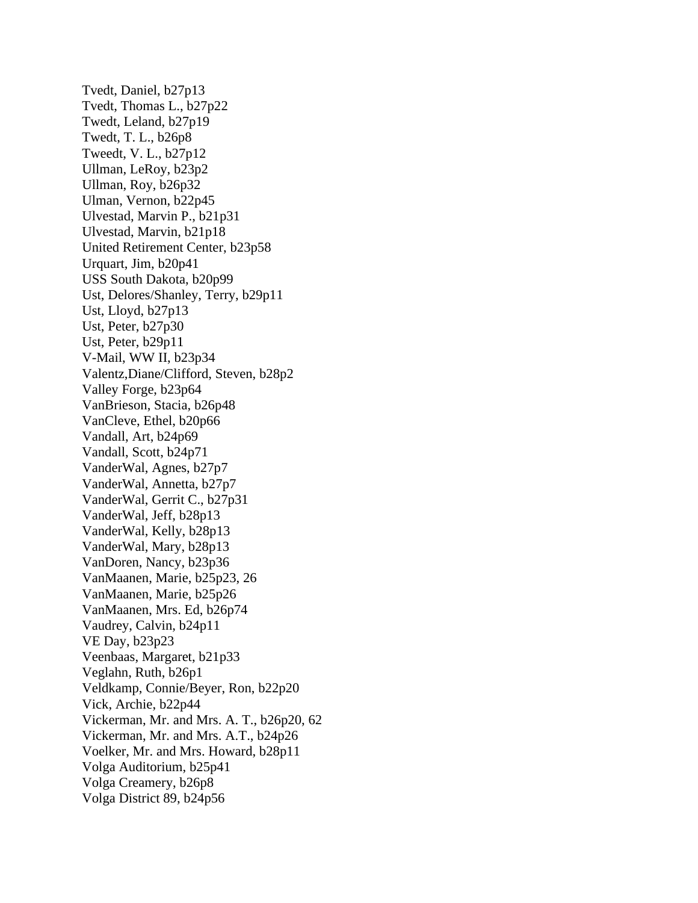Tvedt, Daniel, b27p13
Tvedt, Thomas L., b27p22
Twedt, Leland, b27p19
Twedt, T. L., b26p8
Tweedt, V. L., b27p12
Ullman, LeRoy, b23p2
Ullman, Roy, b26p32
Ulman, Vernon, b22p45
Ulvestad, Marvin P., b21p31
Ulvestad, Marvin, b21p18
United Retirement Center, b23p58
Urquart, Jim, b20p41
USS South Dakota, b20p99
Ust, Delores/Shanley, Terry, b29p11
Ust, Lloyd, b27p13
Ust, Peter, b27p30
Ust, Peter, b29p11
V-Mail, WW II, b23p34
Valentz,Diane/Clifford, Steven, b28p2
Valley Forge, b23p64
VanBrieson, Stacia, b26p48
VanCleve, Ethel, b20p66
Vandall, Art, b24p69
Vandall, Scott, b24p71
VanderWal, Agnes, b27p7
VanderWal, Annetta, b27p7
VanderWal, Gerrit C., b27p31
VanderWal, Jeff, b28p13
VanderWal, Kelly, b28p13
VanderWal, Mary, b28p13
VanDoren, Nancy, b23p36
VanMaanen, Marie, b25p23, 26
VanMaanen, Marie, b25p26
VanMaanen, Mrs. Ed, b26p74
Vaudrey, Calvin, b24p11
VE Day, b23p23
Veenbaas, Margaret, b21p33
Veglahn, Ruth, b26p1
Veldkamp, Connie/Beyer, Ron, b22p20
Vick, Archie, b22p44
Vickerman, Mr. and Mrs. A. T., b26p20, 62
Vickerman, Mr. and Mrs. A.T., b24p26
Voelker, Mr. and Mrs. Howard, b28p11
Volga Auditorium, b25p41
Volga Creamery, b26p8
Volga District 89, b24p56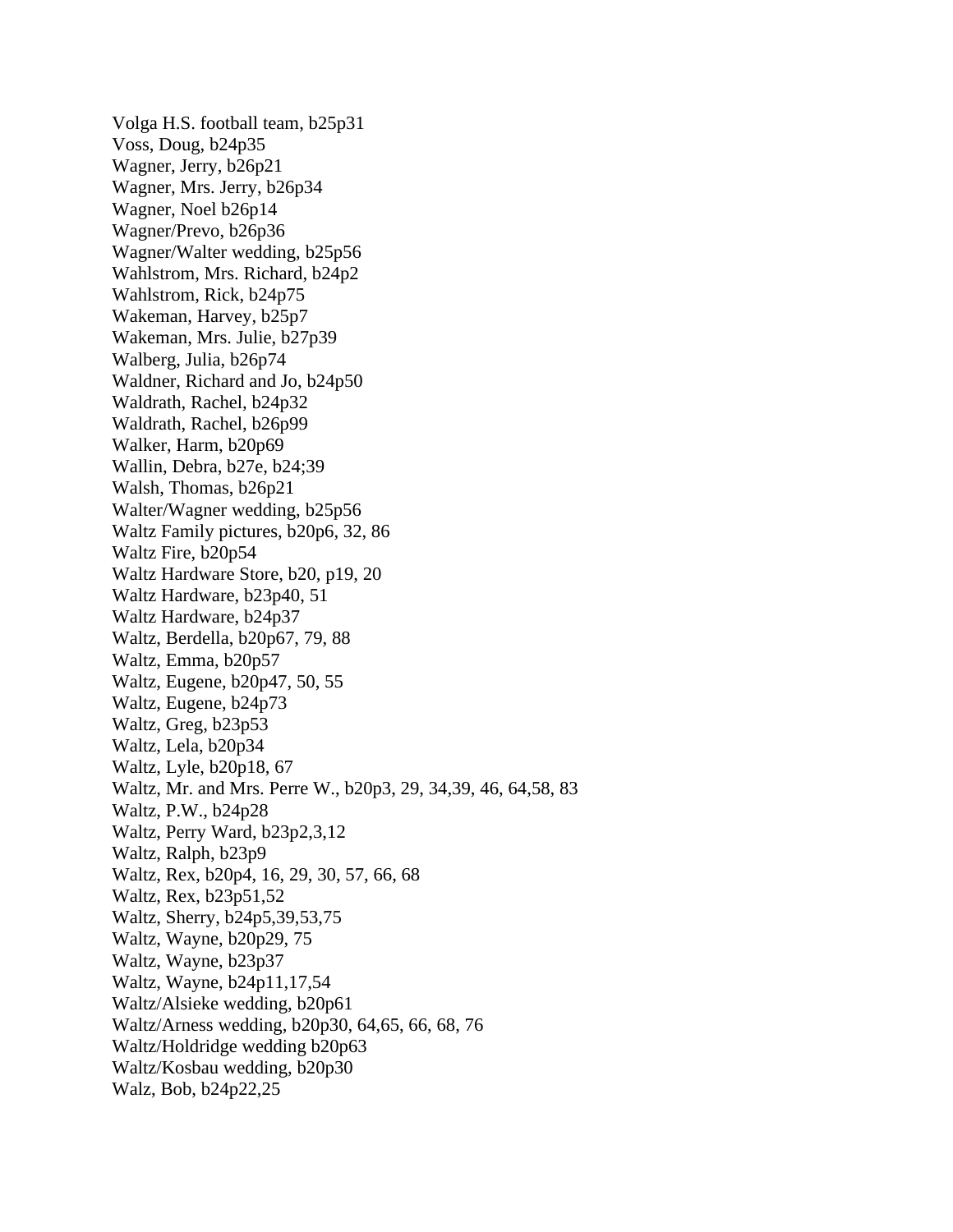Volga H.S. football team, b25p31
Voss, Doug, b24p35
Wagner, Jerry, b26p21
Wagner, Mrs. Jerry, b26p34
Wagner, Noel b26p14
Wagner/Prevo, b26p36
Wagner/Walter wedding, b25p56
Wahlstrom, Mrs. Richard, b24p2
Wahlstrom, Rick, b24p75
Wakeman, Harvey, b25p7
Wakeman, Mrs. Julie, b27p39
Walberg, Julia, b26p74
Waldner, Richard and Jo, b24p50
Waldrath, Rachel, b24p32
Waldrath, Rachel, b26p99
Walker, Harm, b20p69
Wallin, Debra, b27e, b24;39
Walsh, Thomas, b26p21
Walter/Wagner wedding, b25p56
Waltz Family pictures, b20p6, 32, 86
Waltz Fire, b20p54
Waltz Hardware Store, b20, p19, 20
Waltz Hardware, b23p40, 51
Waltz Hardware, b24p37
Waltz, Berdella, b20p67, 79, 88
Waltz, Emma, b20p57
Waltz, Eugene, b20p47, 50, 55
Waltz, Eugene, b24p73
Waltz, Greg, b23p53
Waltz, Lela, b20p34
Waltz, Lyle, b20p18, 67
Waltz, Mr. and Mrs. Perre W., b20p3, 29, 34,39, 46, 64,58, 83
Waltz, P.W., b24p28
Waltz, Perry Ward, b23p2,3,12
Waltz, Ralph, b23p9
Waltz, Rex, b20p4, 16, 29, 30, 57, 66, 68
Waltz, Rex, b23p51,52
Waltz, Sherry, b24p5,39,53,75
Waltz, Wayne, b20p29, 75
Waltz, Wayne, b23p37
Waltz, Wayne, b24p11,17,54
Waltz/Alsieke wedding, b20p61
Waltz/Arness wedding, b20p30, 64,65, 66, 68, 76
Waltz/Holdridge wedding b20p63
Waltz/Kosbau wedding, b20p30
Walz, Bob, b24p22,25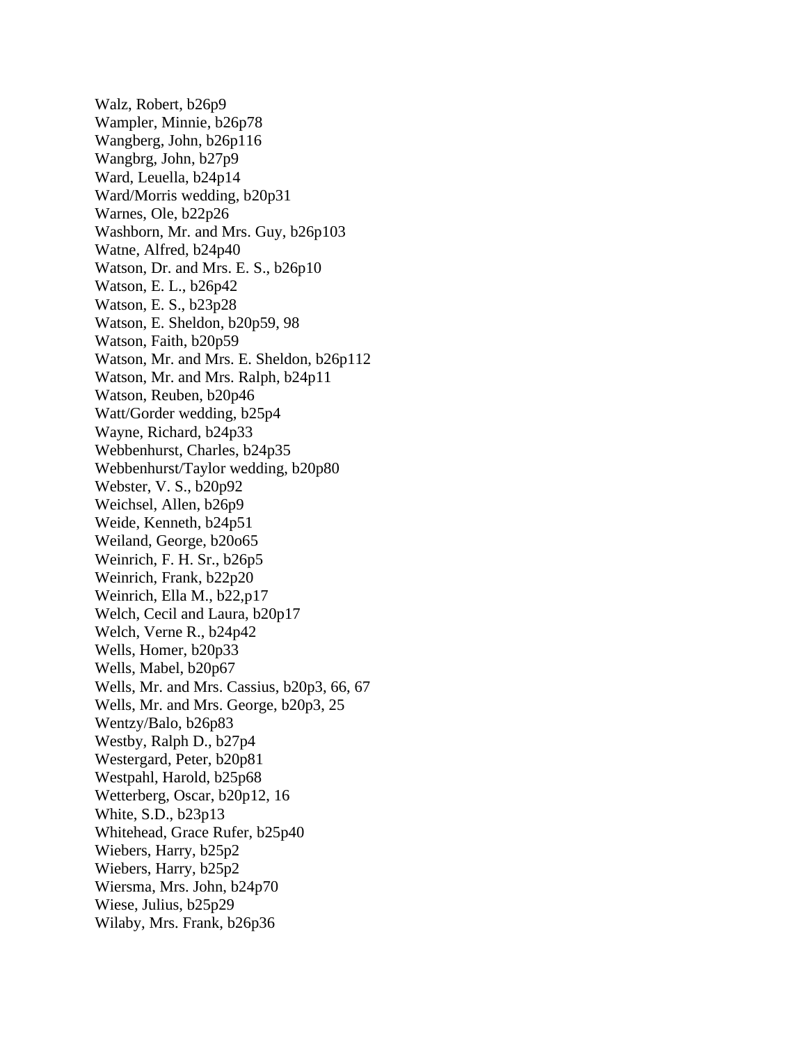Walz, Robert, b26p9
Wampler, Minnie, b26p78
Wangberg, John, b26p116
Wangbrg, John, b27p9
Ward, Leuella, b24p14
Ward/Morris wedding, b20p31
Warnes, Ole, b22p26
Washborn, Mr. and Mrs. Guy, b26p103
Watne, Alfred, b24p40
Watson, Dr. and Mrs. E. S., b26p10
Watson, E. L., b26p42
Watson, E. S., b23p28
Watson, E. Sheldon, b20p59, 98
Watson, Faith, b20p59
Watson, Mr. and Mrs. E. Sheldon, b26p112
Watson, Mr. and Mrs. Ralph, b24p11
Watson, Reuben, b20p46
Watt/Gorder wedding, b25p4
Wayne, Richard, b24p33
Webbenhurst, Charles, b24p35
Webbenhurst/Taylor wedding, b20p80
Webster, V. S., b20p92
Weichsel, Allen, b26p9
Weide, Kenneth, b24p51
Weiland, George, b20o65
Weinrich, F. H. Sr., b26p5
Weinrich, Frank, b22p20
Weinrich, Ella M., b22,p17
Welch, Cecil and Laura, b20p17
Welch, Verne R., b24p42
Wells, Homer, b20p33
Wells, Mabel, b20p67
Wells, Mr. and Mrs. Cassius, b20p3, 66, 67
Wells, Mr. and Mrs. George, b20p3, 25
Wentzy/Balo, b26p83
Westby, Ralph D., b27p4
Westergard, Peter, b20p81
Westpahl, Harold, b25p68
Wetterberg, Oscar, b20p12, 16
White, S.D., b23p13
Whitehead, Grace Rufer, b25p40
Wiebers, Harry, b25p2
Wiebers, Harry, b25p2
Wiersma, Mrs. John, b24p70
Wiese, Julius, b25p29
Wilaby, Mrs. Frank, b26p36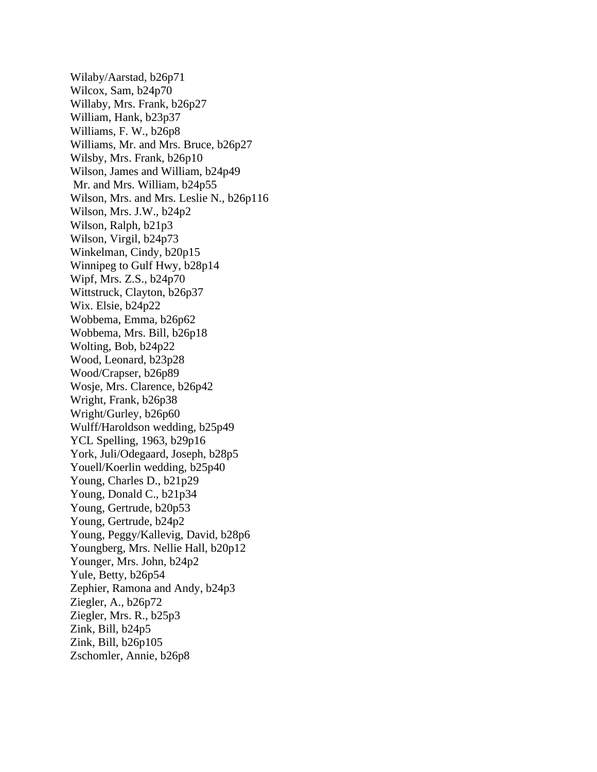Wilaby/Aarstad, b26p71  
Wilcox, Sam, b24p70  
Willaby, Mrs. Frank, b26p27  
William, Hank, b23p37  
Williams, F. W., b26p8  
Williams, Mr. and Mrs. Bruce, b26p27  
Wilsby, Mrs. Frank, b26p10  
Wilson, James and William, b24p49  
 Mr. and Mrs. William, b24p55  
Wilson, Mrs. and Mrs. Leslie N., b26p116  
Wilson, Mrs. J.W., b24p2  
Wilson, Ralph, b21p3  
Wilson, Virgil, b24p73  
Winkelman, Cindy, b20p15  
Winnipeg to Gulf Hwy, b28p14  
Wipf, Mrs. Z.S., b24p70  
Wittstruck, Clayton, b26p37  
Wix. Elsie, b24p22  
Wobbema, Emma, b26p62  
Wobbema, Mrs. Bill, b26p18  
Wolting, Bob, b24p22  
Wood, Leonard, b23p28  
Wood/Crapser, b26p89  
Wosje, Mrs. Clarence, b26p42  
Wright, Frank, b26p38  
Wright/Gurley, b26p60  
Wulff/Haroldson wedding, b25p49  
YCL Spelling, 1963, b29p16  
York, Juli/Odegaard, Joseph, b28p5  
Youell/Koerlin wedding, b25p40  
Young, Charles D., b21p29  
Young, Donald C., b21p34  
Young, Gertrude, b20p53  
Young, Gertrude, b24p2  
Young, Peggy/Kallevig, David, b28p6  
Youngberg, Mrs. Nellie Hall, b20p12  
Younger, Mrs. John, b24p2  
Yule, Betty, b26p54  
Zephier, Ramona and Andy, b24p3  
Ziegler, A., b26p72  
Ziegler, Mrs. R., b25p3  
Zink, Bill, b24p5  
Zink, Bill, b26p105  
Zschomler, Annie, b26p8